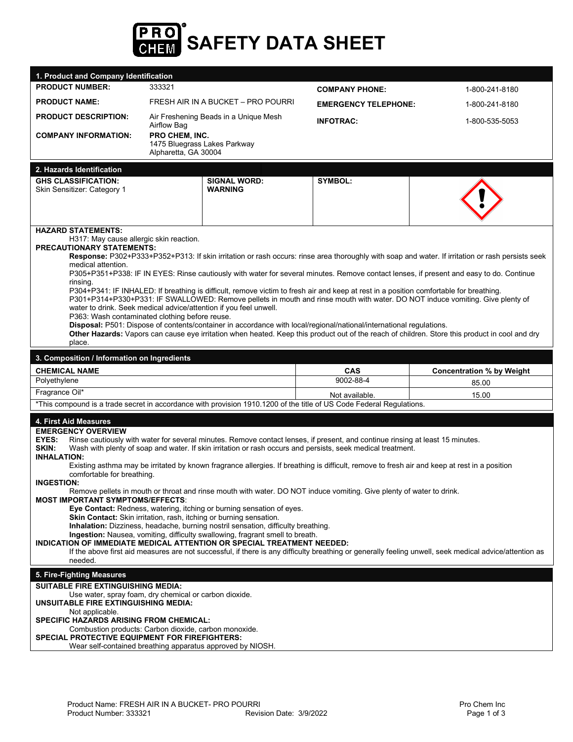# SAFETY DATA SHEET

## 1. Product and Company Identification

| | | | |
|---|---|---|---|
| **PRODUCT NUMBER:** | 333321 | **COMPANY PHONE:** | 1-800-241-8180 |
| **PRODUCT NAME:** | FRESH AIR IN A BUCKET – PRO POURRI | **EMERGENCY TELEPHONE:** | 1-800-241-8180 |
| **PRODUCT DESCRIPTION:** | Air Freshening Beads in a Unique Mesh Airflow Bag | **INFOTRAC:** | 1-800-535-5053 |
| **COMPANY INFORMATION:** | **PRO CHEM, INC.** 1475 Bluegrass Lakes Parkway Alpharetta, GA 30004 | | |

## 2. Hazards Identification

| **GHS CLASSIFICATION:** | **SIGNAL WORD:** | **SYMBOL:** |
|---|---|---|
| Skin Sensitizer: Category 1 | **WARNING** | |

**HAZARD STATEMENTS:**

H317: May cause allergic skin reaction.

**PRECAUTIONARY STATEMENTS:**

**Response:** P302+P333+P352+P313: If skin irritation or rash occurs: rinse area thoroughly with soap and water. If irritation or rash persists seek medical attention.

P305+P351+P338: IF IN EYES: Rinse cautiously with water for several minutes. Remove contact lenses, if present and easy to do. Continue rinsing.

P304+P341: IF INHALED: If breathing is difficult, remove victim to fresh air and keep at rest in a position comfortable for breathing.

P301+P314+P330+P331: IF SWALLOWED: Remove pellets in mouth and rinse mouth with water. DO NOT induce vomiting. Give plenty of water to drink. Seek medical advice/attention if you feel unwell.

P363: Wash contaminated clothing before reuse.

**Disposal:** P501: Dispose of contents/container in accordance with local/regional/national/international regulations.

**Other Hazards:** Vapors can cause eye irritation when heated. Keep this product out of the reach of children. Store this product in cool and dry place.

## 3. Composition / Information on Ingredients

| CHEMICAL NAME | CAS | Concentration % by Weight |
|---|---|---|
| Polyethylene | 9002-88-4 | 85.00 |
| Fragrance Oil* | Not available. | 15.00 |

*This compound is a trade secret in accordance with provision 1910.1200 of the title of US Code Federal Regulations.

## 4. First Aid Measures

**EMERGENCY OVERVIEW**

**EYES:** Rinse cautiously with water for several minutes. Remove contact lenses, if present, and continue rinsing at least 15 minutes.

**SKIN:** Wash with plenty of soap and water. If skin irritation or rash occurs and persists, seek medical treatment.

**INHALATION:**

Existing asthma may be irritated by known fragrance allergies. If breathing is difficult, remove to fresh air and keep at rest in a position comfortable for breathing.

**INGESTION:**

Remove pellets in mouth or throat and rinse mouth with water. DO NOT induce vomiting. Give plenty of water to drink.

**MOST IMPORTANT SYMPTOMS/EFFECTS:**

**Eye Contact:** Redness, watering, itching or burning sensation of eyes.

**Skin Contact:** Skin irritation, rash, itching or burning sensation.

**Inhalation:** Dizziness, headache, burning nostril sensation, difficulty breathing.

**Ingestion:** Nausea, vomiting, difficulty swallowing, fragrant smell to breath.

**INDICATION OF IMMEDIATE MEDICAL ATTENTION OR SPECIAL TREATMENT NEEDED:**

If the above first aid measures are not successful, if there is any difficulty breathing or generally feeling unwell, seek medical advice/attention as needed.

## 5. Fire-Fighting Measures

**SUITABLE FIRE EXTINGUISHING MEDIA:**

Use water, spray foam, dry chemical or carbon dioxide.

**UNSUITABLE FIRE EXTINGUISHING MEDIA:**

Not applicable.

**SPECIFIC HAZARDS ARISING FROM CHEMICAL:**

Combustion products: Carbon dioxide, carbon monoxide.

**SPECIAL PROTECTIVE EQUIPMENT FOR FIREFIGHTERS:**

Wear self-contained breathing apparatus approved by NIOSH.

Product Name: FRESH AIR IN A BUCKET- PRO POURRI
Product Number: 333321 Revision Date: 3/9/2022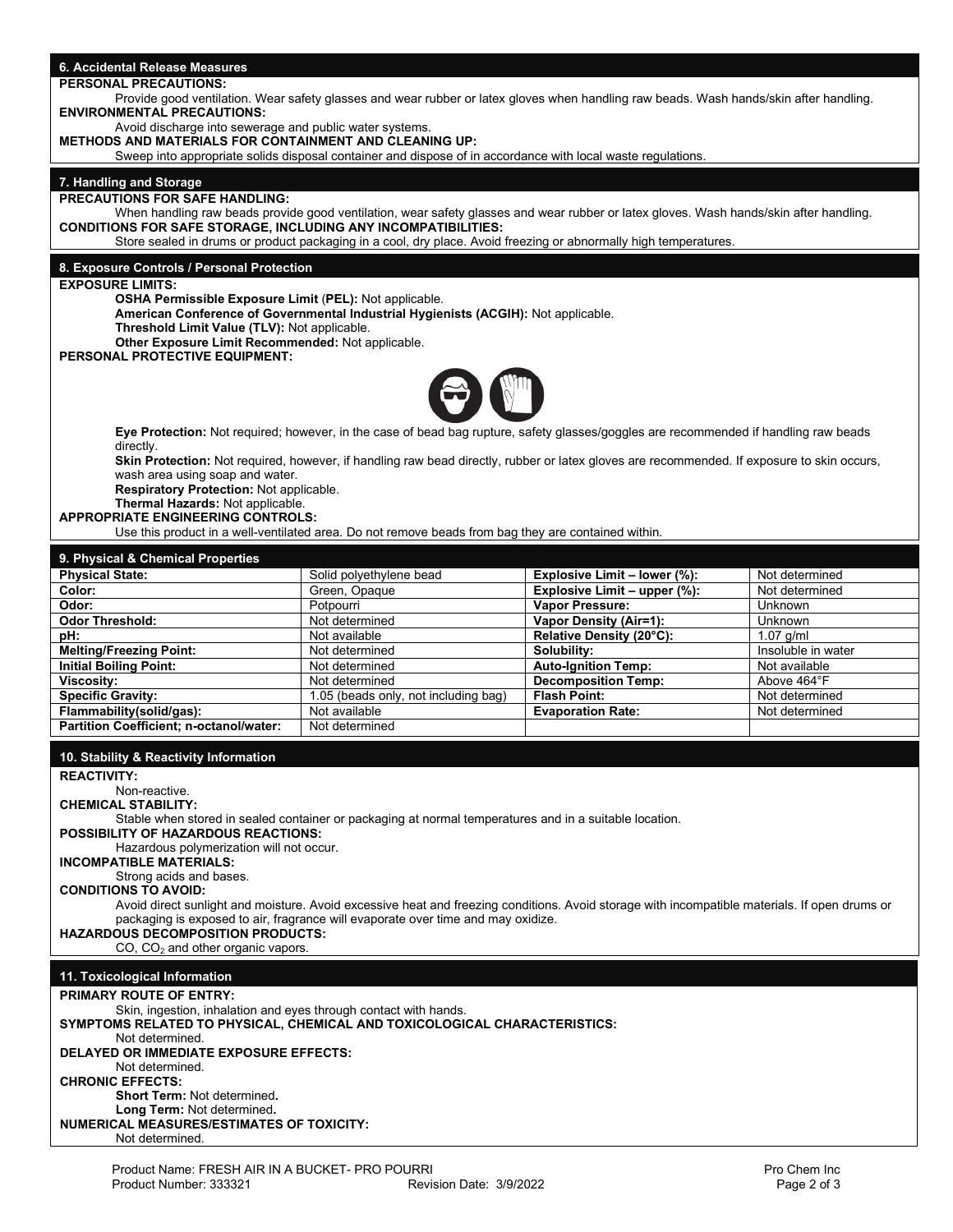## 6. Accidental Release Measures

**PERSONAL PRECAUTIONS:**

Provide good ventilation. Wear safety glasses and wear rubber or latex gloves when handling raw beads. Wash hands/skin after handling.

**ENVIRONMENTAL PRECAUTIONS:**

Avoid discharge into sewerage and public water systems.

**METHODS AND MATERIALS FOR CONTAINMENT AND CLEANING UP:**

Sweep into appropriate solids disposal container and dispose of in accordance with local waste regulations.

## 7. Handling and Storage

**PRECAUTIONS FOR SAFE HANDLING:**

When handling raw beads provide good ventilation, wear safety glasses and wear rubber or latex gloves. Wash hands/skin after handling.

**CONDITIONS FOR SAFE STORAGE, INCLUDING ANY INCOMPATIBILITIES:**

Store sealed in drums or product packaging in a cool, dry place. Avoid freezing or abnormally high temperatures.

## 8. Exposure Controls / Personal Protection

**EXPOSURE LIMITS:**

**OSHA Permissible Exposure Limit (PEL):** Not applicable.
**American Conference of Governmental Industrial Hygienists (ACGIH):** Not applicable.
**Threshold Limit Value (TLV):** Not applicable.
**Other Exposure Limit Recommended:** Not applicable.

**PERSONAL PROTECTIVE EQUIPMENT:**

**Eye Protection:** Not required; however, in the case of bead bag rupture, safety glasses/goggles are recommended if handling raw beads directly.
**Skin Protection:** Not required, however, if handling raw bead directly, rubber or latex gloves are recommended. If exposure to skin occurs, wash area using soap and water.
**Respiratory Protection:** Not applicable.
**Thermal Hazards:** Not applicable.

**APPROPRIATE ENGINEERING CONTROLS:**

Use this product in a well-ventilated area. Do not remove beads from bag they are contained within.

## 9. Physical & Chemical Properties

| | | | |
|---|---|---|---|
| **Physical State:** | Solid polyethylene bead | **Explosive Limit – lower (%):** | Not determined |
| **Color:** | Green, Opaque | **Explosive Limit – upper (%):** | Not determined |
| **Odor:** | Potpourri | **Vapor Pressure:** | Unknown |
| **Odor Threshold:** | Not determined | **Vapor Density (Air=1):** | Unknown |
| **pH:** | Not available | **Relative Density (20°C):** | 1.07 g/ml |
| **Melting/Freezing Point:** | Not determined | **Solubility:** | Insoluble in water |
| **Initial Boiling Point:** | Not determined | **Auto-Ignition Temp:** | Not available |
| **Viscosity:** | Not determined | **Decomposition Temp:** | Above 464°F |
| **Specific Gravity:** | 1.05 (beads only, not including bag) | **Flash Point:** | Not determined |
| **Flammability(solid/gas):** | Not available | **Evaporation Rate:** | Not determined |
| **Partition Coefficient; n-octanol/water:** | Not determined | | |

## 10. Stability & Reactivity Information

**REACTIVITY:**

Non-reactive.

**CHEMICAL STABILITY:**

Stable when stored in sealed container or packaging at normal temperatures and in a suitable location.

**POSSIBILITY OF HAZARDOUS REACTIONS:**

Hazardous polymerization will not occur.

**INCOMPATIBLE MATERIALS:**

Strong acids and bases.

**CONDITIONS TO AVOID:**

Avoid direct sunlight and moisture. Avoid excessive heat and freezing conditions. Avoid storage with incompatible materials. If open drums or packaging is exposed to air, fragrance will evaporate over time and may oxidize.

**HAZARDOUS DECOMPOSITION PRODUCTS:**

CO, $CO_2$ and other organic vapors.

## 11. Toxicological Information

**PRIMARY ROUTE OF ENTRY:**

Skin, ingestion, inhalation and eyes through contact with hands.

**SYMPTOMS RELATED TO PHYSICAL, CHEMICAL AND TOXICOLOGICAL CHARACTERISTICS:**

Not determined.

**DELAYED OR IMMEDIATE EXPOSURE EFFECTS:**

Not determined.

**CHRONIC EFFECTS:**

**Short Term:** Not determined**.**
**Long Term:** Not determined**.**

**NUMERICAL MEASURES/ESTIMATES OF TOXICITY:**

Not determined.

Product Name: FRESH AIR IN A BUCKET- PRO POURRI
Product Number: 333321 Revision Date: 3/9/2022
Pro Chem Inc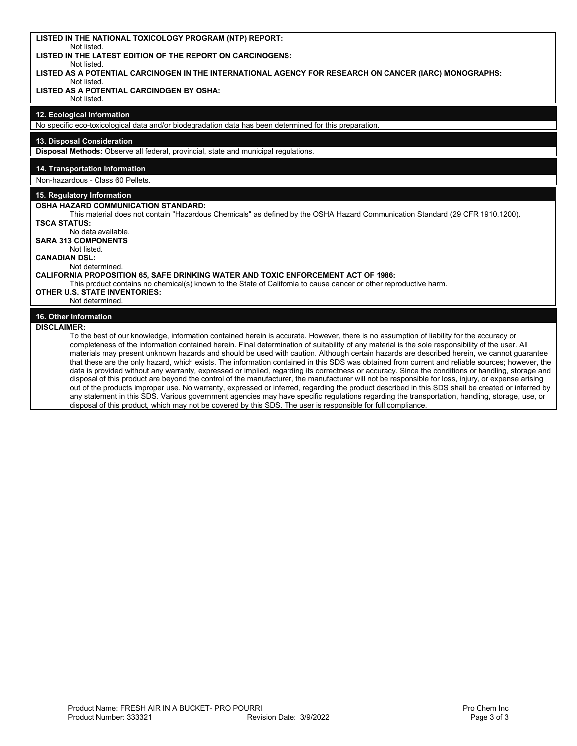**LISTED IN THE NATIONAL TOXICOLOGY PROGRAM (NTP) REPORT:**
Not listed.
**LISTED IN THE LATEST EDITION OF THE REPORT ON CARCINOGENS:**
Not listed.
**LISTED AS A POTENTIAL CARCINOGEN IN THE INTERNATIONAL AGENCY FOR RESEARCH ON CANCER (IARC) MONOGRAPHS:**
Not listed.
**LISTED AS A POTENTIAL CARCINOGEN BY OSHA:**
Not listed.

## 12. Ecological Information

No specific eco-toxicological data and/or biodegradation data has been determined for this preparation.

## 13. Disposal Consideration

**Disposal Methods:** Observe all federal, provincial, state and municipal regulations.

## 14. Transportation Information

Non-hazardous - Class 60 Pellets.

## 15. Regulatory Information

**OSHA HAZARD COMMUNICATION STANDARD:**
This material does not contain "Hazardous Chemicals" as defined by the OSHA Hazard Communication Standard (29 CFR 1910.1200).
**TSCA STATUS:**
No data available.
**SARA 313 COMPONENTS**
Not listed.
**CANADIAN DSL:**
Not determined.
**CALIFORNIA PROPOSITION 65, SAFE DRINKING WATER AND TOXIC ENFORCEMENT ACT OF 1986:**
This product contains no chemical(s) known to the State of California to cause cancer or other reproductive harm.
**OTHER U.S. STATE INVENTORIES:**
Not determined.

## 16. Other Information

**DISCLAIMER:**
To the best of our knowledge, information contained herein is accurate. However, there is no assumption of liability for the accuracy or completeness of the information contained herein. Final determination of suitability of any material is the sole responsibility of the user. All materials may present unknown hazards and should be used with caution. Although certain hazards are described herein, we cannot guarantee that these are the only hazard, which exists. The information contained in this SDS was obtained from current and reliable sources; however, the data is provided without any warranty, expressed or implied, regarding its correctness or accuracy. Since the conditions or handling, storage and disposal of this product are beyond the control of the manufacturer, the manufacturer will not be responsible for loss, injury, or expense arising out of the products improper use. No warranty, expressed or inferred, regarding the product described in this SDS shall be created or inferred by any statement in this SDS. Various government agencies may have specific regulations regarding the transportation, handling, storage, use, or disposal of this product, which may not be covered by this SDS. The user is responsible for full compliance.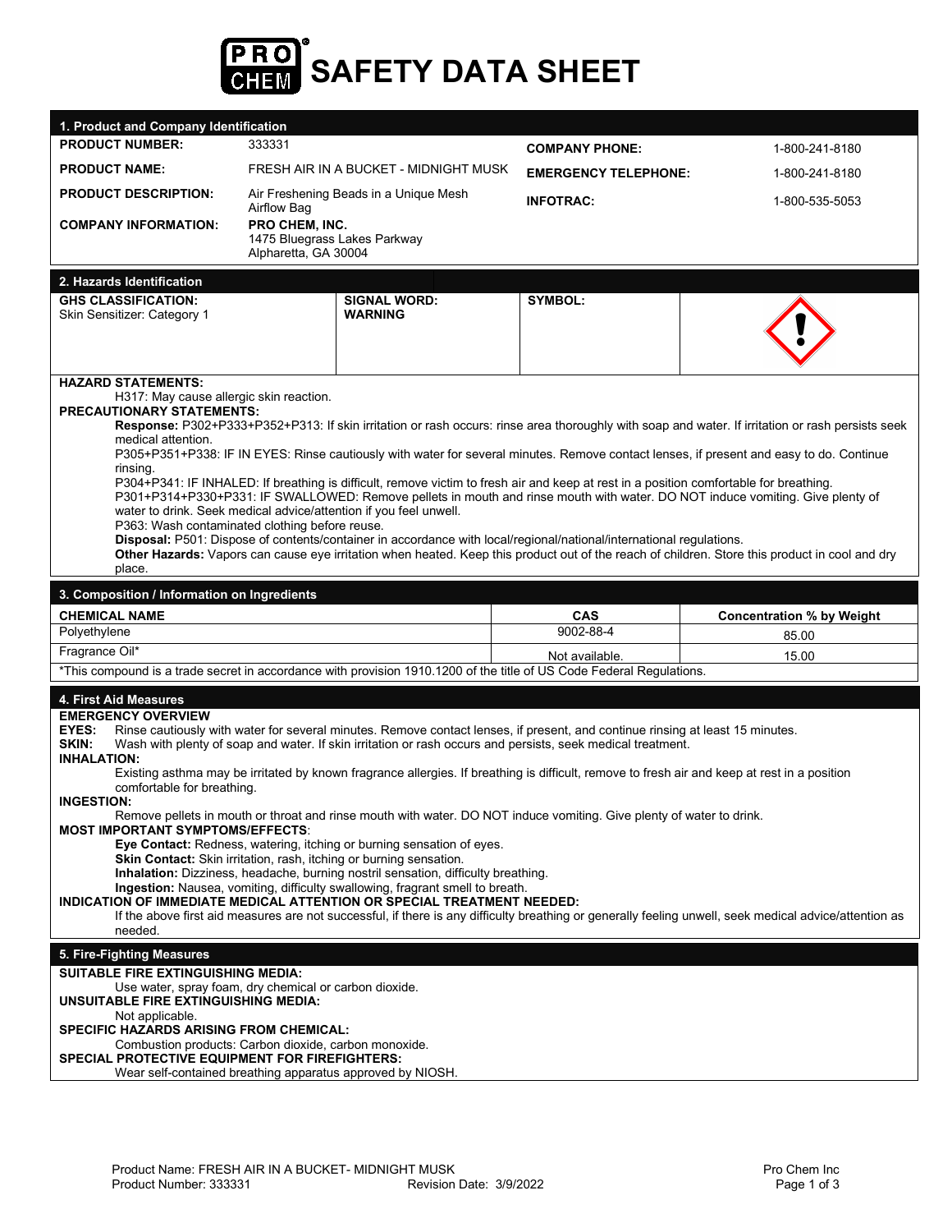# PRO CHEM SAFETY DATA SHEET

## 1. Product and Company Identification

| | | | |
|---|---|---|---|
| **PRODUCT NUMBER:** | 333331 | **COMPANY PHONE:** | 1-800-241-8180 |
| **PRODUCT NAME:** | FRESH AIR IN A BUCKET - MIDNIGHT MUSK | **EMERGENCY TELEPHONE:** | 1-800-241-8180 |
| **PRODUCT DESCRIPTION:** | Air Freshening Beads in a Unique Mesh Airflow Bag | **INFOTRAC:** | 1-800-535-5053 |
| **COMPANY INFORMATION:** | **PRO CHEM, INC.** 1475 Bluegrass Lakes Parkway Alpharetta, GA 30004 | | |

## 2. Hazards Identification

| **GHS CLASSIFICATION:** | **SIGNAL WORD:** | **SYMBOL:** |
|---|---|---|
| Skin Sensitizer: Category 1 | **WARNING** | |

**HAZARD STATEMENTS:**

H317: May cause allergic skin reaction.

**PRECAUTIONARY STATEMENTS:**

**Response:** P302+P333+P352+P313: If skin irritation or rash occurs: rinse area thoroughly with soap and water. If irritation or rash persists seek medical attention.

P305+P351+P338: IF IN EYES: Rinse cautiously with water for several minutes. Remove contact lenses, if present and easy to do. Continue rinsing.

P304+P341: IF INHALED: If breathing is difficult, remove victim to fresh air and keep at rest in a position comfortable for breathing.

P301+P314+P330+P331: IF SWALLOWED: Remove pellets in mouth and rinse mouth with water. DO NOT induce vomiting. Give plenty of water to drink. Seek medical advice/attention if you feel unwell.

P363: Wash contaminated clothing before reuse.

**Disposal:** P501: Dispose of contents/container in accordance with local/regional/national/international regulations.

**Other Hazards:** Vapors can cause eye irritation when heated. Keep this product out of the reach of children. Store this product in cool and dry place.

## 3. Composition / Information on Ingredients

| CHEMICAL NAME | CAS | Concentration % by Weight |
|---|---|---|
| Polyethylene | 9002-88-4 | 85.00 |
| Fragrance Oil* | Not available. | 15.00 |

*This compound is a trade secret in accordance with provision 1910.1200 of the title of US Code Federal Regulations.

## 4. First Aid Measures

**EMERGENCY OVERVIEW**

**EYES:** Rinse cautiously with water for several minutes. Remove contact lenses, if present, and continue rinsing at least 15 minutes.

**SKIN:** Wash with plenty of soap and water. If skin irritation or rash occurs and persists, seek medical treatment.

**INHALATION:**

Existing asthma may be irritated by known fragrance allergies. If breathing is difficult, remove to fresh air and keep at rest in a position comfortable for breathing.

**INGESTION:**

Remove pellets in mouth or throat and rinse mouth with water. DO NOT induce vomiting. Give plenty of water to drink.

**MOST IMPORTANT SYMPTOMS/EFFECTS:**

**Eye Contact:** Redness, watering, itching or burning sensation of eyes.

**Skin Contact:** Skin irritation, rash, itching or burning sensation.

**Inhalation:** Dizziness, headache, burning nostril sensation, difficulty breathing.

**Ingestion:** Nausea, vomiting, difficulty swallowing, fragrant smell to breath.

**INDICATION OF IMMEDIATE MEDICAL ATTENTION OR SPECIAL TREATMENT NEEDED:**

If the above first aid measures are not successful, if there is any difficulty breathing or generally feeling unwell, seek medical advice/attention as needed.

## 5. Fire-Fighting Measures

**SUITABLE FIRE EXTINGUISHING MEDIA:**

Use water, spray foam, dry chemical or carbon dioxide.

**UNSUITABLE FIRE EXTINGUISHING MEDIA:**

Not applicable.

**SPECIFIC HAZARDS ARISING FROM CHEMICAL:**

Combustion products: Carbon dioxide, carbon monoxide.

**SPECIAL PROTECTIVE EQUIPMENT FOR FIREFIGHTERS:**

Wear self-contained breathing apparatus approved by NIOSH.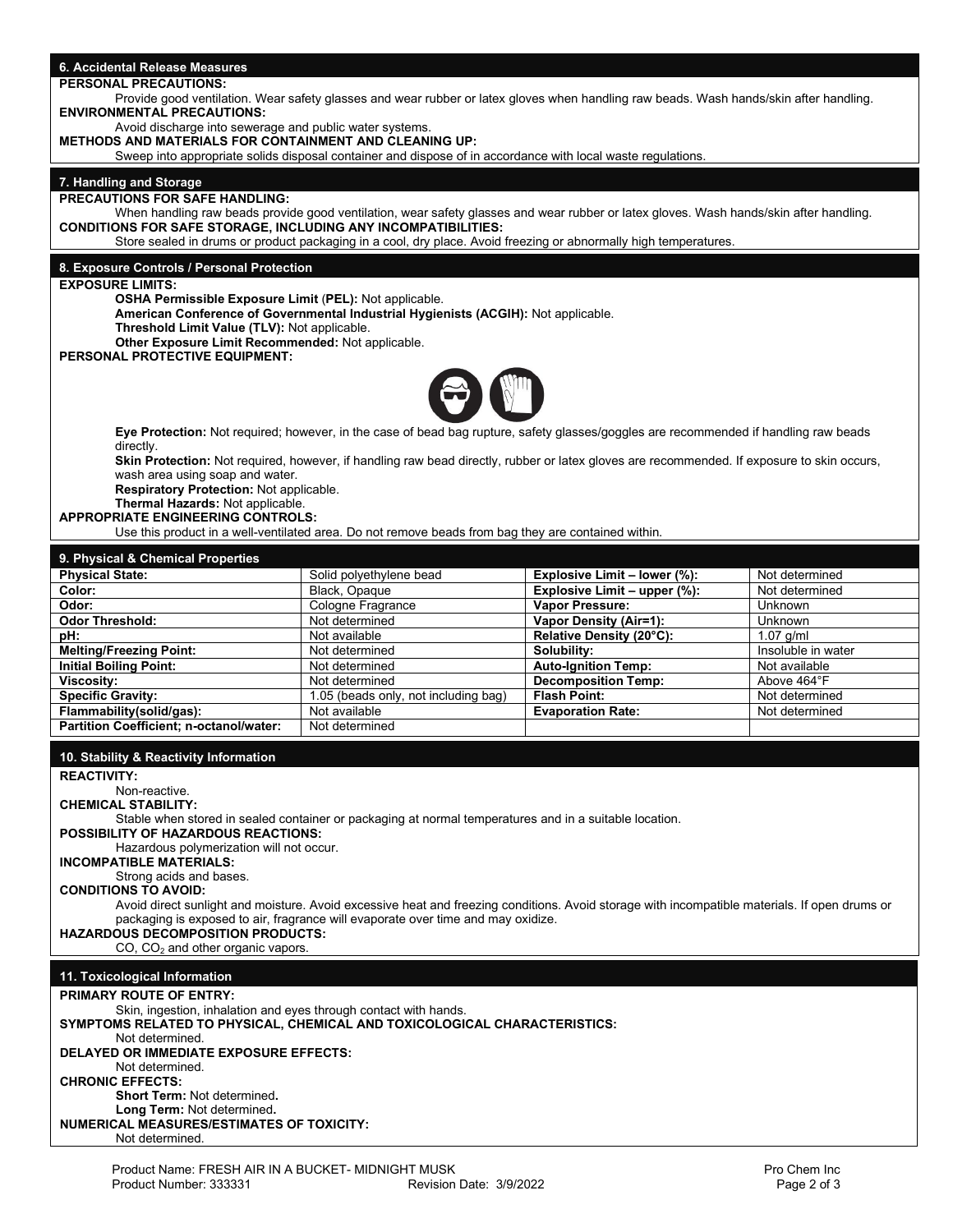## 6. Accidental Release Measures

**PERSONAL PRECAUTIONS:**

Provide good ventilation. Wear safety glasses and wear rubber or latex gloves when handling raw beads. Wash hands/skin after handling.

**ENVIRONMENTAL PRECAUTIONS:**

Avoid discharge into sewerage and public water systems.

**METHODS AND MATERIALS FOR CONTAINMENT AND CLEANING UP:**

Sweep into appropriate solids disposal container and dispose of in accordance with local waste regulations.

## 7. Handling and Storage

**PRECAUTIONS FOR SAFE HANDLING:**

When handling raw beads provide good ventilation, wear safety glasses and wear rubber or latex gloves. Wash hands/skin after handling.

**CONDITIONS FOR SAFE STORAGE, INCLUDING ANY INCOMPATIBILITIES:**

Store sealed in drums or product packaging in a cool, dry place. Avoid freezing or abnormally high temperatures.

## 8. Exposure Controls / Personal Protection

**EXPOSURE LIMITS:**

**OSHA Permissible Exposure Limit (PEL):** Not applicable.
**American Conference of Governmental Industrial Hygienists (ACGIH):** Not applicable.
**Threshold Limit Value (TLV):** Not applicable.
**Other Exposure Limit Recommended:** Not applicable.

**PERSONAL PROTECTIVE EQUIPMENT:**

**Eye Protection:** Not required; however, in the case of bead bag rupture, safety glasses/goggles are recommended if handling raw beads directly.
**Skin Protection:** Not required, however, if handling raw bead directly, rubber or latex gloves are recommended. If exposure to skin occurs, wash area using soap and water.
**Respiratory Protection:** Not applicable.
**Thermal Hazards:** Not applicable.

**APPROPRIATE ENGINEERING CONTROLS:**

Use this product in a well-ventilated area. Do not remove beads from bag they are contained within.

## 9. Physical & Chemical Properties

| | | | |
|---|---|---|---|
| **Physical State:** | Solid polyethylene bead | **Explosive Limit – lower (%):** | Not determined |
| **Color:** | Black, Opaque | **Explosive Limit – upper (%):** | Not determined |
| **Odor:** | Cologne Fragrance | **Vapor Pressure:** | Unknown |
| **Odor Threshold:** | Not determined | **Vapor Density (Air=1):** | Unknown |
| **pH:** | Not available | **Relative Density (20°C):** | 1.07 g/ml |
| **Melting/Freezing Point:** | Not determined | **Solubility:** | Insoluble in water |
| **Initial Boiling Point:** | Not determined | **Auto-Ignition Temp:** | Not available |
| **Viscosity:** | Not determined | **Decomposition Temp:** | Above 464°F |
| **Specific Gravity:** | 1.05 (beads only, not including bag) | **Flash Point:** | Not determined |
| **Flammability(solid/gas):** | Not available | **Evaporation Rate:** | Not determined |
| **Partition Coefficient; n-octanol/water:** | Not determined | | |

## 10. Stability & Reactivity Information

**REACTIVITY:**

Non-reactive.

**CHEMICAL STABILITY:**

Stable when stored in sealed container or packaging at normal temperatures and in a suitable location.

**POSSIBILITY OF HAZARDOUS REACTIONS:**

Hazardous polymerization will not occur.

**INCOMPATIBLE MATERIALS:**

Strong acids and bases.

**CONDITIONS TO AVOID:**

Avoid direct sunlight and moisture. Avoid excessive heat and freezing conditions. Avoid storage with incompatible materials. If open drums or packaging is exposed to air, fragrance will evaporate over time and may oxidize.

**HAZARDOUS DECOMPOSITION PRODUCTS:**

CO, $CO_2$ and other organic vapors.

## 11. Toxicological Information

**PRIMARY ROUTE OF ENTRY:**

Skin, ingestion, inhalation and eyes through contact with hands.

**SYMPTOMS RELATED TO PHYSICAL, CHEMICAL AND TOXICOLOGICAL CHARACTERISTICS:**

Not determined.

**DELAYED OR IMMEDIATE EXPOSURE EFFECTS:**

Not determined.

**CHRONIC EFFECTS:**

**Short Term:** Not determined.
**Long Term:** Not determined.

**NUMERICAL MEASURES/ESTIMATES OF TOXICITY:**

Not determined.

Product Name: FRESH AIR IN A BUCKET- MIDNIGHT MUSK
Product Number: 333331 Revision Date: 3/9/2022
Pro Chem Inc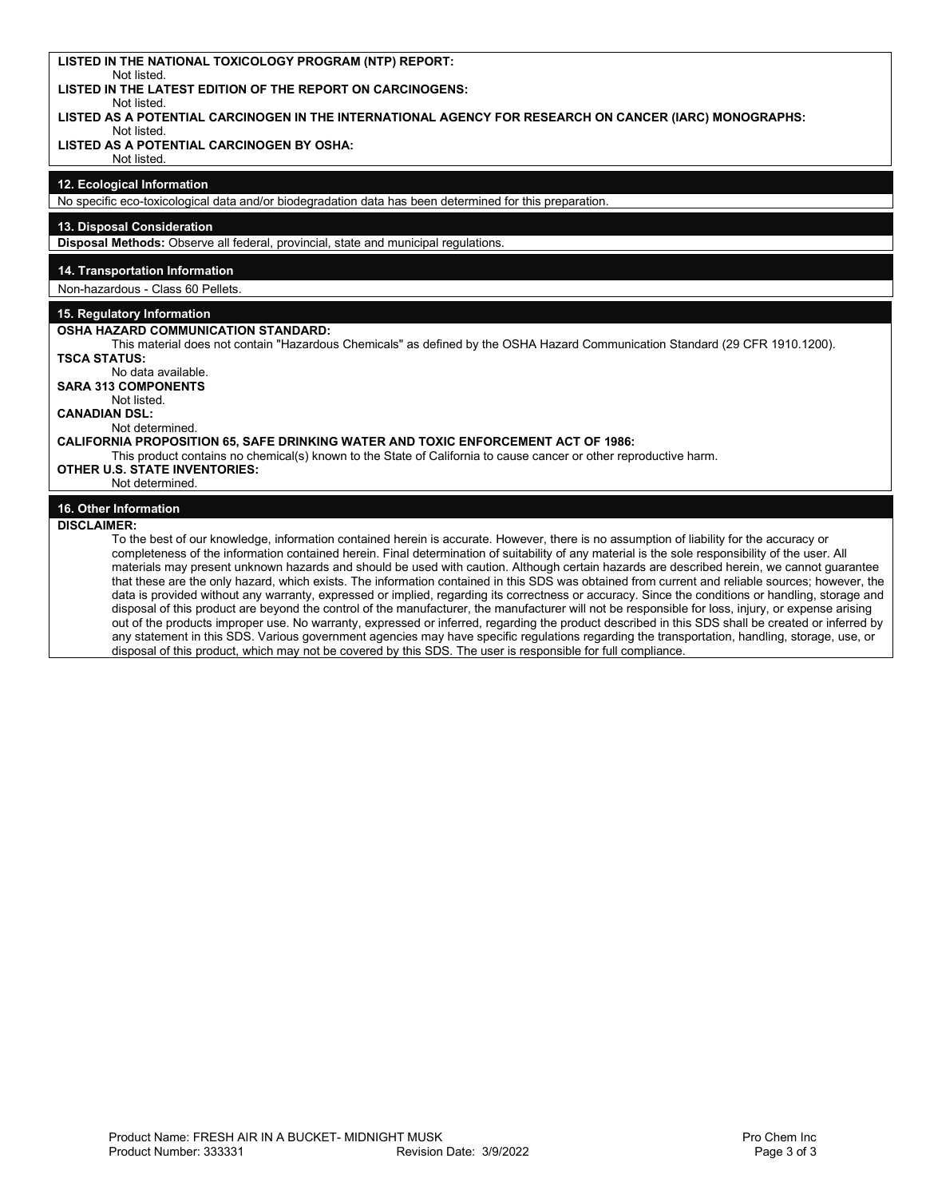**LISTED IN THE NATIONAL TOXICOLOGY PROGRAM (NTP) REPORT:**
Not listed.
**LISTED IN THE LATEST EDITION OF THE REPORT ON CARCINOGENS:**
Not listed.
**LISTED AS A POTENTIAL CARCINOGEN IN THE INTERNATIONAL AGENCY FOR RESEARCH ON CANCER (IARC) MONOGRAPHS:**
Not listed.
**LISTED AS A POTENTIAL CARCINOGEN BY OSHA:**
Not listed.

## 12. Ecological Information

No specific eco-toxicological data and/or biodegradation data has been determined for this preparation.

## 13. Disposal Consideration

**Disposal Methods:** Observe all federal, provincial, state and municipal regulations.

## 14. Transportation Information

Non-hazardous - Class 60 Pellets.

## 15. Regulatory Information

**OSHA HAZARD COMMUNICATION STANDARD:**
This material does not contain "Hazardous Chemicals" as defined by the OSHA Hazard Communication Standard (29 CFR 1910.1200).
**TSCA STATUS:**
No data available.
**SARA 313 COMPONENTS**
Not listed.
**CANADIAN DSL:**
Not determined.
**CALIFORNIA PROPOSITION 65, SAFE DRINKING WATER AND TOXIC ENFORCEMENT ACT OF 1986:**
This product contains no chemical(s) known to the State of California to cause cancer or other reproductive harm.
**OTHER U.S. STATE INVENTORIES:**
Not determined.

## 16. Other Information

**DISCLAIMER:**
To the best of our knowledge, information contained herein is accurate. However, there is no assumption of liability for the accuracy or completeness of the information contained herein. Final determination of suitability of any material is the sole responsibility of the user. All materials may present unknown hazards and should be used with caution. Although certain hazards are described herein, we cannot guarantee that these are the only hazard, which exists. The information contained in this SDS was obtained from current and reliable sources; however, the data is provided without any warranty, expressed or implied, regarding its correctness or accuracy. Since the conditions or handling, storage and disposal of this product are beyond the control of the manufacturer, the manufacturer will not be responsible for loss, injury, or expense arising out of the products improper use. No warranty, expressed or inferred, regarding the product described in this SDS shall be created or inferred by any statement in this SDS. Various government agencies may have specific regulations regarding the transportation, handling, storage, use, or disposal of this product, which may not be covered by this SDS. The user is responsible for full compliance.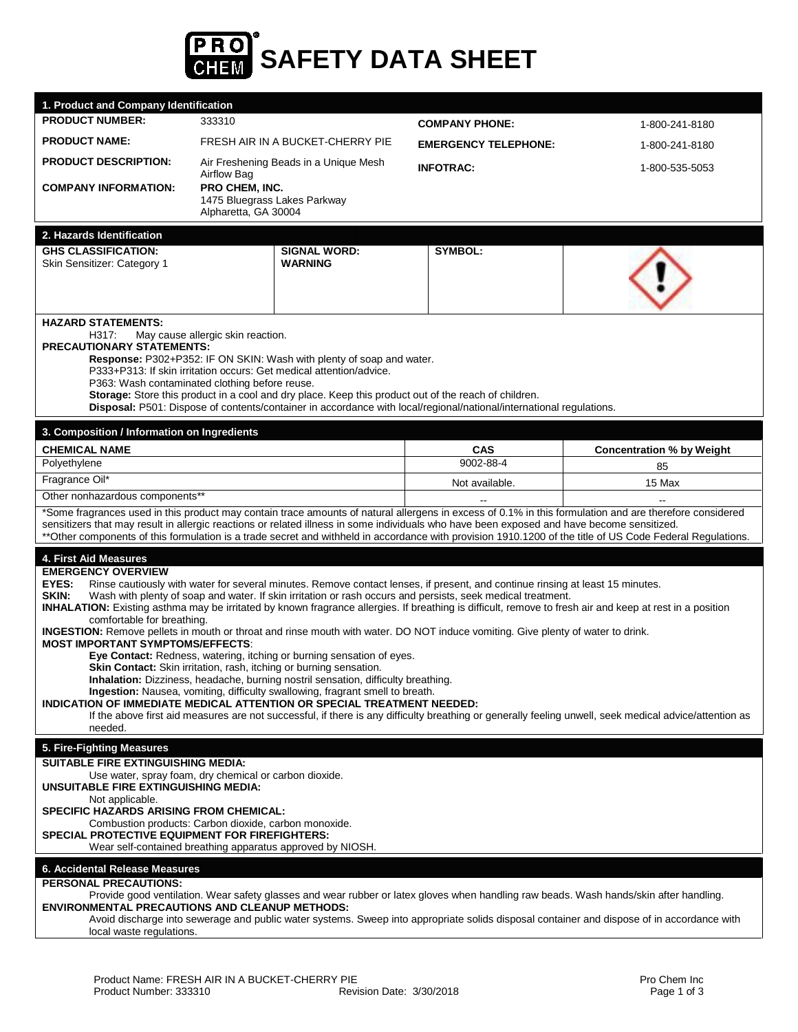# PRO CHEM SAFETY DATA SHEET

## 1. Product and Company Identification

| | | | |
|---|---|---|---|
| **PRODUCT NUMBER:** | 333310 | **COMPANY PHONE:** | 1-800-241-8180 |
| **PRODUCT NAME:** | FRESH AIR IN A BUCKET-CHERRY PIE | **EMERGENCY TELEPHONE:** | 1-800-241-8180 |
| **PRODUCT DESCRIPTION:** | Air Freshening Beads in a Unique Mesh Airflow Bag | **INFOTRAC:** | 1-800-535-5053 |
| **COMPANY INFORMATION:** | **PRO CHEM, INC.** 1475 Bluegrass Lakes Parkway Alpharetta, GA 30004 | | |

## 2. Hazards Identification

| | | |
|---|---|---|
| **GHS CLASSIFICATION:** Skin Sensitizer: Category 1 | **SIGNAL WORD: WARNING** | **SYMBOL:** |

**HAZARD STATEMENTS:**

H317: May cause allergic skin reaction.

**PRECAUTIONARY STATEMENTS:**

**Response:** P302+P352: IF ON SKIN: Wash with plenty of soap and water.
P333+P313: If skin irritation occurs: Get medical attention/advice.
P363: Wash contaminated clothing before reuse.
**Storage:** Store this product in a cool and dry place. Keep this product out of the reach of children.
**Disposal:** P501: Dispose of contents/container in accordance with local/regional/national/international regulations.

## 3. Composition / Information on Ingredients

| CHEMICAL NAME | CAS | Concentration % by Weight |
|---|---|---|
| Polyethylene | 9002-88-4 | 85 |
| Fragrance Oil* | Not available. | 15 Max |
| Other nonhazardous components** | -- | -- |

*Some fragrances used in this product may contain trace amounts of natural allergens in excess of 0.1% in this formulation and are therefore considered sensitizers that may result in allergic reactions or related illness in some individuals who have been exposed and have become sensitized.
**Other components of this formulation is a trade secret and withheld in accordance with provision 1910.1200 of the title of US Code Federal Regulations.

## 4. First Aid Measures

**EMERGENCY OVERVIEW**

**EYES:** Rinse cautiously with water for several minutes. Remove contact lenses, if present, and continue rinsing at least 15 minutes.
**SKIN:** Wash with plenty of soap and water. If skin irritation or rash occurs and persists, seek medical treatment.
**INHALATION:** Existing asthma may be irritated by known fragrance allergies. If breathing is difficult, remove to fresh air and keep at rest in a position comfortable for breathing.
**INGESTION:** Remove pellets in mouth or throat and rinse mouth with water. DO NOT induce vomiting. Give plenty of water to drink.

**MOST IMPORTANT SYMPTOMS/EFFECTS**:

**Eye Contact:** Redness, watering, itching or burning sensation of eyes.
**Skin Contact:** Skin irritation, rash, itching or burning sensation.
**Inhalation:** Dizziness, headache, burning nostril sensation, difficulty breathing.
**Ingestion:** Nausea, vomiting, difficulty swallowing, fragrant smell to breath.

**INDICATION OF IMMEDIATE MEDICAL ATTENTION OR SPECIAL TREATMENT NEEDED:**

If the above first aid measures are not successful, if there is any difficulty breathing or generally feeling unwell, seek medical advice/attention as needed.

## 5. Fire-Fighting Measures

**SUITABLE FIRE EXTINGUISHING MEDIA:**
Use water, spray foam, dry chemical or carbon dioxide.
**UNSUITABLE FIRE EXTINGUISHING MEDIA:**
Not applicable.
**SPECIFIC HAZARDS ARISING FROM CHEMICAL:**
Combustion products: Carbon dioxide, carbon monoxide.
**SPECIAL PROTECTIVE EQUIPMENT FOR FIREFIGHTERS:**
Wear self-contained breathing apparatus approved by NIOSH.

## 6. Accidental Release Measures

**PERSONAL PRECAUTIONS:**
Provide good ventilation. Wear safety glasses and wear rubber or latex gloves when handling raw beads. Wash hands/skin after handling.
**ENVIRONMENTAL PRECAUTIONS AND CLEANUP METHODS:**
Avoid discharge into sewerage and public water systems. Sweep into appropriate solids disposal container and dispose of in accordance with local waste regulations.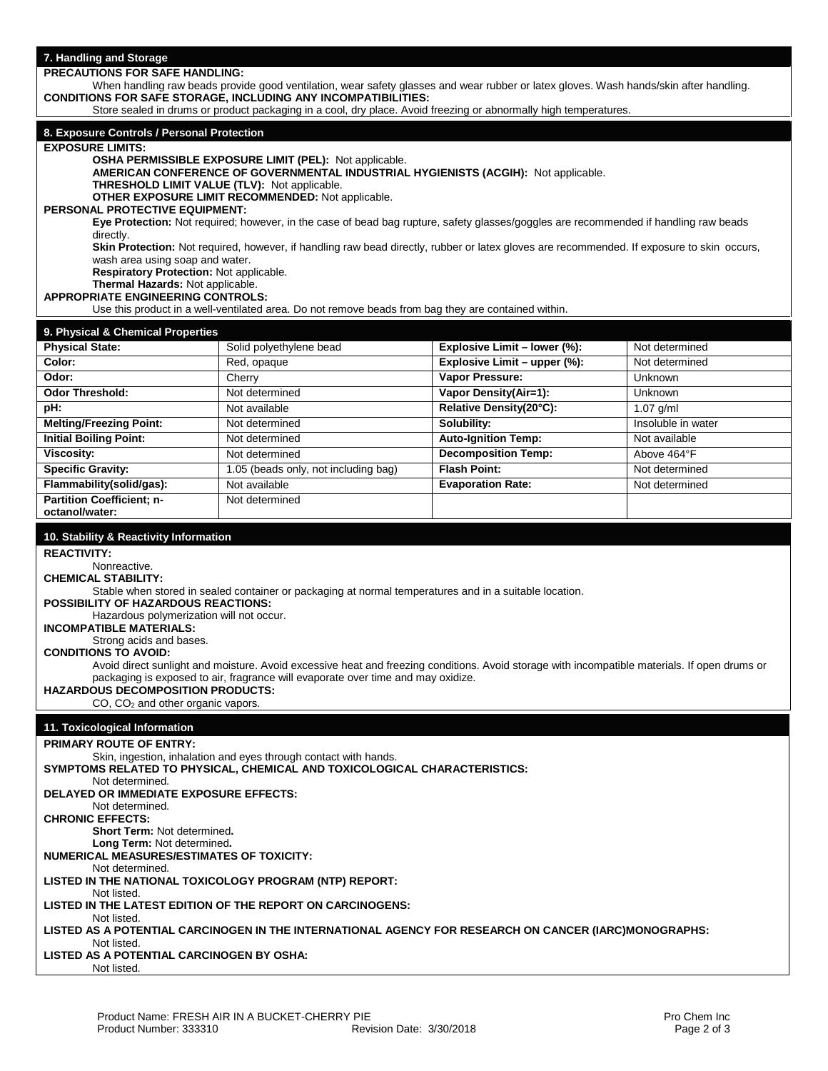## 7. Handling and Storage

**PRECAUTIONS FOR SAFE HANDLING:**

When handling raw beads provide good ventilation, wear safety glasses and wear rubber or latex gloves. Wash hands/skin after handling.

**CONDITIONS FOR SAFE STORAGE, INCLUDING ANY INCOMPATIBILITIES:**

Store sealed in drums or product packaging in a cool, dry place. Avoid freezing or abnormally high temperatures.

## 8. Exposure Controls / Personal Protection

**EXPOSURE LIMITS:**

**OSHA PERMISSIBLE EXPOSURE LIMIT (PEL):** Not applicable.
**AMERICAN CONFERENCE OF GOVERNMENTAL INDUSTRIAL HYGIENISTS (ACGIH):** Not applicable.
**THRESHOLD LIMIT VALUE (TLV):** Not applicable.
**OTHER EXPOSURE LIMIT RECOMMENDED:** Not applicable.

**PERSONAL PROTECTIVE EQUIPMENT:**

**Eye Protection:** Not required; however, in the case of bead bag rupture, safety glasses/goggles are recommended if handling raw beads directly.
**Skin Protection:** Not required, however, if handling raw bead directly, rubber or latex gloves are recommended. If exposure to skin occurs, wash area using soap and water.
**Respiratory Protection:** Not applicable.
**Thermal Hazards:** Not applicable.

**APPROPRIATE ENGINEERING CONTROLS:**

Use this product in a well-ventilated area. Do not remove beads from bag they are contained within.

## 9. Physical & Chemical Properties

| | | | |
|---|---|---|---|
| **Physical State:** | Solid polyethylene bead | **Explosive Limit – lower (%):** | Not determined |
| **Color:** | Red, opaque | **Explosive Limit – upper (%):** | Not determined |
| **Odor:** | Cherry | **Vapor Pressure:** | Unknown |
| **Odor Threshold:** | Not determined | **Vapor Density(Air=1):** | Unknown |
| **pH:** | Not available | **Relative Density(20°C):** | 1.07 g/ml |
| **Melting/Freezing Point:** | Not determined | **Solubility:** | Insoluble in water |
| **Initial Boiling Point:** | Not determined | **Auto-Ignition Temp:** | Not available |
| **Viscosity:** | Not determined | **Decomposition Temp:** | Above 464°F |
| **Specific Gravity:** | 1.05 (beads only, not including bag) | **Flash Point:** | Not determined |
| **Flammability(solid/gas):** | Not available | **Evaporation Rate:** | Not determined |
| **Partition Coefficient; n-octanol/water:** | Not determined | | |

## 10. Stability & Reactivity Information

**REACTIVITY:**

Nonreactive.

**CHEMICAL STABILITY:**

Stable when stored in sealed container or packaging at normal temperatures and in a suitable location.

**POSSIBILITY OF HAZARDOUS REACTIONS:**

Hazardous polymerization will not occur.

**INCOMPATIBLE MATERIALS:**

Strong acids and bases.

**CONDITIONS TO AVOID:**

Avoid direct sunlight and moisture. Avoid excessive heat and freezing conditions. Avoid storage with incompatible materials. If open drums or packaging is exposed to air, fragrance will evaporate over time and may oxidize.

**HAZARDOUS DECOMPOSITION PRODUCTS:**

CO, $CO_2$ and other organic vapors.

## 11. Toxicological Information

**PRIMARY ROUTE OF ENTRY:**

Skin, ingestion, inhalation and eyes through contact with hands.

**SYMPTOMS RELATED TO PHYSICAL, CHEMICAL AND TOXICOLOGICAL CHARACTERISTICS:**

Not determined.

**DELAYED OR IMMEDIATE EXPOSURE EFFECTS:**

Not determined.

**CHRONIC EFFECTS:**

**Short Term:** Not determined**.**
**Long Term:** Not determined**.**

**NUMERICAL MEASURES/ESTIMATES OF TOXICITY:**

Not determined.

**LISTED IN THE NATIONAL TOXICOLOGY PROGRAM (NTP) REPORT:**

Not listed.

**LISTED IN THE LATEST EDITION OF THE REPORT ON CARCINOGENS:**

Not listed.

**LISTED AS A POTENTIAL CARCINOGEN IN THE INTERNATIONAL AGENCY FOR RESEARCH ON CANCER (IARC)MONOGRAPHS:**

Not listed.

**LISTED AS A POTENTIAL CARCINOGEN BY OSHA:**

Not listed.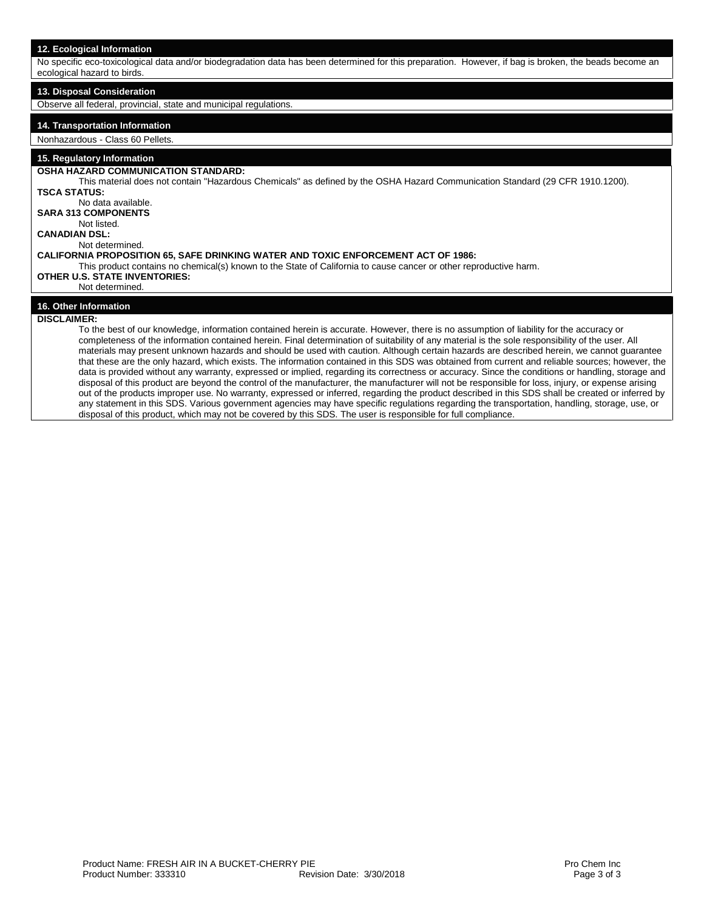## 12. Ecological Information

No specific eco-toxicological data and/or biodegradation data has been determined for this preparation. However, if bag is broken, the beads become an ecological hazard to birds.

## 13. Disposal Consideration

Observe all federal, provincial, state and municipal regulations.

## 14. Transportation Information

Nonhazardous - Class 60 Pellets.

## 15. Regulatory Information

**OSHA HAZARD COMMUNICATION STANDARD:**

This material does not contain "Hazardous Chemicals" as defined by the OSHA Hazard Communication Standard (29 CFR 1910.1200).

**TSCA STATUS:**

No data available.

**SARA 313 COMPONENTS**

Not listed.

**CANADIAN DSL:**

Not determined.

**CALIFORNIA PROPOSITION 65, SAFE DRINKING WATER AND TOXIC ENFORCEMENT ACT OF 1986:**

This product contains no chemical(s) known to the State of California to cause cancer or other reproductive harm.

**OTHER U.S. STATE INVENTORIES:**

Not determined.

## 16. Other Information

**DISCLAIMER:**

To the best of our knowledge, information contained herein is accurate. However, there is no assumption of liability for the accuracy or completeness of the information contained herein. Final determination of suitability of any material is the sole responsibility of the user. All materials may present unknown hazards and should be used with caution. Although certain hazards are described herein, we cannot guarantee that these are the only hazard, which exists. The information contained in this SDS was obtained from current and reliable sources; however, the data is provided without any warranty, expressed or implied, regarding its correctness or accuracy. Since the conditions or handling, storage and disposal of this product are beyond the control of the manufacturer, the manufacturer will not be responsible for loss, injury, or expense arising out of the products improper use. No warranty, expressed or inferred, regarding the product described in this SDS shall be created or inferred by any statement in this SDS. Various government agencies may have specific regulations regarding the transportation, handling, storage, use, or disposal of this product, which may not be covered by this SDS. The user is responsible for full compliance.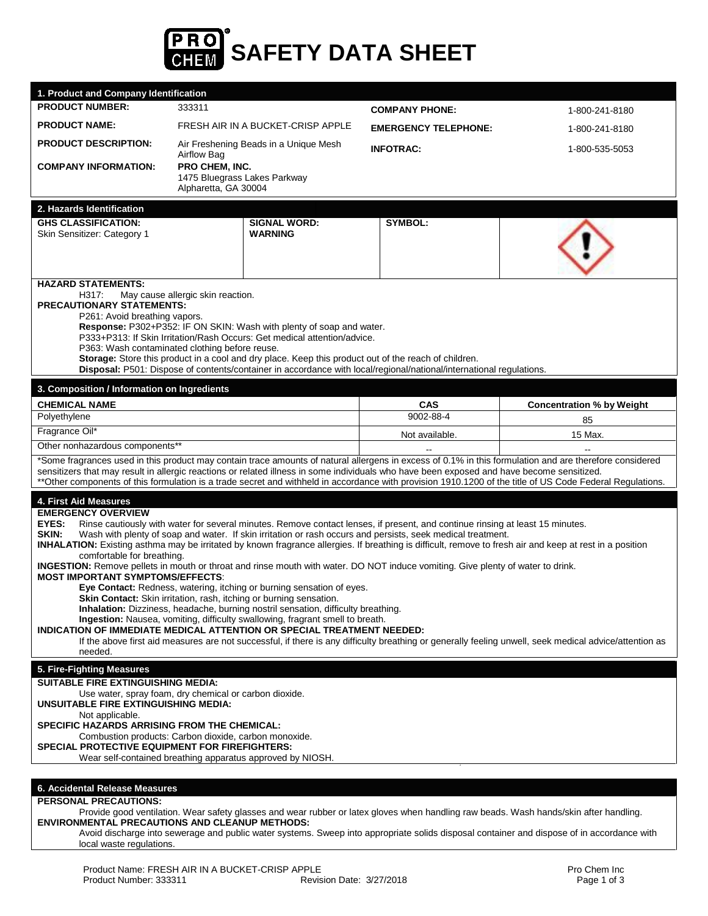# PRO CHEM SAFETY DATA SHEET

## 1. Product and Company Identification

| | | | |
|---|---|---|---|
| **PRODUCT NUMBER:** | 333311 | **COMPANY PHONE:** | 1-800-241-8180 |
| **PRODUCT NAME:** | FRESH AIR IN A BUCKET-CRISP APPLE | **EMERGENCY TELEPHONE:** | 1-800-241-8180 |
| **PRODUCT DESCRIPTION:** | Air Freshening Beads in a Unique Mesh Airflow Bag | **INFOTRAC:** | 1-800-535-5053 |
| **COMPANY INFORMATION:** | **PRO CHEM, INC.** 1475 Bluegrass Lakes Parkway Alpharetta, GA 30004 | | |

## 2. Hazards Identification

| | | |
|---|---|---|
| **GHS CLASSIFICATION:** Skin Sensitizer: Category 1 | **SIGNAL WORD:** **WARNING** | **SYMBOL:** |

**HAZARD STATEMENTS:**

H317: May cause allergic skin reaction.

**PRECAUTIONARY STATEMENTS:**

P261: Avoid breathing vapors.

**Response:** P302+P352: IF ON SKIN: Wash with plenty of soap and water.

P333+P313: If Skin Irritation/Rash Occurs: Get medical attention/advice.

P363: Wash contaminated clothing before reuse.

**Storage:** Store this product in a cool and dry place. Keep this product out of the reach of children.

**Disposal:** P501: Dispose of contents/container in accordance with local/regional/national/international regulations.

## 3. Composition / Information on Ingredients

| CHEMICAL NAME | CAS | Concentration % by Weight |
|---|---|---|
| Polyethylene | 9002-88-4 | 85 |
| Fragrance Oil* | Not available. | 15 Max. |
| Other nonhazardous components** | -- | -- |

*Some fragrances used in this product may contain trace amounts of natural allergens in excess of 0.1% in this formulation and are therefore considered sensitizers that may result in allergic reactions or related illness in some individuals who have been exposed and have become sensitized.

**Other components of this formulation is a trade secret and withheld in accordance with provision 1910.1200 of the title of US Code Federal Regulations.

## 4. First Aid Measures

**EMERGENCY OVERVIEW**

**EYES:** Rinse cautiously with water for several minutes. Remove contact lenses, if present, and continue rinsing at least 15 minutes.

**SKIN:** Wash with plenty of soap and water. If skin irritation or rash occurs and persists, seek medical treatment.

**INHALATION:** Existing asthma may be irritated by known fragrance allergies. If breathing is difficult, remove to fresh air and keep at rest in a position comfortable for breathing.

**INGESTION:** Remove pellets in mouth or throat and rinse mouth with water. DO NOT induce vomiting. Give plenty of water to drink.

**MOST IMPORTANT SYMPTOMS/EFFECTS**:

**Eye Contact:** Redness, watering, itching or burning sensation of eyes.

**Skin Contact:** Skin irritation, rash, itching or burning sensation.

**Inhalation:** Dizziness, headache, burning nostril sensation, difficulty breathing.

**Ingestion:** Nausea, vomiting, difficulty swallowing, fragrant smell to breath.

**INDICATION OF IMMEDIATE MEDICAL ATTENTION OR SPECIAL TREATMENT NEEDED:**

If the above first aid measures are not successful, if there is any difficulty breathing or generally feeling unwell, seek medical advice/attention as needed.

## 5. Fire-Fighting Measures

**SUITABLE FIRE EXTINGUISHING MEDIA:**

Use water, spray foam, dry chemical or carbon dioxide.

**UNSUITABLE FIRE EXTINGUISHING MEDIA:**

Not applicable.

**SPECIFIC HAZARDS ARRISING FROM THE CHEMICAL:**

Combustion products: Carbon dioxide, carbon monoxide.

**SPECIAL PROTECTIVE EQUIPMENT FOR FIREFIGHTERS:**

Wear self-contained breathing apparatus approved by NIOSH.

## 6. Accidental Release Measures

**PERSONAL PRECAUTIONS:**

Provide good ventilation. Wear safety glasses and wear rubber or latex gloves when handling raw beads. Wash hands/skin after handling.

**ENVIRONMENTAL PRECAUTIONS AND CLEANUP METHODS:**

Avoid discharge into sewerage and public water systems. Sweep into appropriate solids disposal container and dispose of in accordance with local waste regulations.

Product Name: FRESH AIR IN A BUCKET-CRISP APPLE
Product Number: 333311 Revision Date: 3/27/2018 Pro Chem Inc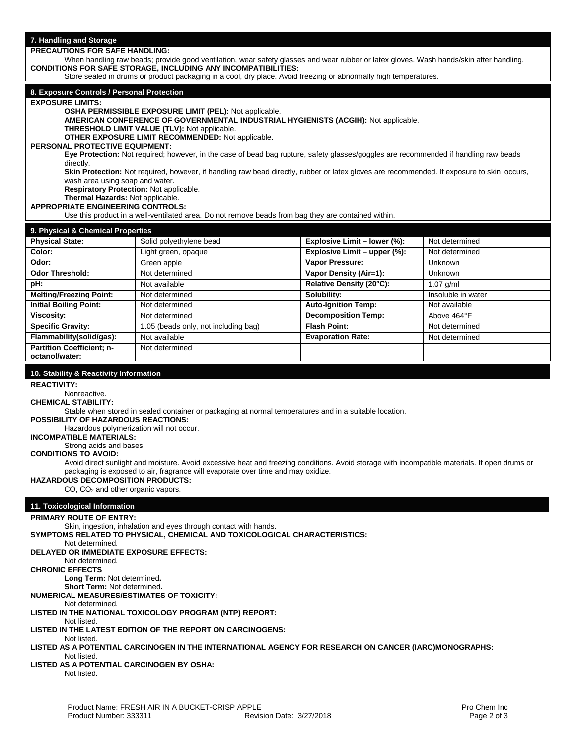## 7. Handling and Storage

**PRECAUTIONS FOR SAFE HANDLING:**

When handling raw beads; provide good ventilation, wear safety glasses and wear rubber or latex gloves. Wash hands/skin after handling.

**CONDITIONS FOR SAFE STORAGE, INCLUDING ANY INCOMPATIBILITIES:**

Store sealed in drums or product packaging in a cool, dry place. Avoid freezing or abnormally high temperatures.

## 8. Exposure Controls / Personal Protection

**EXPOSURE LIMITS:**

**OSHA PERMISSIBLE EXPOSURE LIMIT (PEL):** Not applicable.
**AMERICAN CONFERENCE OF GOVERNMENTAL INDUSTRIAL HYGIENISTS (ACGIH):** Not applicable.
**THRESHOLD LIMIT VALUE (TLV):** Not applicable.
**OTHER EXPOSURE LIMIT RECOMMENDED:** Not applicable.

**PERSONAL PROTECTIVE EQUIPMENT:**

**Eye Protection:** Not required; however, in the case of bead bag rupture, safety glasses/goggles are recommended if handling raw beads directly.
**Skin Protection:** Not required, however, if handling raw bead directly, rubber or latex gloves are recommended. If exposure to skin occurs, wash area using soap and water.
**Respiratory Protection:** Not applicable.
**Thermal Hazards:** Not applicable.

**APPROPRIATE ENGINEERING CONTROLS:**

Use this product in a well-ventilated area. Do not remove beads from bag they are contained within.

## 9. Physical & Chemical Properties

| | | | |
|---|---|---|---|
| **Physical State:** | Solid polyethylene bead | **Explosive Limit – lower (%):** | Not determined |
| **Color:** | Light green, opaque | **Explosive Limit – upper (%):** | Not determined |
| **Odor:** | Green apple | **Vapor Pressure:** | Unknown |
| **Odor Threshold:** | Not determined | **Vapor Density (Air=1):** | Unknown |
| **pH:** | Not available | **Relative Density (20°C):** | 1.07 g/ml |
| **Melting/Freezing Point:** | Not determined | **Solubility:** | Insoluble in water |
| **Initial Boiling Point:** | Not determined | **Auto-Ignition Temp:** | Not available |
| **Viscosity:** | Not determined | **Decomposition Temp:** | Above 464°F |
| **Specific Gravity:** | 1.05 (beads only, not including bag) | **Flash Point:** | Not determined |
| **Flammability(solid/gas):** | Not available | **Evaporation Rate:** | Not determined |
| **Partition Coefficient; n-octanol/water:** | Not determined | | |

## 10. Stability & Reactivity Information

**REACTIVITY:**

Nonreactive.

**CHEMICAL STABILITY:**

Stable when stored in sealed container or packaging at normal temperatures and in a suitable location.

**POSSIBILITY OF HAZARDOUS REACTIONS:**

Hazardous polymerization will not occur.

**INCOMPATIBLE MATERIALS:**

Strong acids and bases.

**CONDITIONS TO AVOID:**

Avoid direct sunlight and moisture. Avoid excessive heat and freezing conditions. Avoid storage with incompatible materials. If open drums or packaging is exposed to air, fragrance will evaporate over time and may oxidize.

**HAZARDOUS DECOMPOSITION PRODUCTS:**

CO, $CO_2$ and other organic vapors.

## 11. Toxicological Information

**PRIMARY ROUTE OF ENTRY:**

Skin, ingestion, inhalation and eyes through contact with hands.

**SYMPTOMS RELATED TO PHYSICAL, CHEMICAL AND TOXICOLOGICAL CHARACTERISTICS:**

Not determined.

**DELAYED OR IMMEDIATE EXPOSURE EFFECTS:**

Not determined.

**CHRONIC EFFECTS**

**Long Term:** Not determined.
**Short Term:** Not determined.

**NUMERICAL MEASURES/ESTIMATES OF TOXICITY:**

Not determined.

**LISTED IN THE NATIONAL TOXICOLOGY PROGRAM (NTP) REPORT:**

Not listed.

**LISTED IN THE LATEST EDITION OF THE REPORT ON CARCINOGENS:**

Not listed.

**LISTED AS A POTENTIAL CARCINOGEN IN THE INTERNATIONAL AGENCY FOR RESEARCH ON CANCER (IARC)MONOGRAPHS:**

Not listed.

**LISTED AS A POTENTIAL CARCINOGEN BY OSHA:**

Not listed.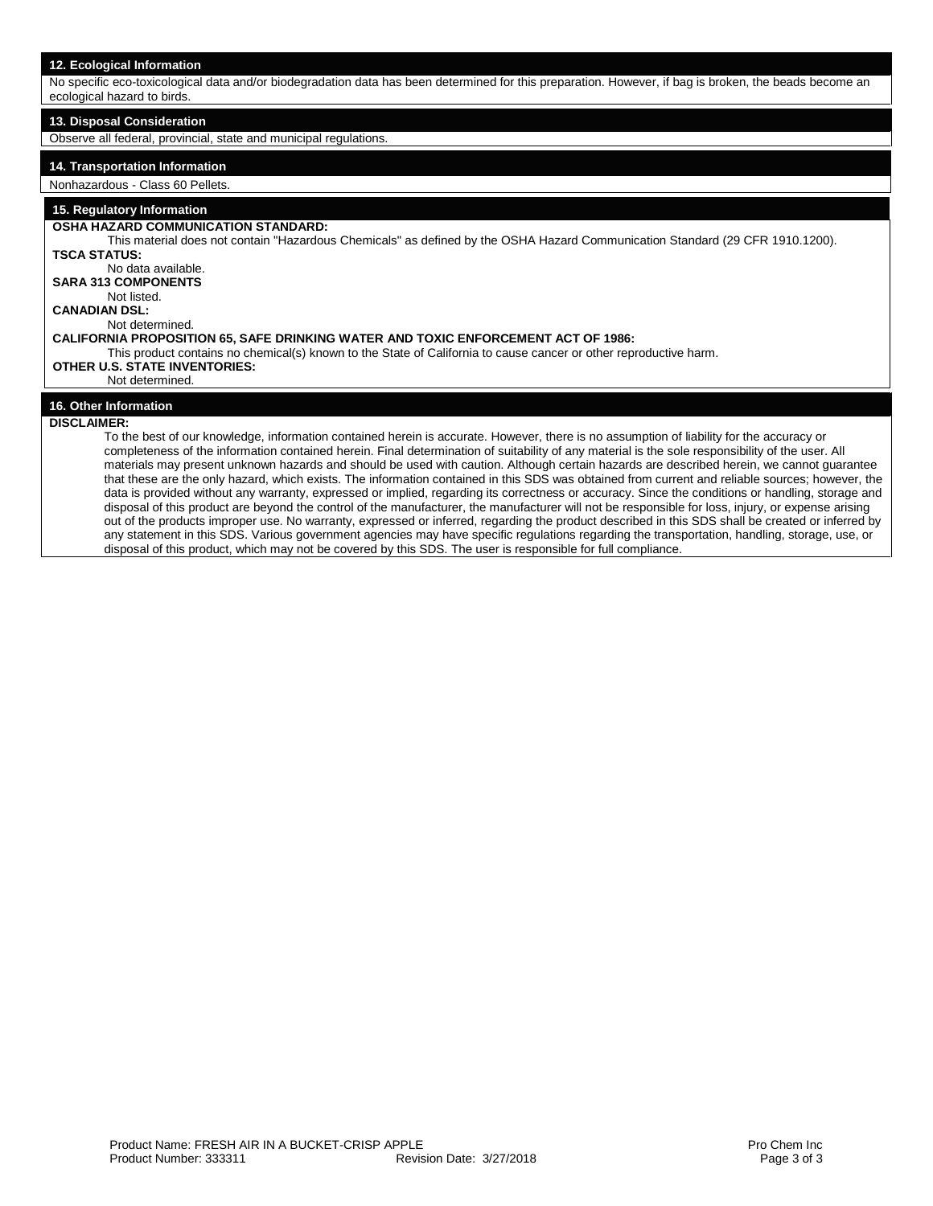## 12. Ecological Information

No specific eco-toxicological data and/or biodegradation data has been determined for this preparation. However, if bag is broken, the beads become an ecological hazard to birds.

## 13. Disposal Consideration

Observe all federal, provincial, state and municipal regulations.

## 14. Transportation Information

Nonhazardous - Class 60 Pellets.

## 15. Regulatory Information

**OSHA HAZARD COMMUNICATION STANDARD:**

This material does not contain "Hazardous Chemicals" as defined by the OSHA Hazard Communication Standard (29 CFR 1910.1200).

**TSCA STATUS:**

No data available.

**SARA 313 COMPONENTS**

Not listed.

**CANADIAN DSL:**

Not determined.

**CALIFORNIA PROPOSITION 65, SAFE DRINKING WATER AND TOXIC ENFORCEMENT ACT OF 1986:**

This product contains no chemical(s) known to the State of California to cause cancer or other reproductive harm.

**OTHER U.S. STATE INVENTORIES:**

Not determined.

## 16. Other Information

**DISCLAIMER:**

To the best of our knowledge, information contained herein is accurate. However, there is no assumption of liability for the accuracy or completeness of the information contained herein. Final determination of suitability of any material is the sole responsibility of the user. All materials may present unknown hazards and should be used with caution. Although certain hazards are described herein, we cannot guarantee that these are the only hazard, which exists. The information contained in this SDS was obtained from current and reliable sources; however, the data is provided without any warranty, expressed or implied, regarding its correctness or accuracy. Since the conditions or handling, storage and disposal of this product are beyond the control of the manufacturer, the manufacturer will not be responsible for loss, injury, or expense arising out of the products improper use. No warranty, expressed or inferred, regarding the product described in this SDS shall be created or inferred by any statement in this SDS. Various government agencies may have specific regulations regarding the transportation, handling, storage, use, or disposal of this product, which may not be covered by this SDS. The user is responsible for full compliance.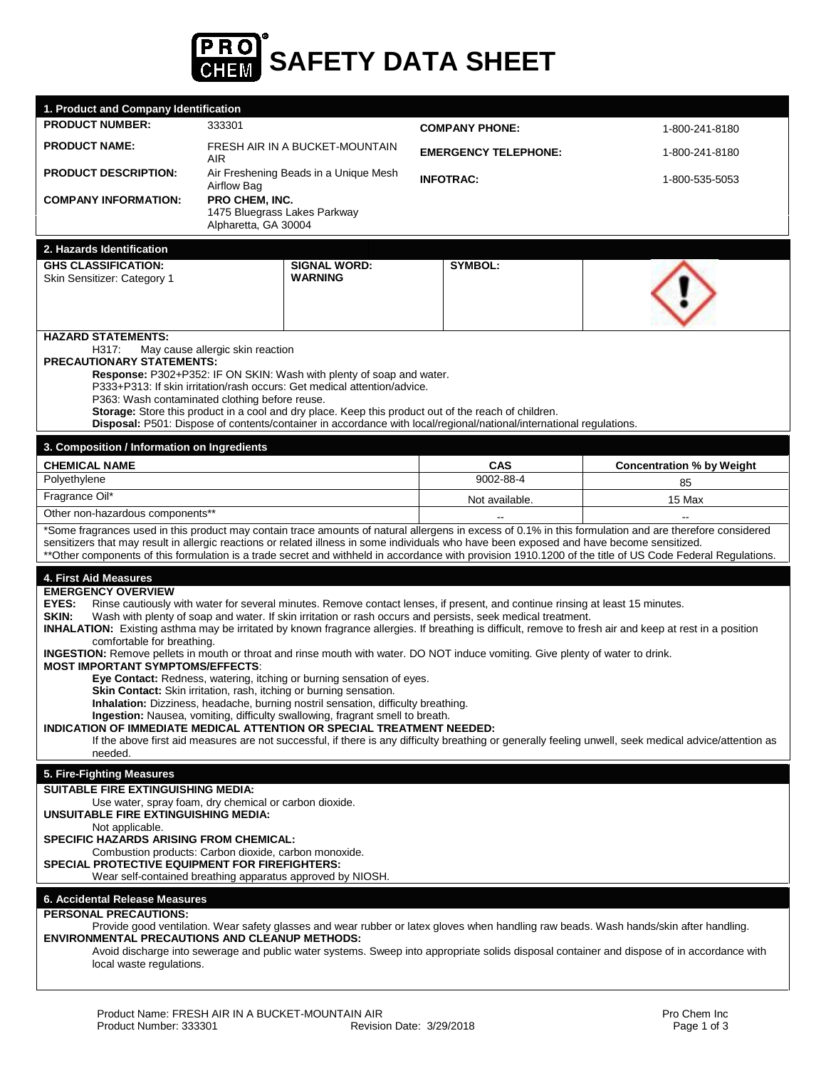# PRO CHEM SAFETY DATA SHEET

## 1. Product and Company Identification

| | | | |
|---|---|---|---|
| **PRODUCT NUMBER:** | 333301 | **COMPANY PHONE:** | 1-800-241-8180 |
| **PRODUCT NAME:** | FRESH AIR IN A BUCKET-MOUNTAIN AIR | **EMERGENCY TELEPHONE:** | 1-800-241-8180 |
| **PRODUCT DESCRIPTION:** | Air Freshening Beads in a Unique Mesh Airflow Bag | **INFOTRAC:** | 1-800-535-5053 |
| **COMPANY INFORMATION:** | **PRO CHEM, INC.** 1475 Bluegrass Lakes Parkway Alpharetta, GA 30004 | | |

## 2. Hazards Identification

| **GHS CLASSIFICATION:** | **SIGNAL WORD:** | **SYMBOL:** |
|---|---|---|
| Skin Sensitizer: Category 1 | **WARNING** | |

**HAZARD STATEMENTS:**

H317: May cause allergic skin reaction

**PRECAUTIONARY STATEMENTS:**

**Response:** P302+P352: IF ON SKIN: Wash with plenty of soap and water.
P333+P313: If skin irritation/rash occurs: Get medical attention/advice.
P363: Wash contaminated clothing before reuse.
**Storage:** Store this product in a cool and dry place. Keep this product out of the reach of children.
**Disposal:** P501: Dispose of contents/container in accordance with local/regional/national/international regulations.

## 3. Composition / Information on Ingredients

| **CHEMICAL NAME** | **CAS** | **Concentration % by Weight** |
|---|---|---|
| Polyethylene | 9002-88-4 | 85 |
| Fragrance Oil* | Not available. | 15 Max |
| Other non-hazardous components** | -- | -- |

*Some fragrances used in this product may contain trace amounts of natural allergens in excess of 0.1% in this formulation and are therefore considered sensitizers that may result in allergic reactions or related illness in some individuals who have been exposed and have become sensitized.
**Other components of this formulation is a trade secret and withheld in accordance with provision 1910.1200 of the title of US Code Federal Regulations.

## 4. First Aid Measures

**EMERGENCY OVERVIEW**

**EYES:** Rinse cautiously with water for several minutes. Remove contact lenses, if present, and continue rinsing at least 15 minutes.
**SKIN:** Wash with plenty of soap and water. If skin irritation or rash occurs and persists, seek medical treatment.
**INHALATION:** Existing asthma may be irritated by known fragrance allergies. If breathing is difficult, remove to fresh air and keep at rest in a position comfortable for breathing.
**INGESTION:** Remove pellets in mouth or throat and rinse mouth with water. DO NOT induce vomiting. Give plenty of water to drink.

**MOST IMPORTANT SYMPTOMS/EFFECTS**:

**Eye Contact:** Redness, watering, itching or burning sensation of eyes.
**Skin Contact:** Skin irritation, rash, itching or burning sensation.
**Inhalation:** Dizziness, headache, burning nostril sensation, difficulty breathing.
**Ingestion:** Nausea, vomiting, difficulty swallowing, fragrant smell to breath.

**INDICATION OF IMMEDIATE MEDICAL ATTENTION OR SPECIAL TREATMENT NEEDED:**

If the above first aid measures are not successful, if there is any difficulty breathing or generally feeling unwell, seek medical advice/attention as needed.

## 5. Fire-Fighting Measures

**SUITABLE FIRE EXTINGUISHING MEDIA:**
Use water, spray foam, dry chemical or carbon dioxide.

**UNSUITABLE FIRE EXTINGUISHING MEDIA:**
Not applicable.

**SPECIFIC HAZARDS ARISING FROM CHEMICAL:**
Combustion products: Carbon dioxide, carbon monoxide.

**SPECIAL PROTECTIVE EQUIPMENT FOR FIREFIGHTERS:**
Wear self-contained breathing apparatus approved by NIOSH.

## 6. Accidental Release Measures

**PERSONAL PRECAUTIONS:**
Provide good ventilation. Wear safety glasses and wear rubber or latex gloves when handling raw beads. Wash hands/skin after handling.

**ENVIRONMENTAL PRECAUTIONS AND CLEANUP METHODS:**
Avoid discharge into sewerage and public water systems. Sweep into appropriate solids disposal container and dispose of in accordance with local waste regulations.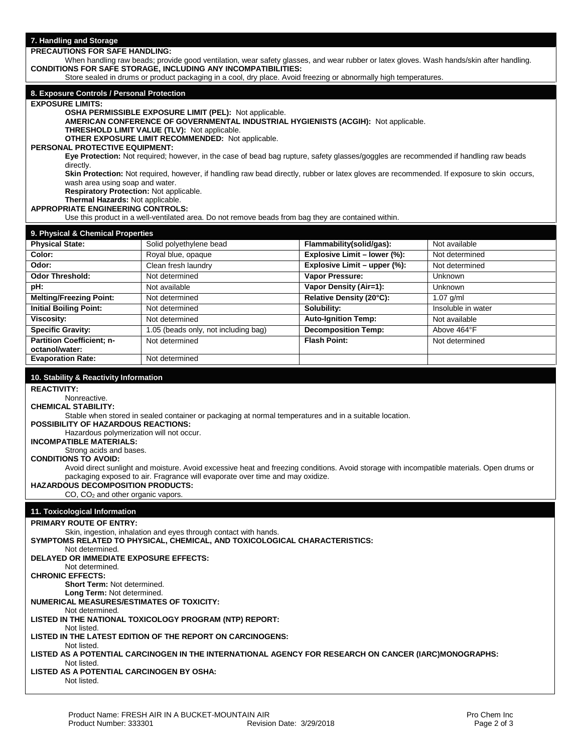## 7. Handling and Storage

**PRECAUTIONS FOR SAFE HANDLING:**

When handling raw beads; provide good ventilation, wear safety glasses, and wear rubber or latex gloves. Wash hands/skin after handling.

**CONDITIONS FOR SAFE STORAGE, INCLUDING ANY INCOMPATIBILITIES:**

Store sealed in drums or product packaging in a cool, dry place. Avoid freezing or abnormally high temperatures.

## 8. Exposure Controls / Personal Protection

**EXPOSURE LIMITS:**

**OSHA PERMISSIBLE EXPOSURE LIMIT (PEL):** Not applicable.
**AMERICAN CONFERENCE OF GOVERNMENTAL INDUSTRIAL HYGIENISTS (ACGIH):** Not applicable.
**THRESHOLD LIMIT VALUE (TLV):** Not applicable.
**OTHER EXPOSURE LIMIT RECOMMENDED:** Not applicable.

**PERSONAL PROTECTIVE EQUIPMENT:**

**Eye Protection:** Not required; however, in the case of bead bag rupture, safety glasses/goggles are recommended if handling raw beads directly.
**Skin Protection:** Not required, however, if handling raw bead directly, rubber or latex gloves are recommended. If exposure to skin occurs, wash area using soap and water.
**Respiratory Protection:** Not applicable.
**Thermal Hazards:** Not applicable.

**APPROPRIATE ENGINEERING CONTROLS:**

Use this product in a well-ventilated area. Do not remove beads from bag they are contained within.

## 9. Physical & Chemical Properties

| | | | |
|---|---|---|---|
| **Physical State:** | Solid polyethylene bead | **Flammability(solid/gas):** | Not available |
| **Color:** | Royal blue, opaque | **Explosive Limit – lower (%):** | Not determined |
| **Odor:** | Clean fresh laundry | **Explosive Limit – upper (%):** | Not determined |
| **Odor Threshold:** | Not determined | **Vapor Pressure:** | Unknown |
| **pH:** | Not available | **Vapor Density (Air=1):** | Unknown |
| **Melting/Freezing Point:** | Not determined | **Relative Density (20°C):** | 1.07 g/ml |
| **Initial Boiling Point:** | Not determined | **Solubility:** | Insoluble in water |
| **Viscosity:** | Not determined | **Auto-Ignition Temp:** | Not available |
| **Specific Gravity:** | 1.05 (beads only, not including bag) | **Decomposition Temp:** | Above 464°F |
| **Partition Coefficient; n-octanol/water:** | Not determined | **Flash Point:** | Not determined |
| **Evaporation Rate:** | Not determined | | |

## 10. Stability & Reactivity Information

**REACTIVITY:**

Nonreactive.

**CHEMICAL STABILITY:**

Stable when stored in sealed container or packaging at normal temperatures and in a suitable location.

**POSSIBILITY OF HAZARDOUS REACTIONS:**

Hazardous polymerization will not occur.

**INCOMPATIBLE MATERIALS:**

Strong acids and bases.

**CONDITIONS TO AVOID:**

Avoid direct sunlight and moisture. Avoid excessive heat and freezing conditions. Avoid storage with incompatible materials. Open drums or packaging exposed to air. Fragrance will evaporate over time and may oxidize.

**HAZARDOUS DECOMPOSITION PRODUCTS:**

CO, $CO_2$ and other organic vapors.

## 11. Toxicological Information

**PRIMARY ROUTE OF ENTRY:**

Skin, ingestion, inhalation and eyes through contact with hands.

**SYMPTOMS RELATED TO PHYSICAL, CHEMICAL, AND TOXICOLOGICAL CHARACTERISTICS:**

Not determined.

**DELAYED OR IMMEDIATE EXPOSURE EFFECTS:**

Not determined.

**CHRONIC EFFECTS:**

**Short Term:** Not determined.
**Long Term:** Not determined.

**NUMERICAL MEASURES/ESTIMATES OF TOXICITY:**

Not determined.

**LISTED IN THE NATIONAL TOXICOLOGY PROGRAM (NTP) REPORT:**

Not listed.

**LISTED IN THE LATEST EDITION OF THE REPORT ON CARCINOGENS:**

Not listed.

**LISTED AS A POTENTIAL CARCINOGEN IN THE INTERNATIONAL AGENCY FOR RESEARCH ON CANCER (IARC)MONOGRAPHS:**

Not listed.

**LISTED AS A POTENTIAL CARCINOGEN BY OSHA:**

Not listed.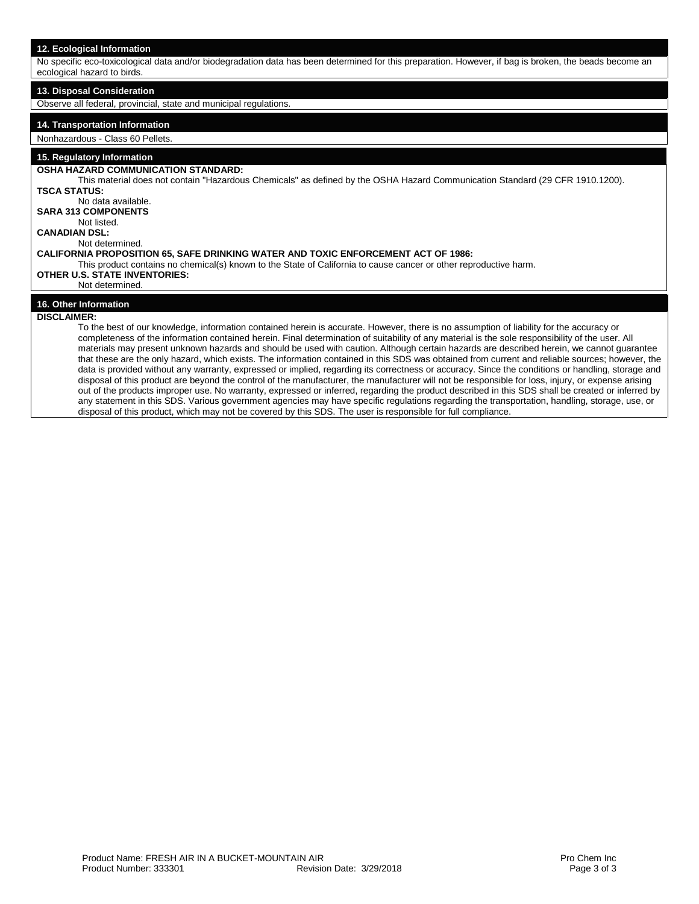## 12. Ecological Information

No specific eco-toxicological data and/or biodegradation data has been determined for this preparation. However, if bag is broken, the beads become an ecological hazard to birds.

## 13. Disposal Consideration

Observe all federal, provincial, state and municipal regulations.

## 14. Transportation Information

Nonhazardous - Class 60 Pellets.

## 15. Regulatory Information

**OSHA HAZARD COMMUNICATION STANDARD:**

This material does not contain "Hazardous Chemicals" as defined by the OSHA Hazard Communication Standard (29 CFR 1910.1200).

**TSCA STATUS:**

No data available.

**SARA 313 COMPONENTS**

Not listed.

**CANADIAN DSL:**

Not determined.

**CALIFORNIA PROPOSITION 65, SAFE DRINKING WATER AND TOXIC ENFORCEMENT ACT OF 1986:**

This product contains no chemical(s) known to the State of California to cause cancer or other reproductive harm.

**OTHER U.S. STATE INVENTORIES:**

Not determined.

## 16. Other Information

**DISCLAIMER:**

To the best of our knowledge, information contained herein is accurate. However, there is no assumption of liability for the accuracy or completeness of the information contained herein. Final determination of suitability of any material is the sole responsibility of the user. All materials may present unknown hazards and should be used with caution. Although certain hazards are described herein, we cannot guarantee that these are the only hazard, which exists. The information contained in this SDS was obtained from current and reliable sources; however, the data is provided without any warranty, expressed or implied, regarding its correctness or accuracy. Since the conditions or handling, storage and disposal of this product are beyond the control of the manufacturer, the manufacturer will not be responsible for loss, injury, or expense arising out of the products improper use. No warranty, expressed or inferred, regarding the product described in this SDS shall be created or inferred by any statement in this SDS. Various government agencies may have specific regulations regarding the transportation, handling, storage, use, or disposal of this product, which may not be covered by this SDS. The user is responsible for full compliance.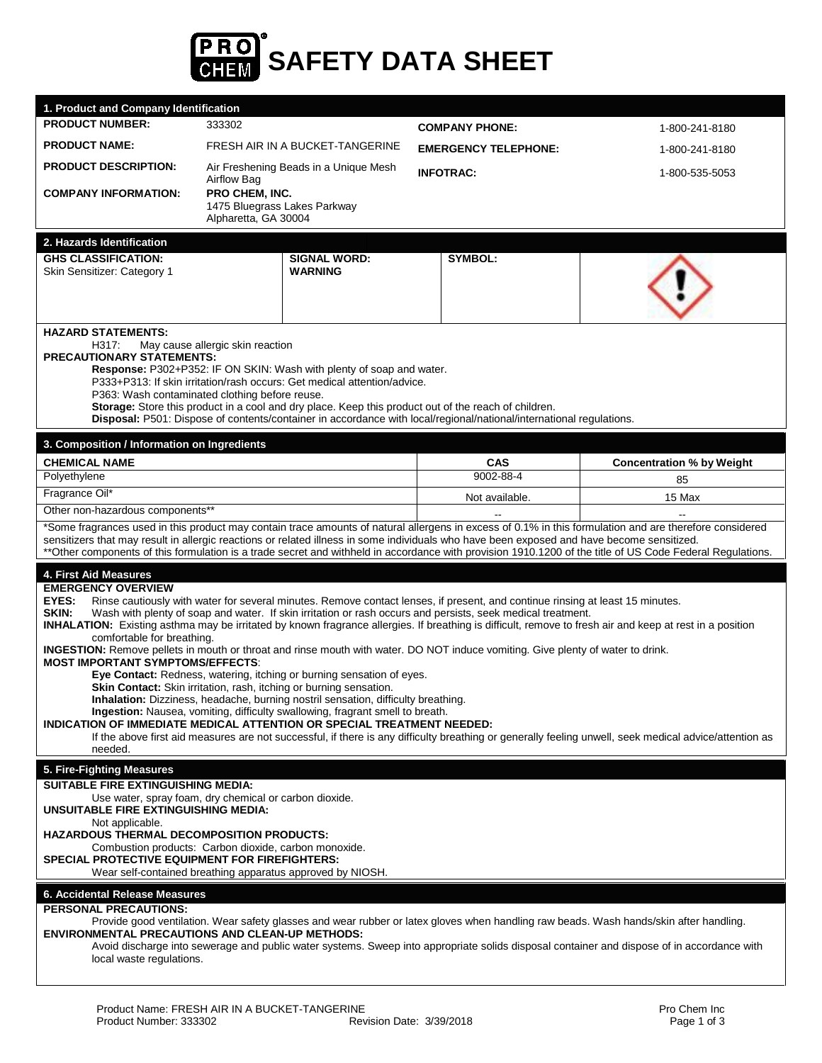# PRO CHEM SAFETY DATA SHEET

## 1. Product and Company Identification

| | | | |
|---|---|---|---|
| **PRODUCT NUMBER:** | 333302 | **COMPANY PHONE:** | 1-800-241-8180 |
| **PRODUCT NAME:** | FRESH AIR IN A BUCKET-TANGERINE | **EMERGENCY TELEPHONE:** | 1-800-241-8180 |
| **PRODUCT DESCRIPTION:** | Air Freshening Beads in a Unique Mesh Airflow Bag | **INFOTRAC:** | 1-800-535-5053 |
| **COMPANY INFORMATION:** | **PRO CHEM, INC.** 1475 Bluegrass Lakes Parkway Alpharetta, GA 30004 | | |

## 2. Hazards Identification

| | | | |
|---|---|---|---|
| **GHS CLASSIFICATION:** Skin Sensitizer: Category 1 | **SIGNAL WORD:** **WARNING** | **SYMBOL:** | |

**HAZARD STATEMENTS:**

H317: May cause allergic skin reaction

**PRECAUTIONARY STATEMENTS:**

**Response:** P302+P352: IF ON SKIN: Wash with plenty of soap and water.
P333+P313: If skin irritation/rash occurs: Get medical attention/advice.
P363: Wash contaminated clothing before reuse.
**Storage:** Store this product in a cool and dry place. Keep this product out of the reach of children.
**Disposal:** P501: Dispose of contents/container in accordance with local/regional/national/international regulations.

## 3. Composition / Information on Ingredients

| CHEMICAL NAME | CAS | Concentration % by Weight |
|---|---|---|
| Polyethylene | 9002-88-4 | 85 |
| Fragrance Oil* | Not available. | 15 Max |
| Other non-hazardous components** | -- | -- |

*Some fragrances used in this product may contain trace amounts of natural allergens in excess of 0.1% in this formulation and are therefore considered sensitizers that may result in allergic reactions or related illness in some individuals who have been exposed and have become sensitized.
**Other components of this formulation is a trade secret and withheld in accordance with provision 1910.1200 of the title of US Code Federal Regulations.

## 4. First Aid Measures

**EMERGENCY OVERVIEW**

**EYES:** Rinse cautiously with water for several minutes. Remove contact lenses, if present, and continue rinsing at least 15 minutes.
**SKIN:** Wash with plenty of soap and water. If skin irritation or rash occurs and persists, seek medical treatment.
**INHALATION:** Existing asthma may be irritated by known fragrance allergies. If breathing is difficult, remove to fresh air and keep at rest in a position comfortable for breathing.
**INGESTION:** Remove pellets in mouth or throat and rinse mouth with water. DO NOT induce vomiting. Give plenty of water to drink.

**MOST IMPORTANT SYMPTOMS/EFFECTS**:

**Eye Contact:** Redness, watering, itching or burning sensation of eyes.
**Skin Contact:** Skin irritation, rash, itching or burning sensation.
**Inhalation:** Dizziness, headache, burning nostril sensation, difficulty breathing.
**Ingestion:** Nausea, vomiting, difficulty swallowing, fragrant smell to breath.

**INDICATION OF IMMEDIATE MEDICAL ATTENTION OR SPECIAL TREATMENT NEEDED:**

If the above first aid measures are not successful, if there is any difficulty breathing or generally feeling unwell, seek medical advice/attention as needed.

## 5. Fire-Fighting Measures

**SUITABLE FIRE EXTINGUISHING MEDIA:**
Use water, spray foam, dry chemical or carbon dioxide.

**UNSUITABLE FIRE EXTINGUISHING MEDIA:**
Not applicable.

**HAZARDOUS THERMAL DECOMPOSITION PRODUCTS:**
Combustion products: Carbon dioxide, carbon monoxide.

**SPECIAL PROTECTIVE EQUIPMENT FOR FIREFIGHTERS:**
Wear self-contained breathing apparatus approved by NIOSH.

## 6. Accidental Release Measures

**PERSONAL PRECAUTIONS:**
Provide good ventilation. Wear safety glasses and wear rubber or latex gloves when handling raw beads. Wash hands/skin after handling.

**ENVIRONMENTAL PRECAUTIONS AND CLEAN-UP METHODS:**
Avoid discharge into sewerage and public water systems. Sweep into appropriate solids disposal container and dispose of in accordance with local waste regulations.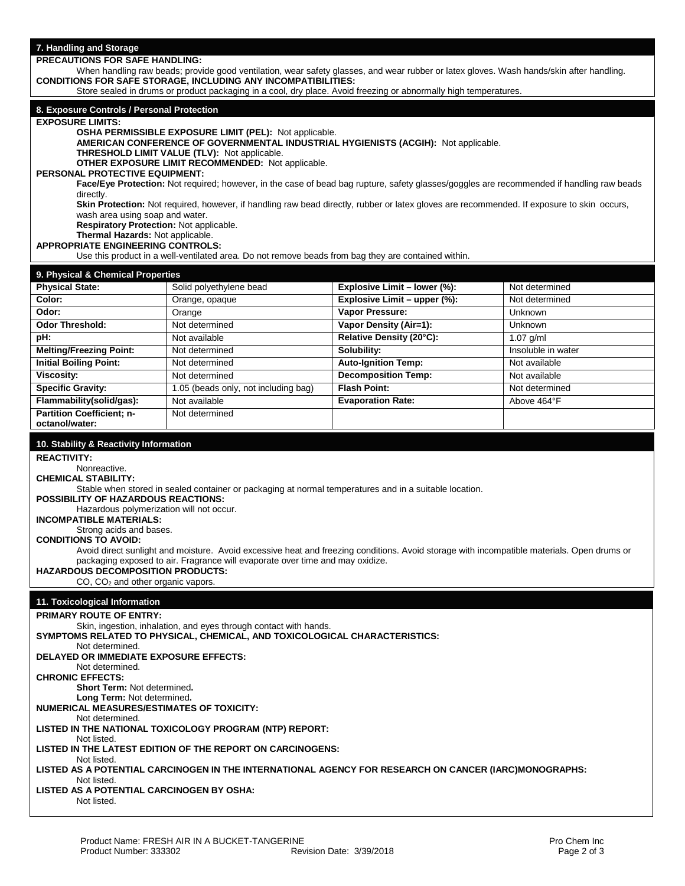## 7. Handling and Storage

**PRECAUTIONS FOR SAFE HANDLING:**

When handling raw beads; provide good ventilation, wear safety glasses, and wear rubber or latex gloves. Wash hands/skin after handling.

**CONDITIONS FOR SAFE STORAGE, INCLUDING ANY INCOMPATIBILITIES:**

Store sealed in drums or product packaging in a cool, dry place. Avoid freezing or abnormally high temperatures.

## 8. Exposure Controls / Personal Protection

**EXPOSURE LIMITS:**

**OSHA PERMISSIBLE EXPOSURE LIMIT (PEL):** Not applicable.
**AMERICAN CONFERENCE OF GOVERNMENTAL INDUSTRIAL HYGIENISTS (ACGIH):** Not applicable.
**THRESHOLD LIMIT VALUE (TLV):** Not applicable.
**OTHER EXPOSURE LIMIT RECOMMENDED:** Not applicable.

**PERSONAL PROTECTIVE EQUIPMENT:**

**Face/Eye Protection:** Not required; however, in the case of bead bag rupture, safety glasses/goggles are recommended if handling raw beads directly.
**Skin Protection:** Not required, however, if handling raw bead directly, rubber or latex gloves are recommended. If exposure to skin occurs, wash area using soap and water.
**Respiratory Protection:** Not applicable.
**Thermal Hazards:** Not applicable.

**APPROPRIATE ENGINEERING CONTROLS:**

Use this product in a well-ventilated area. Do not remove beads from bag they are contained within.

## 9. Physical & Chemical Properties

| | | | |
|---|---|---|---|
| **Physical State:** | Solid polyethylene bead | **Explosive Limit – lower (%):** | Not determined |
| **Color:** | Orange, opaque | **Explosive Limit – upper (%):** | Not determined |
| **Odor:** | Orange | **Vapor Pressure:** | Unknown |
| **Odor Threshold:** | Not determined | **Vapor Density (Air=1):** | Unknown |
| **pH:** | Not available | **Relative Density (20°C):** | 1.07 g/ml |
| **Melting/Freezing Point:** | Not determined | **Solubility:** | Insoluble in water |
| **Initial Boiling Point:** | Not determined | **Auto-Ignition Temp:** | Not available |
| **Viscosity:** | Not determined | **Decomposition Temp:** | Not available |
| **Specific Gravity:** | 1.05 (beads only, not including bag) | **Flash Point:** | Not determined |
| **Flammability(solid/gas):** | Not available | **Evaporation Rate:** | Above 464°F |
| **Partition Coefficient; n-octanol/water:** | Not determined | | |

## 10. Stability & Reactivity Information

**REACTIVITY:**

Nonreactive.

**CHEMICAL STABILITY:**

Stable when stored in sealed container or packaging at normal temperatures and in a suitable location.

**POSSIBILITY OF HAZARDOUS REACTIONS:**

Hazardous polymerization will not occur.

**INCOMPATIBLE MATERIALS:**

Strong acids and bases.

**CONDITIONS TO AVOID:**

Avoid direct sunlight and moisture. Avoid excessive heat and freezing conditions. Avoid storage with incompatible materials. Open drums or packaging exposed to air. Fragrance will evaporate over time and may oxidize.

**HAZARDOUS DECOMPOSITION PRODUCTS:**

CO, $CO_2$ and other organic vapors.

## 11. Toxicological Information

**PRIMARY ROUTE OF ENTRY:**

Skin, ingestion, inhalation, and eyes through contact with hands.

**SYMPTOMS RELATED TO PHYSICAL, CHEMICAL, AND TOXICOLOGICAL CHARACTERISTICS:**

Not determined.

**DELAYED OR IMMEDIATE EXPOSURE EFFECTS:**

Not determined.

**CHRONIC EFFECTS:**

**Short Term:** Not determined.
**Long Term:** Not determined.

**NUMERICAL MEASURES/ESTIMATES OF TOXICITY:**

Not determined.

**LISTED IN THE NATIONAL TOXICOLOGY PROGRAM (NTP) REPORT:**

Not listed.

**LISTED IN THE LATEST EDITION OF THE REPORT ON CARCINOGENS:**

Not listed.

**LISTED AS A POTENTIAL CARCINOGEN IN THE INTERNATIONAL AGENCY FOR RESEARCH ON CANCER (IARC)MONOGRAPHS:**

Not listed.

**LISTED AS A POTENTIAL CARCINOGEN BY OSHA:**

Not listed.

Product Name: FRESH AIR IN A BUCKET-TANGERINE
Product Number: 333302 Revision Date: 3/39/2018 Pro Chem Inc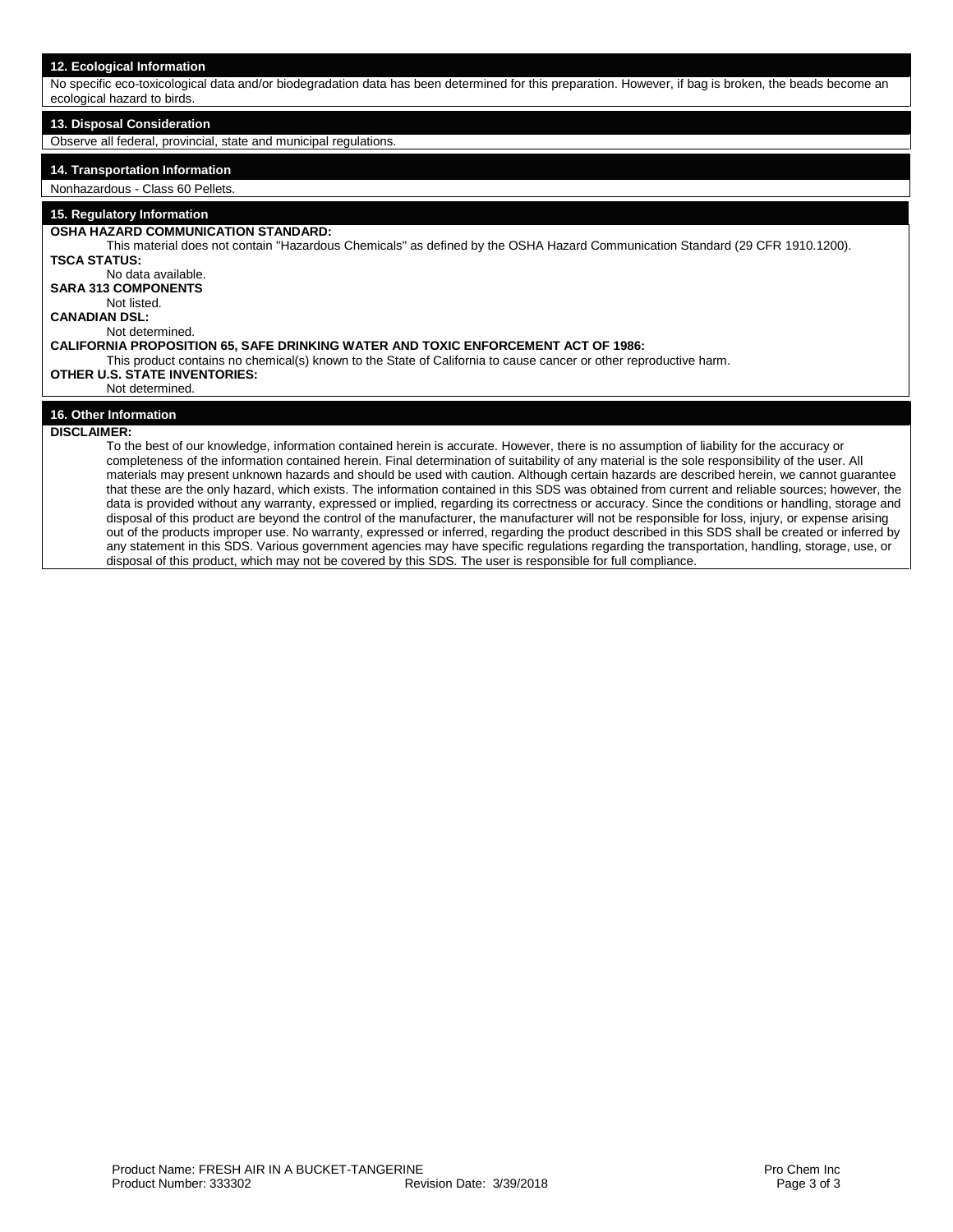## 12. Ecological Information

No specific eco-toxicological data and/or biodegradation data has been determined for this preparation. However, if bag is broken, the beads become an ecological hazard to birds.

## 13. Disposal Consideration

Observe all federal, provincial, state and municipal regulations.

## 14. Transportation Information

Nonhazardous - Class 60 Pellets.

## 15. Regulatory Information

**OSHA HAZARD COMMUNICATION STANDARD:**

This material does not contain "Hazardous Chemicals" as defined by the OSHA Hazard Communication Standard (29 CFR 1910.1200).

**TSCA STATUS:**

No data available.

**SARA 313 COMPONENTS**

Not listed.

**CANADIAN DSL:**

Not determined.

**CALIFORNIA PROPOSITION 65, SAFE DRINKING WATER AND TOXIC ENFORCEMENT ACT OF 1986:**

This product contains no chemical(s) known to the State of California to cause cancer or other reproductive harm.

**OTHER U.S. STATE INVENTORIES:**

Not determined.

## 16. Other Information

**DISCLAIMER:**

To the best of our knowledge, information contained herein is accurate. However, there is no assumption of liability for the accuracy or completeness of the information contained herein. Final determination of suitability of any material is the sole responsibility of the user. All materials may present unknown hazards and should be used with caution. Although certain hazards are described herein, we cannot guarantee that these are the only hazard, which exists. The information contained in this SDS was obtained from current and reliable sources; however, the data is provided without any warranty, expressed or implied, regarding its correctness or accuracy. Since the conditions or handling, storage and disposal of this product are beyond the control of the manufacturer, the manufacturer will not be responsible for loss, injury, or expense arising out of the products improper use. No warranty, expressed or inferred, regarding the product described in this SDS shall be created or inferred by any statement in this SDS. Various government agencies may have specific regulations regarding the transportation, handling, storage, use, or disposal of this product, which may not be covered by this SDS. The user is responsible for full compliance.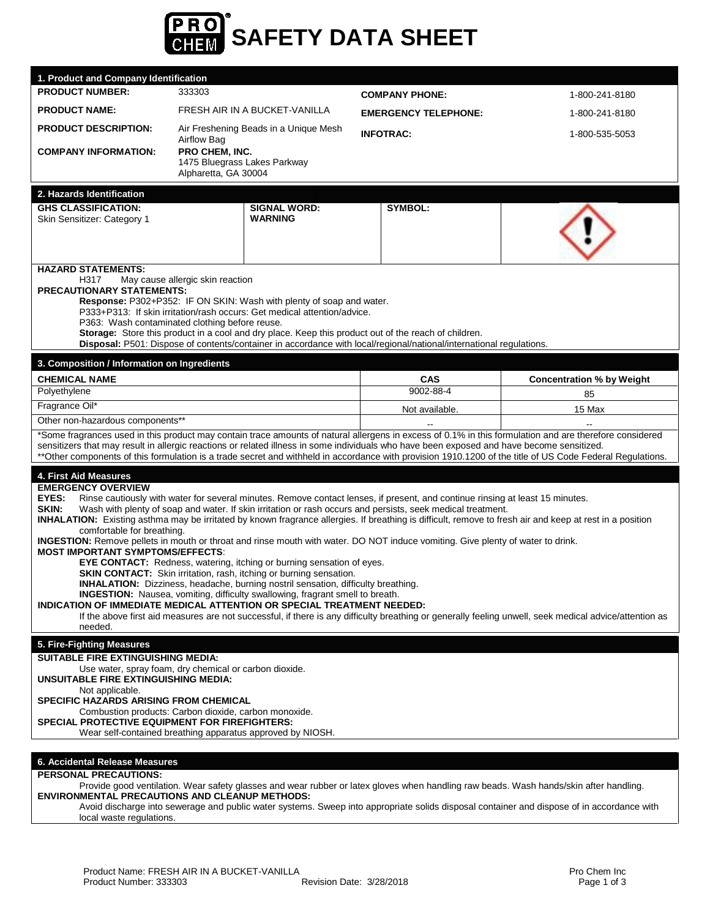# PRO CHEM SAFETY DATA SHEET

## 1. Product and Company Identification

| | | | |
|---|---|---|---|
| **PRODUCT NUMBER:** | 333303 | **COMPANY PHONE:** | 1-800-241-8180 |
| **PRODUCT NAME:** | FRESH AIR IN A BUCKET-VANILLA | **EMERGENCY TELEPHONE:** | 1-800-241-8180 |
| **PRODUCT DESCRIPTION:** | Air Freshening Beads in a Unique Mesh Airflow Bag | **INFOTRAC:** | 1-800-535-5053 |
| **COMPANY INFORMATION:** | **PRO CHEM, INC.** 1475 Bluegrass Lakes Parkway Alpharetta, GA 30004 | | |

## 2. Hazards Identification

| **GHS CLASSIFICATION:** | **SIGNAL WORD:** | **SYMBOL:** |
|---|---|---|
| Skin Sensitizer: Category 1 | **WARNING** | |

**HAZARD STATEMENTS:**

H317 May cause allergic skin reaction

**PRECAUTIONARY STATEMENTS:**

**Response:** P302+P352: IF ON SKIN: Wash with plenty of soap and water.
P333+P313: If skin irritation/rash occurs: Get medical attention/advice.
P363: Wash contaminated clothing before reuse.
**Storage:** Store this product in a cool and dry place. Keep this product out of the reach of children.
**Disposal:** P501: Dispose of contents/container in accordance with local/regional/national/international regulations.

## 3. Composition / Information on Ingredients

| CHEMICAL NAME | CAS | Concentration % by Weight |
|---|---|---|
| Polyethylene | 9002-88-4 | 85 |
| Fragrance Oil* | Not available. | 15 Max |
| Other non-hazardous components** | -- | -- |

*Some fragrances used in this product may contain trace amounts of natural allergens in excess of 0.1% in this formulation and are therefore considered sensitizers that may result in allergic reactions or related illness in some individuals who have been exposed and have become sensitized.
**Other components of this formulation is a trade secret and withheld in accordance with provision 1910.1200 of the title of US Code Federal Regulations.

## 4. First Aid Measures

**EMERGENCY OVERVIEW**

**EYES:** Rinse cautiously with water for several minutes. Remove contact lenses, if present, and continue rinsing at least 15 minutes.
**SKIN:** Wash with plenty of soap and water. If skin irritation or rash occurs and persists, seek medical treatment.
**INHALATION:** Existing asthma may be irritated by known fragrance allergies. If breathing is difficult, remove to fresh air and keep at rest in a position comfortable for breathing.
**INGESTION:** Remove pellets in mouth or throat and rinse mouth with water. DO NOT induce vomiting. Give plenty of water to drink.

**MOST IMPORTANT SYMPTOMS/EFFECTS**:

**EYE CONTACT:** Redness, watering, itching or burning sensation of eyes.
**SKIN CONTACT:** Skin irritation, rash, itching or burning sensation.
**INHALATION:** Dizziness, headache, burning nostril sensation, difficulty breathing.
**INGESTION:** Nausea, vomiting, difficulty swallowing, fragrant smell to breath.

**INDICATION OF IMMEDIATE MEDICAL ATTENTION OR SPECIAL TREATMENT NEEDED:**

If the above first aid measures are not successful, if there is any difficulty breathing or generally feeling unwell, seek medical advice/attention as needed.

## 5. Fire-Fighting Measures

**SUITABLE FIRE EXTINGUISHING MEDIA:**
Use water, spray foam, dry chemical or carbon dioxide.

**UNSUITABLE FIRE EXTINGUISHING MEDIA:**
Not applicable.

**SPECIFIC HAZARDS ARISING FROM CHEMICAL**
Combustion products: Carbon dioxide, carbon monoxide.

**SPECIAL PROTECTIVE EQUIPMENT FOR FIREFIGHTERS:**
Wear self-contained breathing apparatus approved by NIOSH.

## 6. Accidental Release Measures

**PERSONAL PRECAUTIONS:**
Provide good ventilation. Wear safety glasses and wear rubber or latex gloves when handling raw beads. Wash hands/skin after handling.

**ENVIRONMENTAL PRECAUTIONS AND CLEANUP METHODS:**
Avoid discharge into sewerage and public water systems. Sweep into appropriate solids disposal container and dispose of in accordance with local waste regulations.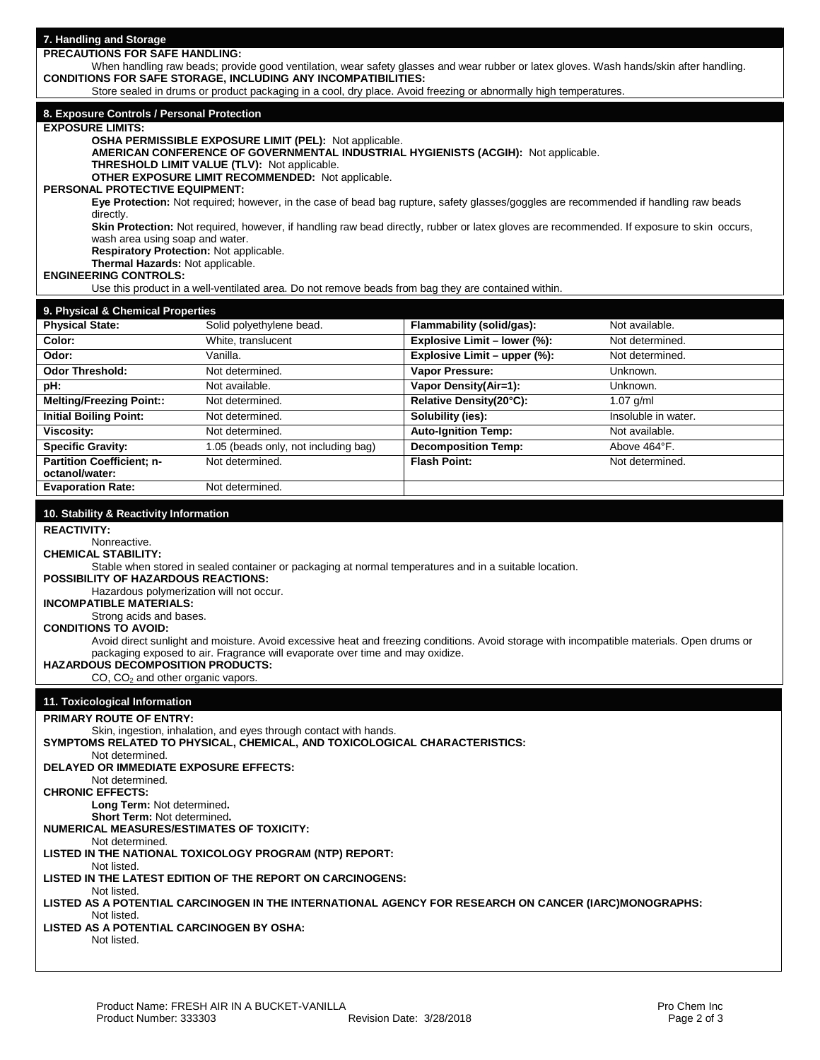## 7. Handling and Storage

**PRECAUTIONS FOR SAFE HANDLING:**

When handling raw beads; provide good ventilation, wear safety glasses and wear rubber or latex gloves. Wash hands/skin after handling.

**CONDITIONS FOR SAFE STORAGE, INCLUDING ANY INCOMPATIBILITIES:**

Store sealed in drums or product packaging in a cool, dry place. Avoid freezing or abnormally high temperatures.

## 8. Exposure Controls / Personal Protection

**EXPOSURE LIMITS:**

**OSHA PERMISSIBLE EXPOSURE LIMIT (PEL):** Not applicable.
**AMERICAN CONFERENCE OF GOVERNMENTAL INDUSTRIAL HYGIENISTS (ACGIH):** Not applicable.
**THRESHOLD LIMIT VALUE (TLV):** Not applicable.
**OTHER EXPOSURE LIMIT RECOMMENDED:** Not applicable.

**PERSONAL PROTECTIVE EQUIPMENT:**

**Eye Protection:** Not required; however, in the case of bead bag rupture, safety glasses/goggles are recommended if handling raw beads directly.
**Skin Protection:** Not required, however, if handling raw bead directly, rubber or latex gloves are recommended. If exposure to skin occurs, wash area using soap and water.
**Respiratory Protection:** Not applicable.
**Thermal Hazards:** Not applicable.

**ENGINEERING CONTROLS:**

Use this product in a well-ventilated area. Do not remove beads from bag they are contained within.

## 9. Physical & Chemical Properties

| | | | |
|---|---|---|---|
| **Physical State:** | Solid polyethylene bead. | **Flammability (solid/gas):** | Not available. |
| **Color:** | White, translucent | **Explosive Limit – lower (%):** | Not determined. |
| **Odor:** | Vanilla. | **Explosive Limit – upper (%):** | Not determined. |
| **Odor Threshold:** | Not determined. | **Vapor Pressure:** | Unknown. |
| **pH:** | Not available. | **Vapor Density(Air=1):** | Unknown. |
| **Melting/Freezing Point::** | Not determined. | **Relative Density(20°C):** | 1.07 g/ml |
| **Initial Boiling Point:** | Not determined. | **Solubility (ies):** | Insoluble in water. |
| **Viscosity:** | Not determined. | **Auto-Ignition Temp:** | Not available. |
| **Specific Gravity:** | 1.05 (beads only, not including bag) | **Decomposition Temp:** | Above 464°F. |
| **Partition Coefficient; n-octanol/water:** | Not determined. | **Flash Point:** | Not determined. |
| **Evaporation Rate:** | Not determined. | | |

## 10. Stability & Reactivity Information

**REACTIVITY:**

Nonreactive.

**CHEMICAL STABILITY:**

Stable when stored in sealed container or packaging at normal temperatures and in a suitable location.

**POSSIBILITY OF HAZARDOUS REACTIONS:**

Hazardous polymerization will not occur.

**INCOMPATIBLE MATERIALS:**

Strong acids and bases.

**CONDITIONS TO AVOID:**

Avoid direct sunlight and moisture. Avoid excessive heat and freezing conditions. Avoid storage with incompatible materials. Open drums or packaging exposed to air. Fragrance will evaporate over time and may oxidize.

**HAZARDOUS DECOMPOSITION PRODUCTS:**

CO, $CO_2$ and other organic vapors.

## 11. Toxicological Information

**PRIMARY ROUTE OF ENTRY:**

Skin, ingestion, inhalation, and eyes through contact with hands.

**SYMPTOMS RELATED TO PHYSICAL, CHEMICAL, AND TOXICOLOGICAL CHARACTERISTICS:**

Not determined.

**DELAYED OR IMMEDIATE EXPOSURE EFFECTS:**

Not determined.

**CHRONIC EFFECTS:**

**Long Term:** Not determined.
**Short Term:** Not determined.

**NUMERICAL MEASURES/ESTIMATES OF TOXICITY:**

Not determined.

**LISTED IN THE NATIONAL TOXICOLOGY PROGRAM (NTP) REPORT:**

Not listed.

**LISTED IN THE LATEST EDITION OF THE REPORT ON CARCINOGENS:**

Not listed.

**LISTED AS A POTENTIAL CARCINOGEN IN THE INTERNATIONAL AGENCY FOR RESEARCH ON CANCER (IARC)MONOGRAPHS:**

Not listed.

**LISTED AS A POTENTIAL CARCINOGEN BY OSHA:**

Not listed.

Product Name: FRESH AIR IN A BUCKET-VANILLA
Product Number: 333303 Revision Date: 3/28/2018
Pro Chem Inc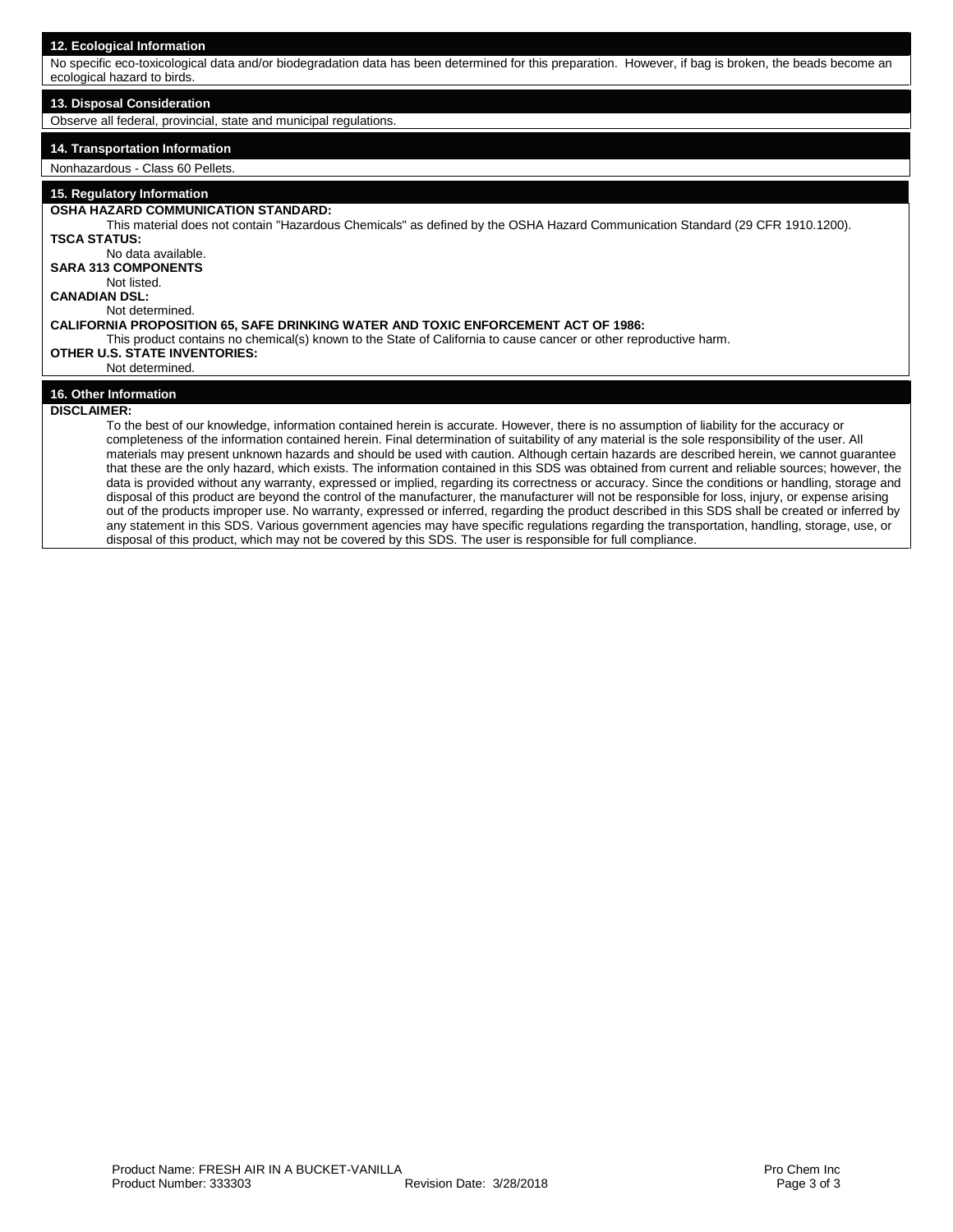## 12. Ecological Information

No specific eco-toxicological data and/or biodegradation data has been determined for this preparation. However, if bag is broken, the beads become an ecological hazard to birds.

## 13. Disposal Consideration

Observe all federal, provincial, state and municipal regulations.

## 14. Transportation Information

Nonhazardous - Class 60 Pellets.

## 15. Regulatory Information

**OSHA HAZARD COMMUNICATION STANDARD:**

This material does not contain "Hazardous Chemicals" as defined by the OSHA Hazard Communication Standard (29 CFR 1910.1200).

**TSCA STATUS:**

No data available.

**SARA 313 COMPONENTS**

Not listed.

**CANADIAN DSL:**

Not determined.

**CALIFORNIA PROPOSITION 65, SAFE DRINKING WATER AND TOXIC ENFORCEMENT ACT OF 1986:**

This product contains no chemical(s) known to the State of California to cause cancer or other reproductive harm.

**OTHER U.S. STATE INVENTORIES:**

Not determined.

## 16. Other Information

**DISCLAIMER:**

To the best of our knowledge, information contained herein is accurate. However, there is no assumption of liability for the accuracy or completeness of the information contained herein. Final determination of suitability of any material is the sole responsibility of the user. All materials may present unknown hazards and should be used with caution. Although certain hazards are described herein, we cannot guarantee that these are the only hazard, which exists. The information contained in this SDS was obtained from current and reliable sources; however, the data is provided without any warranty, expressed or implied, regarding its correctness or accuracy. Since the conditions or handling, storage and disposal of this product are beyond the control of the manufacturer, the manufacturer will not be responsible for loss, injury, or expense arising out of the products improper use. No warranty, expressed or inferred, regarding the product described in this SDS shall be created or inferred by any statement in this SDS. Various government agencies may have specific regulations regarding the transportation, handling, storage, use, or disposal of this product, which may not be covered by this SDS. The user is responsible for full compliance.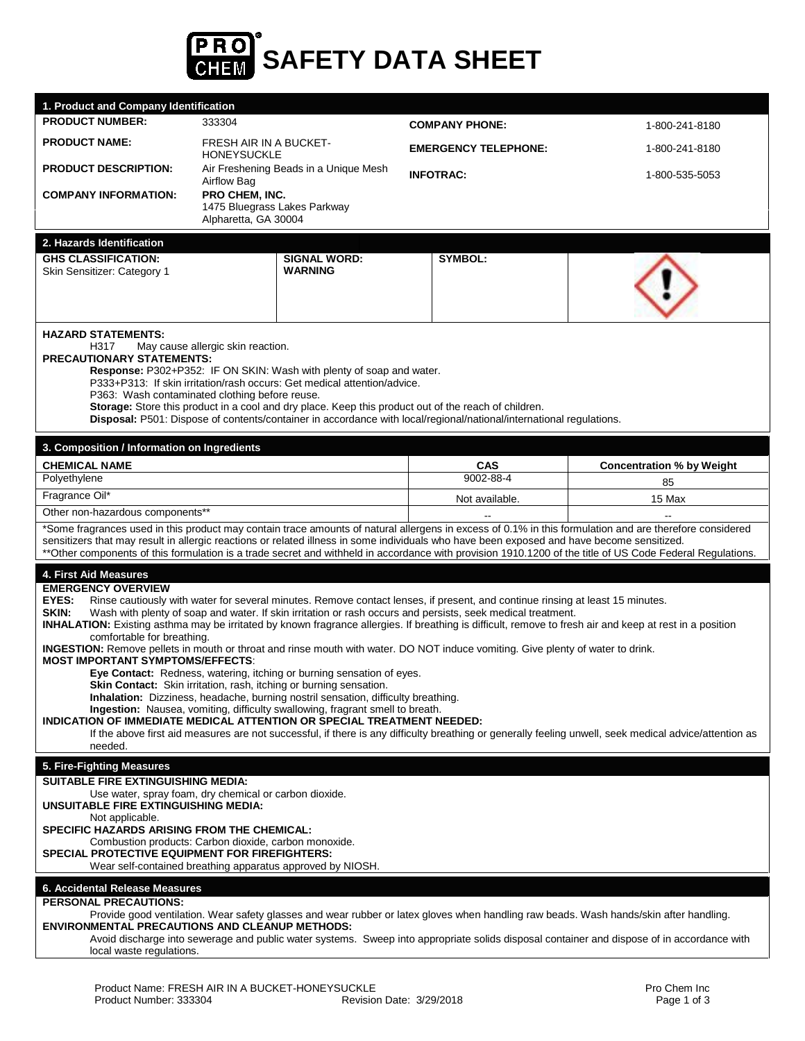# SAFETY DATA SHEET

## 1. Product and Company Identification

| | | | |
|---|---|---|---|
| **PRODUCT NUMBER:** | 333304 | **COMPANY PHONE:** | 1-800-241-8180 |
| **PRODUCT NAME:** | FRESH AIR IN A BUCKET-HONEYSUCKLE | **EMERGENCY TELEPHONE:** | 1-800-241-8180 |
| **PRODUCT DESCRIPTION:** | Air Freshening Beads in a Unique Mesh Airflow Bag | **INFOTRAC:** | 1-800-535-5053 |
| **COMPANY INFORMATION:** | **PRO CHEM, INC.** 1475 Bluegrass Lakes Parkway Alpharetta, GA 30004 | | |

## 2. Hazards Identification

| | | |
|---|---|---|
| **GHS CLASSIFICATION:** Skin Sensitizer: Category 1 | **SIGNAL WORD:** **WARNING** | **SYMBOL:** |

**HAZARD STATEMENTS:**

H317 May cause allergic skin reaction.

**PRECAUTIONARY STATEMENTS:**

**Response:** P302+P352: IF ON SKIN: Wash with plenty of soap and water.

P333+P313: If skin irritation/rash occurs: Get medical attention/advice.

P363: Wash contaminated clothing before reuse.

**Storage:** Store this product in a cool and dry place. Keep this product out of the reach of children.

**Disposal:** P501: Dispose of contents/container in accordance with local/regional/national/international regulations.

## 3. Composition / Information on Ingredients

| CHEMICAL NAME | CAS | Concentration % by Weight |
|---|---|---|
| Polyethylene | 9002-88-4 | 85 |
| Fragrance Oil* | Not available. | 15 Max |
| Other non-hazardous components** | -- | -- |

*Some fragrances used in this product may contain trace amounts of natural allergens in excess of 0.1% in this formulation and are therefore considered sensitizers that may result in allergic reactions or related illness in some individuals who have been exposed and have become sensitized.

**Other components of this formulation is a trade secret and withheld in accordance with provision 1910.1200 of the title of US Code Federal Regulations.

## 4. First Aid Measures

**EMERGENCY OVERVIEW**

**EYES:** Rinse cautiously with water for several minutes. Remove contact lenses, if present, and continue rinsing at least 15 minutes.

**SKIN:** Wash with plenty of soap and water. If skin irritation or rash occurs and persists, seek medical treatment.

**INHALATION:** Existing asthma may be irritated by known fragrance allergies. If breathing is difficult, remove to fresh air and keep at rest in a position comfortable for breathing.

**INGESTION:** Remove pellets in mouth or throat and rinse mouth with water. DO NOT induce vomiting. Give plenty of water to drink.

**MOST IMPORTANT SYMPTOMS/EFFECTS**:

**Eye Contact:** Redness, watering, itching or burning sensation of eyes.

**Skin Contact:** Skin irritation, rash, itching or burning sensation.

**Inhalation:** Dizziness, headache, burning nostril sensation, difficulty breathing.

**Ingestion:** Nausea, vomiting, difficulty swallowing, fragrant smell to breath.

**INDICATION OF IMMEDIATE MEDICAL ATTENTION OR SPECIAL TREATMENT NEEDED:**

If the above first aid measures are not successful, if there is any difficulty breathing or generally feeling unwell, seek medical advice/attention as needed.

## 5. Fire-Fighting Measures

**SUITABLE FIRE EXTINGUISHING MEDIA:**

Use water, spray foam, dry chemical or carbon dioxide.

**UNSUITABLE FIRE EXTINGUISHING MEDIA:**

Not applicable.

**SPECIFIC HAZARDS ARISING FROM THE CHEMICAL:**

Combustion products: Carbon dioxide, carbon monoxide.

**SPECIAL PROTECTIVE EQUIPMENT FOR FIREFIGHTERS:**

Wear self-contained breathing apparatus approved by NIOSH.

## 6. Accidental Release Measures

**PERSONAL PRECAUTIONS:**

Provide good ventilation. Wear safety glasses and wear rubber or latex gloves when handling raw beads. Wash hands/skin after handling.

**ENVIRONMENTAL PRECAUTIONS AND CLEANUP METHODS:**

Avoid discharge into sewerage and public water systems. Sweep into appropriate solids disposal container and dispose of in accordance with local waste regulations.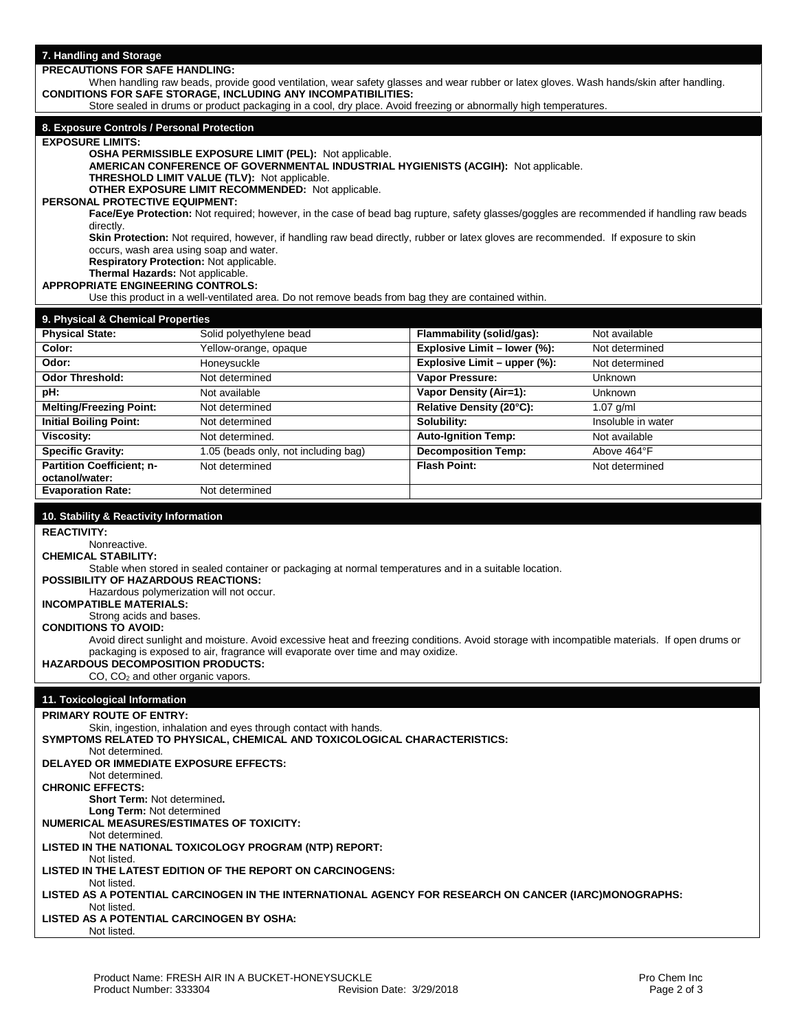## 7. Handling and Storage

**PRECAUTIONS FOR SAFE HANDLING:**

When handling raw beads, provide good ventilation, wear safety glasses and wear rubber or latex gloves. Wash hands/skin after handling.

**CONDITIONS FOR SAFE STORAGE, INCLUDING ANY INCOMPATIBILITIES:**

Store sealed in drums or product packaging in a cool, dry place. Avoid freezing or abnormally high temperatures.

## 8. Exposure Controls / Personal Protection

**EXPOSURE LIMITS:**

**OSHA PERMISSIBLE EXPOSURE LIMIT (PEL):** Not applicable.
**AMERICAN CONFERENCE OF GOVERNMENTAL INDUSTRIAL HYGIENISTS (ACGIH):** Not applicable.
**THRESHOLD LIMIT VALUE (TLV):** Not applicable.
**OTHER EXPOSURE LIMIT RECOMMENDED:** Not applicable.

**PERSONAL PROTECTIVE EQUIPMENT:**

**Face/Eye Protection:** Not required; however, in the case of bead bag rupture, safety glasses/goggles are recommended if handling raw beads directly.
**Skin Protection:** Not required, however, if handling raw bead directly, rubber or latex gloves are recommended. If exposure to skin occurs, wash area using soap and water.
**Respiratory Protection:** Not applicable.
**Thermal Hazards:** Not applicable.

**APPROPRIATE ENGINEERING CONTROLS:**

Use this product in a well-ventilated area. Do not remove beads from bag they are contained within.

## 9. Physical & Chemical Properties

| | | | |
|---|---|---|---|
| **Physical State:** | Solid polyethylene bead | **Flammability (solid/gas):** | Not available |
| **Color:** | Yellow-orange, opaque | **Explosive Limit – lower (%):** | Not determined |
| **Odor:** | Honeysuckle | **Explosive Limit – upper (%):** | Not determined |
| **Odor Threshold:** | Not determined | **Vapor Pressure:** | Unknown |
| **pH:** | Not available | **Vapor Density (Air=1):** | Unknown |
| **Melting/Freezing Point:** | Not determined | **Relative Density (20°C):** | 1.07 g/ml |
| **Initial Boiling Point:** | Not determined | **Solubility:** | Insoluble in water |
| **Viscosity:** | Not determined. | **Auto-Ignition Temp:** | Not available |
| **Specific Gravity:** | 1.05 (beads only, not including bag) | **Decomposition Temp:** | Above 464°F |
| **Partition Coefficient; n-octanol/water:** | Not determined | **Flash Point:** | Not determined |
| **Evaporation Rate:** | Not determined | | |

## 10. Stability & Reactivity Information

**REACTIVITY:**

Nonreactive.

**CHEMICAL STABILITY:**

Stable when stored in sealed container or packaging at normal temperatures and in a suitable location.

**POSSIBILITY OF HAZARDOUS REACTIONS:**

Hazardous polymerization will not occur.

**INCOMPATIBLE MATERIALS:**

Strong acids and bases.

**CONDITIONS TO AVOID:**

Avoid direct sunlight and moisture. Avoid excessive heat and freezing conditions. Avoid storage with incompatible materials. If open drums or packaging is exposed to air, fragrance will evaporate over time and may oxidize.

**HAZARDOUS DECOMPOSITION PRODUCTS:**

CO, $CO_2$ and other organic vapors.

## 11. Toxicological Information

**PRIMARY ROUTE OF ENTRY:**

Skin, ingestion, inhalation and eyes through contact with hands.

**SYMPTOMS RELATED TO PHYSICAL, CHEMICAL AND TOXICOLOGICAL CHARACTERISTICS:**

Not determined.

**DELAYED OR IMMEDIATE EXPOSURE EFFECTS:**

Not determined.

**CHRONIC EFFECTS:**

**Short Term:** Not determined**.**
**Long Term:** Not determined

**NUMERICAL MEASURES/ESTIMATES OF TOXICITY:**

Not determined.

**LISTED IN THE NATIONAL TOXICOLOGY PROGRAM (NTP) REPORT:**

Not listed.

**LISTED IN THE LATEST EDITION OF THE REPORT ON CARCINOGENS:**

Not listed.

**LISTED AS A POTENTIAL CARCINOGEN IN THE INTERNATIONAL AGENCY FOR RESEARCH ON CANCER (IARC)MONOGRAPHS:**

Not listed.

**LISTED AS A POTENTIAL CARCINOGEN BY OSHA:**

Not listed.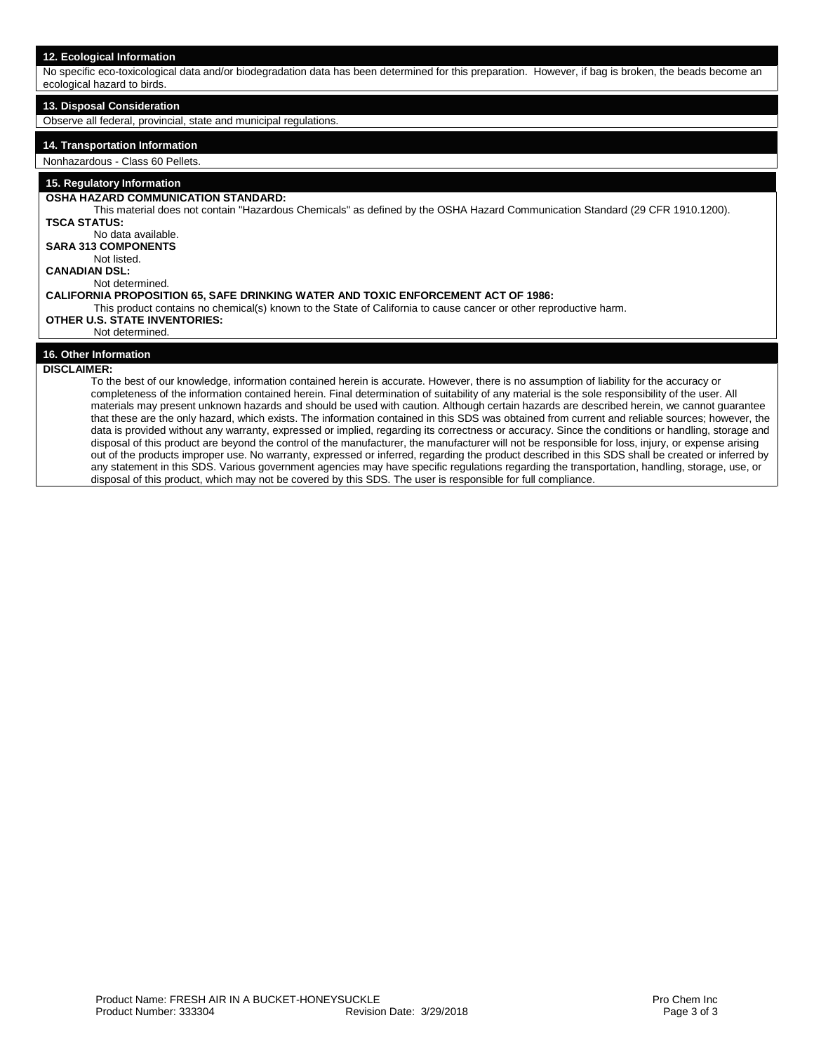## 12. Ecological Information

No specific eco-toxicological data and/or biodegradation data has been determined for this preparation. However, if bag is broken, the beads become an ecological hazard to birds.

## 13. Disposal Consideration

Observe all federal, provincial, state and municipal regulations.

## 14. Transportation Information

Nonhazardous - Class 60 Pellets.

## 15. Regulatory Information

**OSHA HAZARD COMMUNICATION STANDARD:**

This material does not contain "Hazardous Chemicals" as defined by the OSHA Hazard Communication Standard (29 CFR 1910.1200).

**TSCA STATUS:**

No data available.

**SARA 313 COMPONENTS**

Not listed.

**CANADIAN DSL:**

Not determined.

**CALIFORNIA PROPOSITION 65, SAFE DRINKING WATER AND TOXIC ENFORCEMENT ACT OF 1986:**

This product contains no chemical(s) known to the State of California to cause cancer or other reproductive harm.

**OTHER U.S. STATE INVENTORIES:**

Not determined.

## 16. Other Information

**DISCLAIMER:**

To the best of our knowledge, information contained herein is accurate. However, there is no assumption of liability for the accuracy or completeness of the information contained herein. Final determination of suitability of any material is the sole responsibility of the user. All materials may present unknown hazards and should be used with caution. Although certain hazards are described herein, we cannot guarantee that these are the only hazard, which exists. The information contained in this SDS was obtained from current and reliable sources; however, the data is provided without any warranty, expressed or implied, regarding its correctness or accuracy. Since the conditions or handling, storage and disposal of this product are beyond the control of the manufacturer, the manufacturer will not be responsible for loss, injury, or expense arising out of the products improper use. No warranty, expressed or inferred, regarding the product described in this SDS shall be created or inferred by any statement in this SDS. Various government agencies may have specific regulations regarding the transportation, handling, storage, use, or disposal of this product, which may not be covered by this SDS. The user is responsible for full compliance.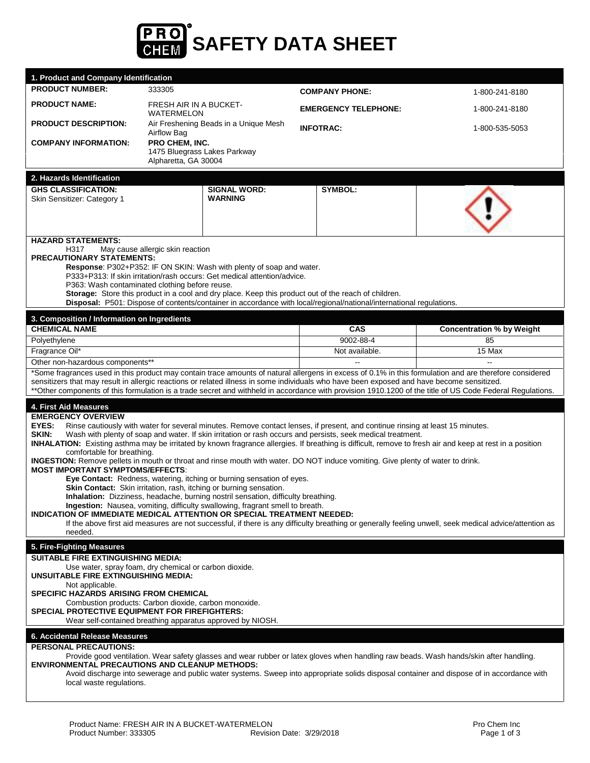# PRO CHEM SAFETY DATA SHEET

## 1. Product and Company Identification

| | | | |
|---|---|---|---|
| **PRODUCT NUMBER:** | 333305 | **COMPANY PHONE:** | 1-800-241-8180 |
| **PRODUCT NAME:** | FRESH AIR IN A BUCKET-WATERMELON | **EMERGENCY TELEPHONE:** | 1-800-241-8180 |
| **PRODUCT DESCRIPTION:** | Air Freshening Beads in a Unique Mesh Airflow Bag | **INFOTRAC:** | 1-800-535-5053 |
| **COMPANY INFORMATION:** | **PRO CHEM, INC.** 1475 Bluegrass Lakes Parkway Alpharetta, GA 30004 | | |

## 2. Hazards Identification

| | | |
|---|---|---|
| **GHS CLASSIFICATION:** Skin Sensitizer: Category 1 | **SIGNAL WORD: WARNING** | **SYMBOL:** |

**HAZARD STATEMENTS:**

H317 May cause allergic skin reaction

**PRECAUTIONARY STATEMENTS:**

**Response**: P302+P352: IF ON SKIN: Wash with plenty of soap and water.

P333+P313: If skin irritation/rash occurs: Get medical attention/advice.

P363: Wash contaminated clothing before reuse.

**Storage:** Store this product in a cool and dry place. Keep this product out of the reach of children.

**Disposal:** P501: Dispose of contents/container in accordance with local/regional/national/international regulations.

## 3. Composition / Information on Ingredients

| CHEMICAL NAME | CAS | Concentration % by Weight |
|---|---|---|
| Polyethylene | 9002-88-4 | 85 |
| Fragrance Oil* | Not available. | 15 Max |
| Other non-hazardous components** | -- | -- |

*Some fragrances used in this product may contain trace amounts of natural allergens in excess of 0.1% in this formulation and are therefore considered sensitizers that may result in allergic reactions or related illness in some individuals who have been exposed and have become sensitized.

**Other components of this formulation is a trade secret and withheld in accordance with provision 1910.1200 of the title of US Code Federal Regulations.

## 4. First Aid Measures

**EMERGENCY OVERVIEW**

**EYES:** Rinse cautiously with water for several minutes. Remove contact lenses, if present, and continue rinsing at least 15 minutes.

**SKIN:** Wash with plenty of soap and water. If skin irritation or rash occurs and persists, seek medical treatment.

**INHALATION:** Existing asthma may be irritated by known fragrance allergies. If breathing is difficult, remove to fresh air and keep at rest in a position comfortable for breathing.

**INGESTION:** Remove pellets in mouth or throat and rinse mouth with water. DO NOT induce vomiting. Give plenty of water to drink.

**MOST IMPORTANT SYMPTOMS/EFFECTS**:

**Eye Contact:** Redness, watering, itching or burning sensation of eyes.

**Skin Contact:** Skin irritation, rash, itching or burning sensation.

**Inhalation:** Dizziness, headache, burning nostril sensation, difficulty breathing.

**Ingestion:** Nausea, vomiting, difficulty swallowing, fragrant smell to breath.

**INDICATION OF IMMEDIATE MEDICAL ATTENTION OR SPECIAL TREATMENT NEEDED:**

If the above first aid measures are not successful, if there is any difficulty breathing or generally feeling unwell, seek medical advice/attention as needed.

## 5. Fire-Fighting Measures

**SUITABLE FIRE EXTINGUISHING MEDIA:**

Use water, spray foam, dry chemical or carbon dioxide.

**UNSUITABLE FIRE EXTINGUISHING MEDIA:**

Not applicable.

**SPECIFIC HAZARDS ARISING FROM CHEMICAL**

Combustion products: Carbon dioxide, carbon monoxide.

**SPECIAL PROTECTIVE EQUIPMENT FOR FIREFIGHTERS:**

Wear self-contained breathing apparatus approved by NIOSH.

## 6. Accidental Release Measures

**PERSONAL PRECAUTIONS:**

Provide good ventilation. Wear safety glasses and wear rubber or latex gloves when handling raw beads. Wash hands/skin after handling.

**ENVIRONMENTAL PRECAUTIONS AND CLEANUP METHODS:**

Avoid discharge into sewerage and public water systems. Sweep into appropriate solids disposal container and dispose of in accordance with local waste regulations.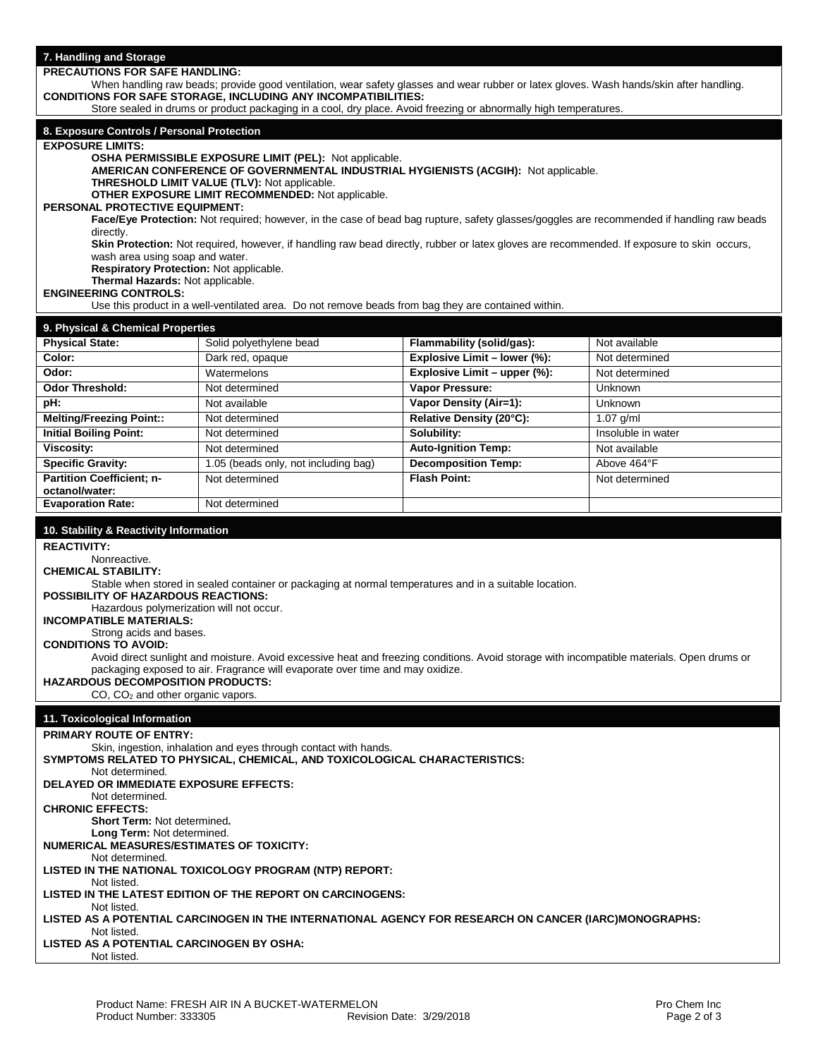## 7. Handling and Storage

**PRECAUTIONS FOR SAFE HANDLING:**

When handling raw beads; provide good ventilation, wear safety glasses and wear rubber or latex gloves. Wash hands/skin after handling.

**CONDITIONS FOR SAFE STORAGE, INCLUDING ANY INCOMPATIBILITIES:**

Store sealed in drums or product packaging in a cool, dry place. Avoid freezing or abnormally high temperatures.

## 8. Exposure Controls / Personal Protection

**EXPOSURE LIMITS:**

**OSHA PERMISSIBLE EXPOSURE LIMIT (PEL):** Not applicable.
**AMERICAN CONFERENCE OF GOVERNMENTAL INDUSTRIAL HYGIENISTS (ACGIH):** Not applicable.
**THRESHOLD LIMIT VALUE (TLV):** Not applicable.
**OTHER EXPOSURE LIMIT RECOMMENDED:** Not applicable.

**PERSONAL PROTECTIVE EQUIPMENT:**

**Face/Eye Protection:** Not required; however, in the case of bead bag rupture, safety glasses/goggles are recommended if handling raw beads directly.
**Skin Protection:** Not required, however, if handling raw bead directly, rubber or latex gloves are recommended. If exposure to skin occurs, wash area using soap and water.
**Respiratory Protection:** Not applicable.
**Thermal Hazards:** Not applicable.

**ENGINEERING CONTROLS:**

Use this product in a well-ventilated area. Do not remove beads from bag they are contained within.

## 9. Physical & Chemical Properties

| | | | |
|---|---|---|---|
| **Physical State:** | Solid polyethylene bead | **Flammability (solid/gas):** | Not available |
| **Color:** | Dark red, opaque | **Explosive Limit – lower (%):** | Not determined |
| **Odor:** | Watermelons | **Explosive Limit – upper (%):** | Not determined |
| **Odor Threshold:** | Not determined | **Vapor Pressure:** | Unknown |
| **pH:** | Not available | **Vapor Density (Air=1):** | Unknown |
| **Melting/Freezing Point::** | Not determined | **Relative Density (20°C):** | 1.07 g/ml |
| **Initial Boiling Point:** | Not determined | **Solubility:** | Insoluble in water |
| **Viscosity:** | Not determined | **Auto-Ignition Temp:** | Not available |
| **Specific Gravity:** | 1.05 (beads only, not including bag) | **Decomposition Temp:** | Above 464°F |
| **Partition Coefficient; n-octanol/water:** | Not determined | **Flash Point:** | Not determined |
| **Evaporation Rate:** | Not determined | | |

## 10. Stability & Reactivity Information

**REACTIVITY:**

Nonreactive.

**CHEMICAL STABILITY:**

Stable when stored in sealed container or packaging at normal temperatures and in a suitable location.

**POSSIBILITY OF HAZARDOUS REACTIONS:**

Hazardous polymerization will not occur.

**INCOMPATIBLE MATERIALS:**

Strong acids and bases.

**CONDITIONS TO AVOID:**

Avoid direct sunlight and moisture. Avoid excessive heat and freezing conditions. Avoid storage with incompatible materials. Open drums or packaging exposed to air. Fragrance will evaporate over time and may oxidize.

**HAZARDOUS DECOMPOSITION PRODUCTS:**

CO, $CO_2$ and other organic vapors.

## 11. Toxicological Information

**PRIMARY ROUTE OF ENTRY:**

Skin, ingestion, inhalation and eyes through contact with hands.

**SYMPTOMS RELATED TO PHYSICAL, CHEMICAL, AND TOXICOLOGICAL CHARACTERISTICS:**

Not determined.

**DELAYED OR IMMEDIATE EXPOSURE EFFECTS:**

Not determined.

**CHRONIC EFFECTS:**

**Short Term:** Not determined**.**
**Long Term:** Not determined.

**NUMERICAL MEASURES/ESTIMATES OF TOXICITY:**

Not determined.

**LISTED IN THE NATIONAL TOXICOLOGY PROGRAM (NTP) REPORT:**

Not listed.

**LISTED IN THE LATEST EDITION OF THE REPORT ON CARCINOGENS:**

Not listed.

**LISTED AS A POTENTIAL CARCINOGEN IN THE INTERNATIONAL AGENCY FOR RESEARCH ON CANCER (IARC)MONOGRAPHS:**

Not listed.

**LISTED AS A POTENTIAL CARCINOGEN BY OSHA:**

Not listed.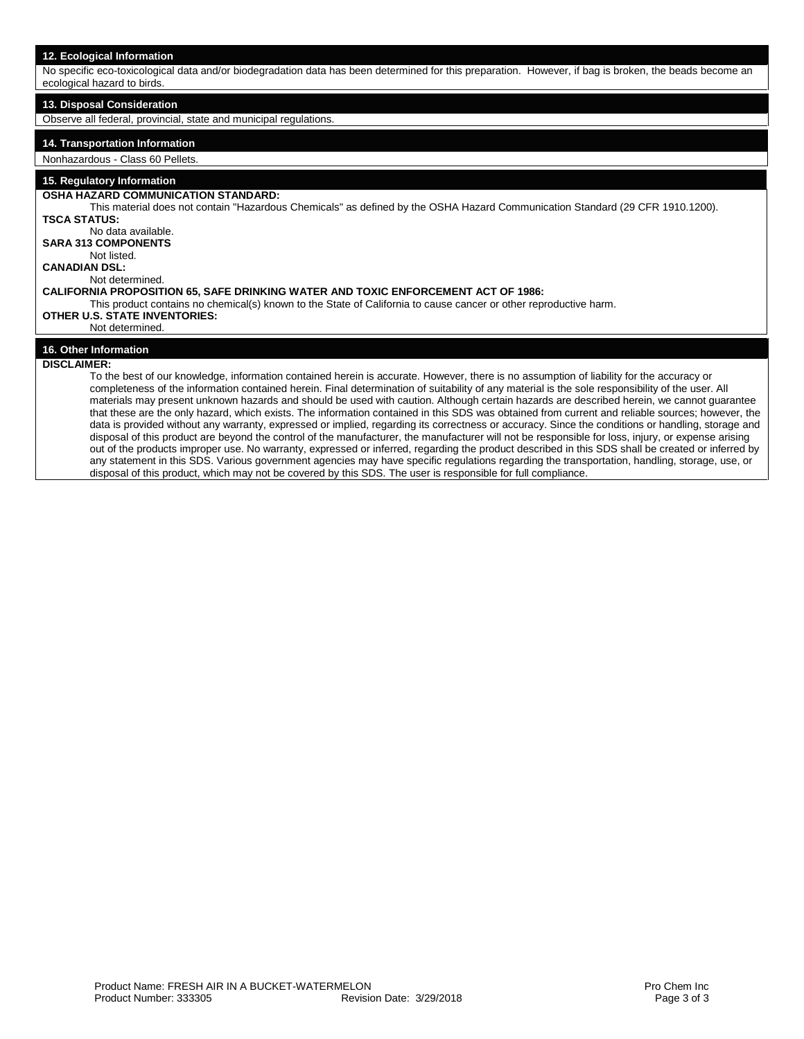## 12. Ecological Information

No specific eco-toxicological data and/or biodegradation data has been determined for this preparation. However, if bag is broken, the beads become an ecological hazard to birds.

## 13. Disposal Consideration

Observe all federal, provincial, state and municipal regulations.

## 14. Transportation Information

Nonhazardous - Class 60 Pellets.

## 15. Regulatory Information

**OSHA HAZARD COMMUNICATION STANDARD:**

This material does not contain "Hazardous Chemicals" as defined by the OSHA Hazard Communication Standard (29 CFR 1910.1200).

**TSCA STATUS:**

No data available.

**SARA 313 COMPONENTS**

Not listed.

**CANADIAN DSL:**

Not determined.

**CALIFORNIA PROPOSITION 65, SAFE DRINKING WATER AND TOXIC ENFORCEMENT ACT OF 1986:**

This product contains no chemical(s) known to the State of California to cause cancer or other reproductive harm.

**OTHER U.S. STATE INVENTORIES:**

Not determined.

## 16. Other Information

**DISCLAIMER:**

To the best of our knowledge, information contained herein is accurate. However, there is no assumption of liability for the accuracy or completeness of the information contained herein. Final determination of suitability of any material is the sole responsibility of the user. All materials may present unknown hazards and should be used with caution. Although certain hazards are described herein, we cannot guarantee that these are the only hazard, which exists. The information contained in this SDS was obtained from current and reliable sources; however, the data is provided without any warranty, expressed or implied, regarding its correctness or accuracy. Since the conditions or handling, storage and disposal of this product are beyond the control of the manufacturer, the manufacturer will not be responsible for loss, injury, or expense arising out of the products improper use. No warranty, expressed or inferred, regarding the product described in this SDS shall be created or inferred by any statement in this SDS. Various government agencies may have specific regulations regarding the transportation, handling, storage, use, or disposal of this product, which may not be covered by this SDS. The user is responsible for full compliance.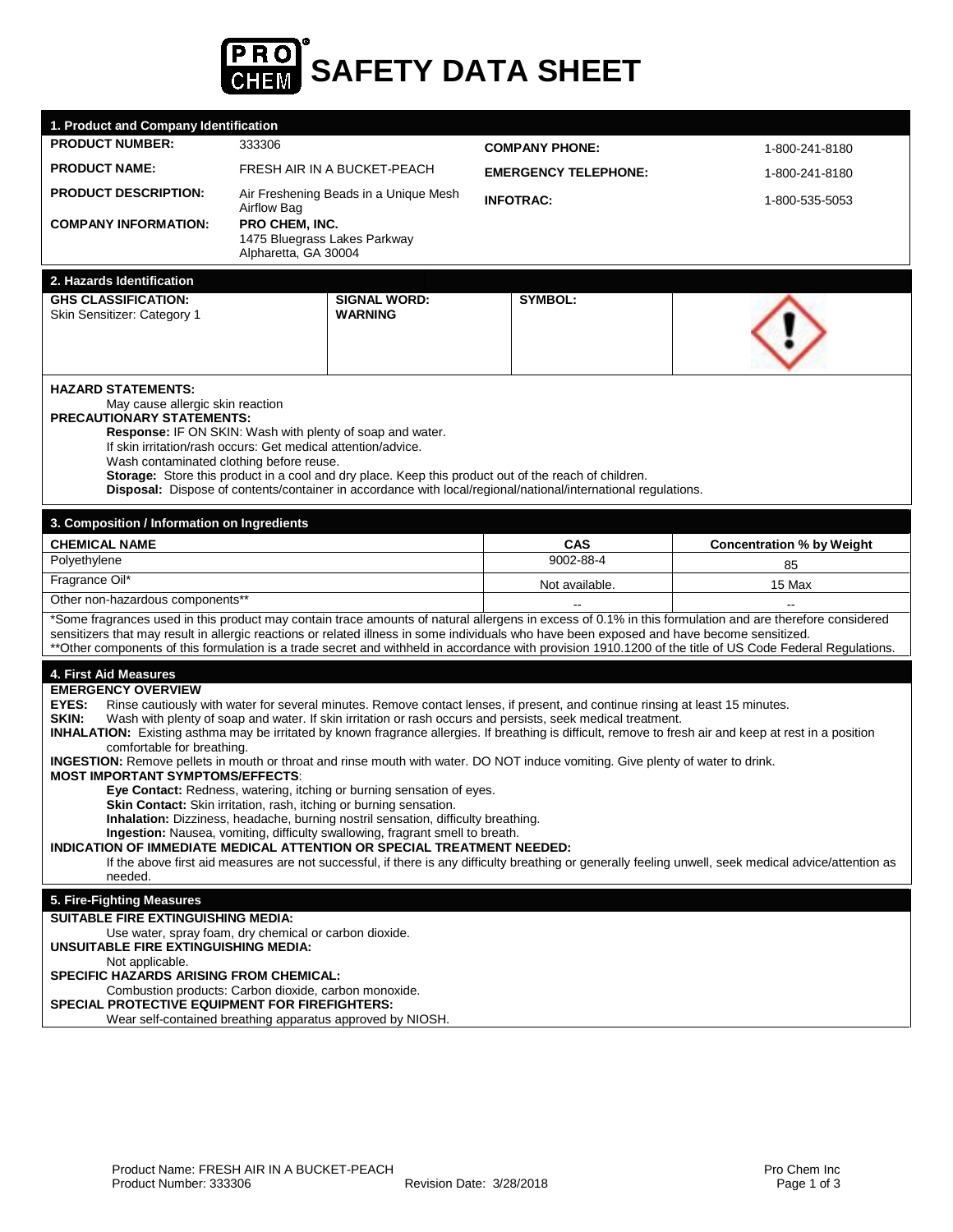# PRO CHEM SAFETY DATA SHEET

## 1. Product and Company Identification

| | | | |
|---|---|---|---|
| **PRODUCT NUMBER:** | 333306 | **COMPANY PHONE:** | 1-800-241-8180 |
| **PRODUCT NAME:** | FRESH AIR IN A BUCKET-PEACH | **EMERGENCY TELEPHONE:** | 1-800-241-8180 |
| **PRODUCT DESCRIPTION:** | Air Freshening Beads in a Unique Mesh Airflow Bag | **INFOTRAC:** | 1-800-535-5053 |
| **COMPANY INFORMATION:** | **PRO CHEM, INC.** 1475 Bluegrass Lakes Parkway Alpharetta, GA 30004 | | |

## 2. Hazards Identification

| | | |
|---|---|---|
| **GHS CLASSIFICATION:** Skin Sensitizer: Category 1 | **SIGNAL WORD:** **WARNING** | **SYMBOL:** |

**HAZARD STATEMENTS:**

May cause allergic skin reaction

**PRECAUTIONARY STATEMENTS:**

**Response:** IF ON SKIN: Wash with plenty of soap and water.
If skin irritation/rash occurs: Get medical attention/advice.
Wash contaminated clothing before reuse.
**Storage:** Store this product in a cool and dry place. Keep this product out of the reach of children.
**Disposal:** Dispose of contents/container in accordance with local/regional/national/international regulations.

## 3. Composition / Information on Ingredients

| CHEMICAL NAME | CAS | Concentration % by Weight |
|---|---|---|
| Polyethylene | 9002-88-4 | 85 |
| Fragrance Oil* | Not available. | 15 Max |
| Other non-hazardous components** | -- | -- |

*Some fragrances used in this product may contain trace amounts of natural allergens in excess of 0.1% in this formulation and are therefore considered sensitizers that may result in allergic reactions or related illness in some individuals who have been exposed and have become sensitized.
**Other components of this formulation is a trade secret and withheld in accordance with provision 1910.1200 of the title of US Code Federal Regulations.

## 4. First Aid Measures

**EMERGENCY OVERVIEW**

**EYES:** Rinse cautiously with water for several minutes. Remove contact lenses, if present, and continue rinsing at least 15 minutes.
**SKIN:** Wash with plenty of soap and water. If skin irritation or rash occurs and persists, seek medical treatment.
**INHALATION:** Existing asthma may be irritated by known fragrance allergies. If breathing is difficult, remove to fresh air and keep at rest in a position comfortable for breathing.
**INGESTION:** Remove pellets in mouth or throat and rinse mouth with water. DO NOT induce vomiting. Give plenty of water to drink.

**MOST IMPORTANT SYMPTOMS/EFFECTS:**

**Eye Contact:** Redness, watering, itching or burning sensation of eyes.
**Skin Contact:** Skin irritation, rash, itching or burning sensation.
**Inhalation:** Dizziness, headache, burning nostril sensation, difficulty breathing.
**Ingestion:** Nausea, vomiting, difficulty swallowing, fragrant smell to breath.

**INDICATION OF IMMEDIATE MEDICAL ATTENTION OR SPECIAL TREATMENT NEEDED:**

If the above first aid measures are not successful, if there is any difficulty breathing or generally feeling unwell, seek medical advice/attention as needed.

## 5. Fire-Fighting Measures

**SUITABLE FIRE EXTINGUISHING MEDIA:**

Use water, spray foam, dry chemical or carbon dioxide.

**UNSUITABLE FIRE EXTINGUISHING MEDIA:**

Not applicable.

**SPECIFIC HAZARDS ARISING FROM CHEMICAL:**

Combustion products: Carbon dioxide, carbon monoxide.

**SPECIAL PROTECTIVE EQUIPMENT FOR FIREFIGHTERS:**

Wear self-contained breathing apparatus approved by NIOSH.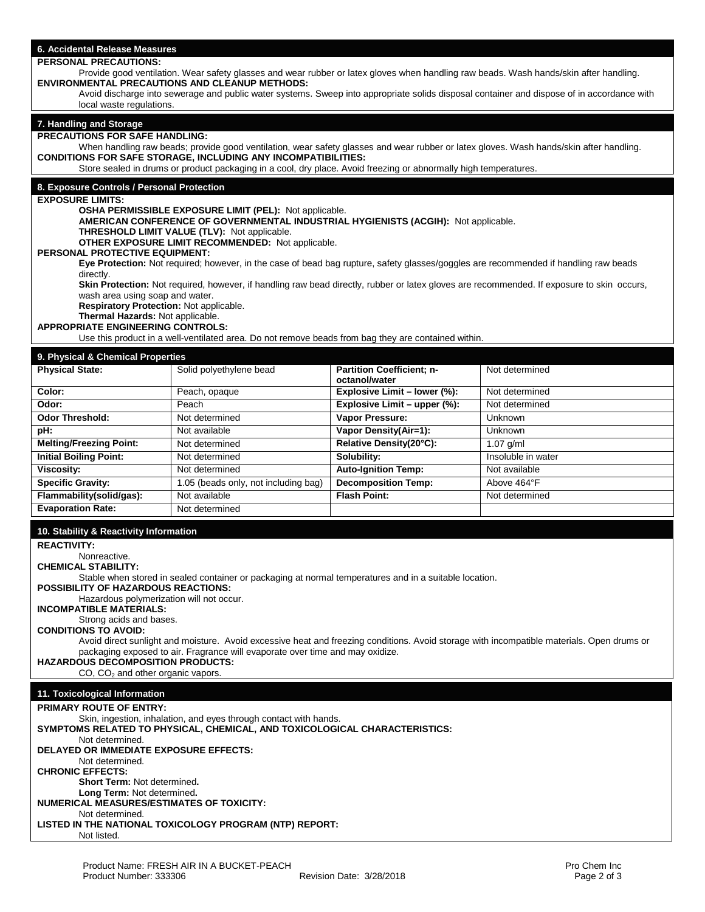## 6. Accidental Release Measures

**PERSONAL PRECAUTIONS:**

Provide good ventilation. Wear safety glasses and wear rubber or latex gloves when handling raw beads. Wash hands/skin after handling.

**ENVIRONMENTAL PRECAUTIONS AND CLEANUP METHODS:**

Avoid discharge into sewerage and public water systems. Sweep into appropriate solids disposal container and dispose of in accordance with local waste regulations.

## 7. Handling and Storage

**PRECAUTIONS FOR SAFE HANDLING:**

When handling raw beads; provide good ventilation, wear safety glasses and wear rubber or latex gloves. Wash hands/skin after handling.

**CONDITIONS FOR SAFE STORAGE, INCLUDING ANY INCOMPATIBILITIES:**

Store sealed in drums or product packaging in a cool, dry place. Avoid freezing or abnormally high temperatures.

## 8. Exposure Controls / Personal Protection

**EXPOSURE LIMITS:**

**OSHA PERMISSIBLE EXPOSURE LIMIT (PEL):** Not applicable.
**AMERICAN CONFERENCE OF GOVERNMENTAL INDUSTRIAL HYGIENISTS (ACGIH):** Not applicable.
**THRESHOLD LIMIT VALUE (TLV):** Not applicable.
**OTHER EXPOSURE LIMIT RECOMMENDED:** Not applicable.

**PERSONAL PROTECTIVE EQUIPMENT:**

**Eye Protection:** Not required; however, in the case of bead bag rupture, safety glasses/goggles are recommended if handling raw beads directly.
**Skin Protection:** Not required, however, if handling raw bead directly, rubber or latex gloves are recommended. If exposure to skin occurs, wash area using soap and water.
**Respiratory Protection:** Not applicable.
**Thermal Hazards:** Not applicable.

**APPROPRIATE ENGINEERING CONTROLS:**

Use this product in a well-ventilated area. Do not remove beads from bag they are contained within.

## 9. Physical & Chemical Properties

| | | | |
|---|---|---|---|
| **Physical State:** | Solid polyethylene bead | **Partition Coefficient; n-octanol/water** | Not determined |
| **Color:** | Peach, opaque | **Explosive Limit – lower (%):** | Not determined |
| **Odor:** | Peach | **Explosive Limit – upper (%):** | Not determined |
| **Odor Threshold:** | Not determined | **Vapor Pressure:** | Unknown |
| **pH:** | Not available | **Vapor Density(Air=1):** | Unknown |
| **Melting/Freezing Point:** | Not determined | **Relative Density(20°C):** | 1.07 g/ml |
| **Initial Boiling Point:** | Not determined | **Solubility:** | Insoluble in water |
| **Viscosity:** | Not determined | **Auto-Ignition Temp:** | Not available |
| **Specific Gravity:** | 1.05 (beads only, not including bag) | **Decomposition Temp:** | Above 464°F |
| **Flammability(solid/gas):** | Not available | **Flash Point:** | Not determined |
| **Evaporation Rate:** | Not determined | | |

## 10. Stability & Reactivity Information

**REACTIVITY:**

Nonreactive.

**CHEMICAL STABILITY:**

Stable when stored in sealed container or packaging at normal temperatures and in a suitable location.

**POSSIBILITY OF HAZARDOUS REACTIONS:**

Hazardous polymerization will not occur.

**INCOMPATIBLE MATERIALS:**

Strong acids and bases.

**CONDITIONS TO AVOID:**

Avoid direct sunlight and moisture. Avoid excessive heat and freezing conditions. Avoid storage with incompatible materials. Open drums or packaging exposed to air. Fragrance will evaporate over time and may oxidize.

**HAZARDOUS DECOMPOSITION PRODUCTS:**

CO, $CO_2$ and other organic vapors.

## 11. Toxicological Information

**PRIMARY ROUTE OF ENTRY:**

Skin, ingestion, inhalation, and eyes through contact with hands.

**SYMPTOMS RELATED TO PHYSICAL, CHEMICAL, AND TOXICOLOGICAL CHARACTERISTICS:**

Not determined.

**DELAYED OR IMMEDIATE EXPOSURE EFFECTS:**

Not determined.

**CHRONIC EFFECTS:**

**Short Term:** Not determined.
**Long Term:** Not determined.

**NUMERICAL MEASURES/ESTIMATES OF TOXICITY:**

Not determined.

**LISTED IN THE NATIONAL TOXICOLOGY PROGRAM (NTP) REPORT:**

Not listed.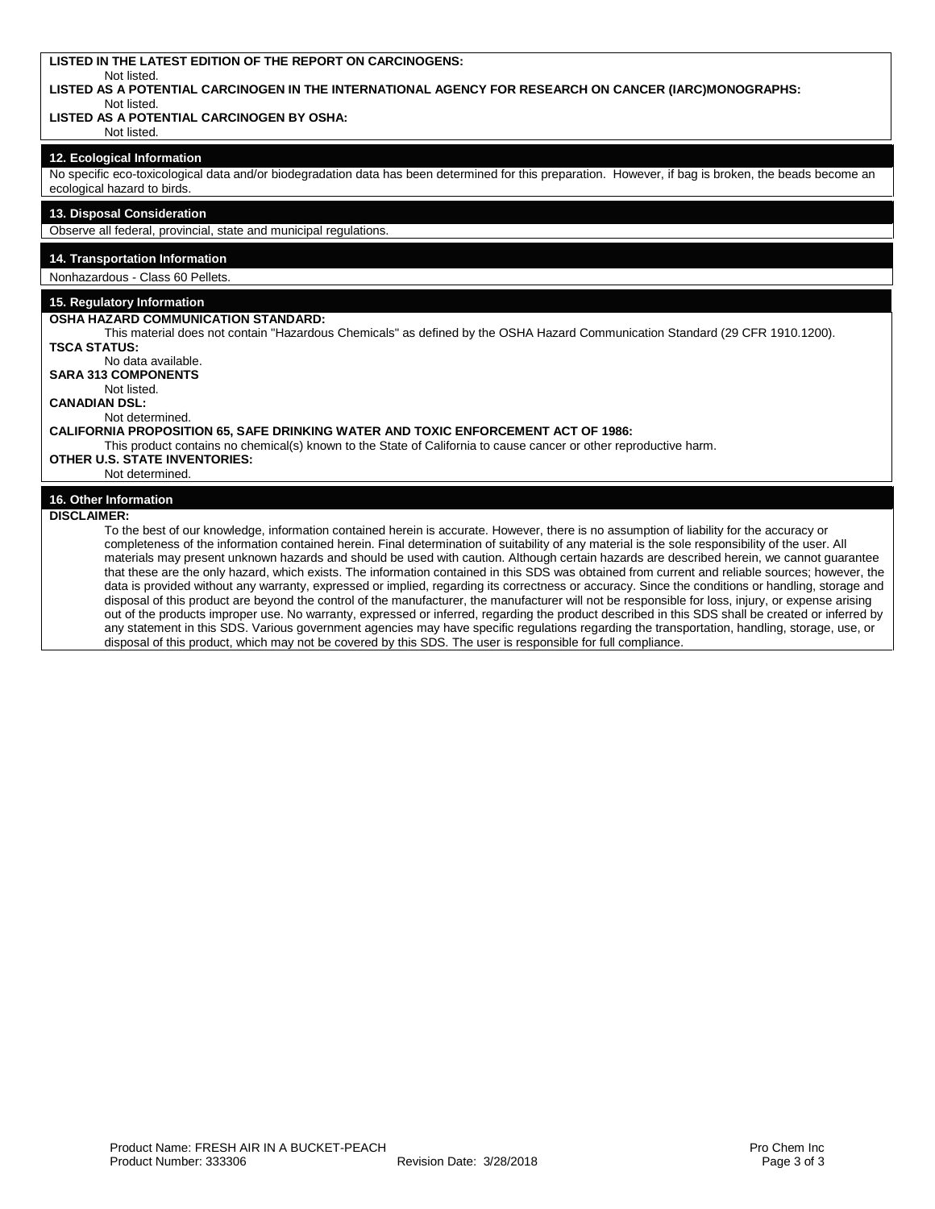**LISTED IN THE LATEST EDITION OF THE REPORT ON CARCINOGENS:**

Not listed.

**LISTED AS A POTENTIAL CARCINOGEN IN THE INTERNATIONAL AGENCY FOR RESEARCH ON CANCER (IARC)MONOGRAPHS:**

Not listed.

**LISTED AS A POTENTIAL CARCINOGEN BY OSHA:**

Not listed.

## 12. Ecological Information

No specific eco-toxicological data and/or biodegradation data has been determined for this preparation. However, if bag is broken, the beads become an ecological hazard to birds.

## 13. Disposal Consideration

Observe all federal, provincial, state and municipal regulations.

## 14. Transportation Information

Nonhazardous - Class 60 Pellets.

## 15. Regulatory Information

**OSHA HAZARD COMMUNICATION STANDARD:**

This material does not contain "Hazardous Chemicals" as defined by the OSHA Hazard Communication Standard (29 CFR 1910.1200).

**TSCA STATUS:**

No data available.

**SARA 313 COMPONENTS**

Not listed.

**CANADIAN DSL:**

Not determined.

**CALIFORNIA PROPOSITION 65, SAFE DRINKING WATER AND TOXIC ENFORCEMENT ACT OF 1986:**

This product contains no chemical(s) known to the State of California to cause cancer or other reproductive harm.

**OTHER U.S. STATE INVENTORIES:**

Not determined.

## 16. Other Information

**DISCLAIMER:**

To the best of our knowledge, information contained herein is accurate. However, there is no assumption of liability for the accuracy or completeness of the information contained herein. Final determination of suitability of any material is the sole responsibility of the user. All materials may present unknown hazards and should be used with caution. Although certain hazards are described herein, we cannot guarantee that these are the only hazard, which exists. The information contained in this SDS was obtained from current and reliable sources; however, the data is provided without any warranty, expressed or implied, regarding its correctness or accuracy. Since the conditions or handling, storage and disposal of this product are beyond the control of the manufacturer, the manufacturer will not be responsible for loss, injury, or expense arising out of the products improper use. No warranty, expressed or inferred, regarding the product described in this SDS shall be created or inferred by any statement in this SDS. Various government agencies may have specific regulations regarding the transportation, handling, storage, use, or disposal of this product, which may not be covered by this SDS. The user is responsible for full compliance.

Product Name: FRESH AIR IN A BUCKET-PEACH
Product Number: 333306
Revision Date: 3/28/2018
Pro Chem Inc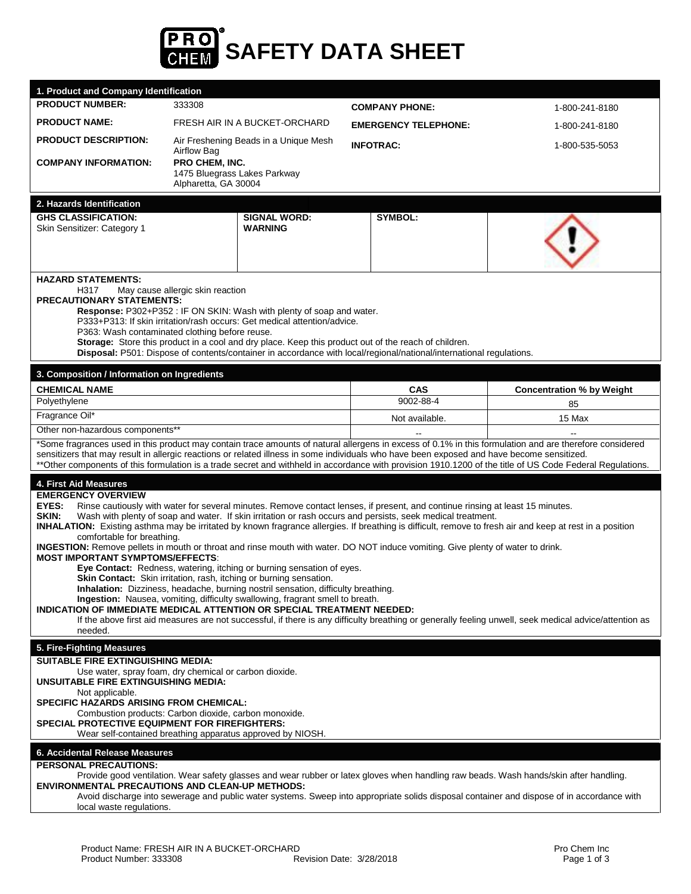# PRO CHEM SAFETY DATA SHEET

## 1. Product and Company Identification

| | | | |
|---|---|---|---|
| **PRODUCT NUMBER:** | 333308 | **COMPANY PHONE:** | 1-800-241-8180 |
| **PRODUCT NAME:** | FRESH AIR IN A BUCKET-ORCHARD | **EMERGENCY TELEPHONE:** | 1-800-241-8180 |
| **PRODUCT DESCRIPTION:** | Air Freshening Beads in a Unique Mesh Airflow Bag | **INFOTRAC:** | 1-800-535-5053 |
| **COMPANY INFORMATION:** | **PRO CHEM, INC.** 1475 Bluegrass Lakes Parkway Alpharetta, GA 30004 | | |

## 2. Hazards Identification

| | | |
|---|---|---|
| **GHS CLASSIFICATION:** Skin Sensitizer: Category 1 | **SIGNAL WORD:** **WARNING** | **SYMBOL:** |

**HAZARD STATEMENTS:**

H317 May cause allergic skin reaction

**PRECAUTIONARY STATEMENTS:**

**Response:** P302+P352 : IF ON SKIN: Wash with plenty of soap and water.
P333+P313: If skin irritation/rash occurs: Get medical attention/advice.
P363: Wash contaminated clothing before reuse.

**Storage:** Store this product in a cool and dry place. Keep this product out of the reach of children.

**Disposal:** P501: Dispose of contents/container in accordance with local/regional/national/international regulations.

## 3. Composition / Information on Ingredients

| CHEMICAL NAME | CAS | Concentration % by Weight |
|---|---|---|
| Polyethylene | 9002-88-4 | 85 |
| Fragrance Oil* | Not available. | 15 Max |
| Other non-hazardous components** | -- | -- |

*Some fragrances used in this product may contain trace amounts of natural allergens in excess of 0.1% in this formulation and are therefore considered sensitizers that may result in allergic reactions or related illness in some individuals who have been exposed and have become sensitized.
**Other components of this formulation is a trade secret and withheld in accordance with provision 1910.1200 of the title of US Code Federal Regulations.

## 4. First Aid Measures

**EMERGENCY OVERVIEW**

**EYES:** Rinse cautiously with water for several minutes. Remove contact lenses, if present, and continue rinsing at least 15 minutes.
**SKIN:** Wash with plenty of soap and water. If skin irritation or rash occurs and persists, seek medical treatment.
**INHALATION:** Existing asthma may be irritated by known fragrance allergies. If breathing is difficult, remove to fresh air and keep at rest in a position comfortable for breathing.
**INGESTION:** Remove pellets in mouth or throat and rinse mouth with water. DO NOT induce vomiting. Give plenty of water to drink.

**MOST IMPORTANT SYMPTOMS/EFFECTS**:

**Eye Contact:** Redness, watering, itching or burning sensation of eyes.
**Skin Contact:** Skin irritation, rash, itching or burning sensation.
**Inhalation:** Dizziness, headache, burning nostril sensation, difficulty breathing.
**Ingestion:** Nausea, vomiting, difficulty swallowing, fragrant smell to breath.

**INDICATION OF IMMEDIATE MEDICAL ATTENTION OR SPECIAL TREATMENT NEEDED:**

If the above first aid measures are not successful, if there is any difficulty breathing or generally feeling unwell, seek medical advice/attention as needed.

## 5. Fire-Fighting Measures

**SUITABLE FIRE EXTINGUISHING MEDIA:**
Use water, spray foam, dry chemical or carbon dioxide.

**UNSUITABLE FIRE EXTINGUISHING MEDIA:**
Not applicable.

**SPECIFIC HAZARDS ARISING FROM CHEMICAL:**
Combustion products: Carbon dioxide, carbon monoxide.

**SPECIAL PROTECTIVE EQUIPMENT FOR FIREFIGHTERS:**
Wear self-contained breathing apparatus approved by NIOSH.

## 6. Accidental Release Measures

**PERSONAL PRECAUTIONS:**
Provide good ventilation. Wear safety glasses and wear rubber or latex gloves when handling raw beads. Wash hands/skin after handling.

**ENVIRONMENTAL PRECAUTIONS AND CLEAN-UP METHODS:**
Avoid discharge into sewerage and public water systems. Sweep into appropriate solids disposal container and dispose of in accordance with local waste regulations.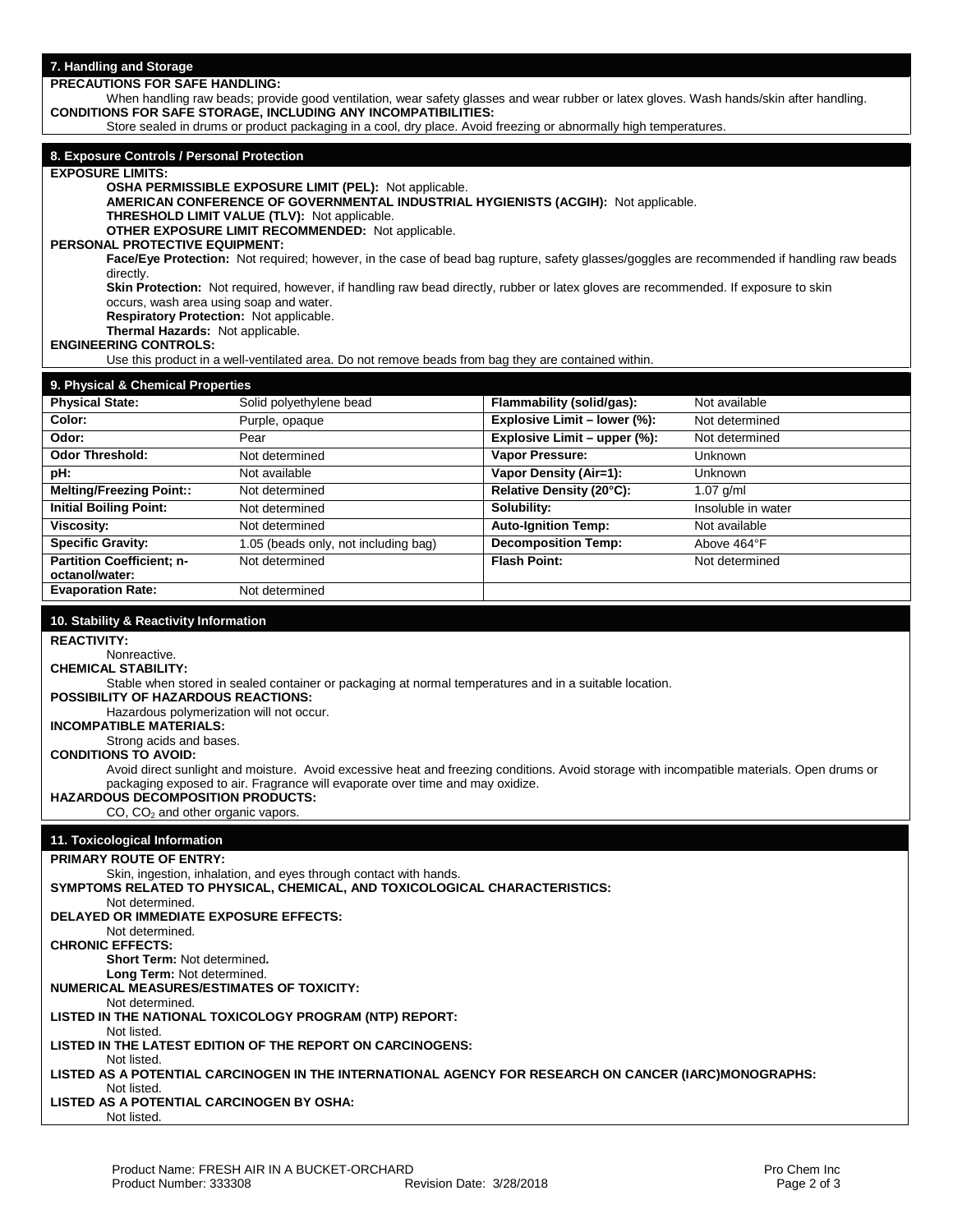## 7. Handling and Storage

**PRECAUTIONS FOR SAFE HANDLING:**

When handling raw beads; provide good ventilation, wear safety glasses and wear rubber or latex gloves. Wash hands/skin after handling.

**CONDITIONS FOR SAFE STORAGE, INCLUDING ANY INCOMPATIBILITIES:**

Store sealed in drums or product packaging in a cool, dry place. Avoid freezing or abnormally high temperatures.

## 8. Exposure Controls / Personal Protection

**EXPOSURE LIMITS:**

**OSHA PERMISSIBLE EXPOSURE LIMIT (PEL):** Not applicable.
**AMERICAN CONFERENCE OF GOVERNMENTAL INDUSTRIAL HYGIENISTS (ACGIH):** Not applicable.
**THRESHOLD LIMIT VALUE (TLV):** Not applicable.
**OTHER EXPOSURE LIMIT RECOMMENDED:** Not applicable.

**PERSONAL PROTECTIVE EQUIPMENT:**

**Face/Eye Protection:** Not required; however, in the case of bead bag rupture, safety glasses/goggles are recommended if handling raw beads directly.
**Skin Protection:** Not required, however, if handling raw bead directly, rubber or latex gloves are recommended. If exposure to skin occurs, wash area using soap and water.
**Respiratory Protection:** Not applicable.
**Thermal Hazards:** Not applicable.

**ENGINEERING CONTROLS:**

Use this product in a well-ventilated area. Do not remove beads from bag they are contained within.

## 9. Physical & Chemical Properties

| | | | |
|---|---|---|---|
| **Physical State:** | Solid polyethylene bead | **Flammability (solid/gas):** | Not available |
| **Color:** | Purple, opaque | **Explosive Limit – lower (%):** | Not determined |
| **Odor:** | Pear | **Explosive Limit – upper (%):** | Not determined |
| **Odor Threshold:** | Not determined | **Vapor Pressure:** | Unknown |
| **pH:** | Not available | **Vapor Density (Air=1):** | Unknown |
| **Melting/Freezing Point::** | Not determined | **Relative Density (20°C):** | 1.07 g/ml |
| **Initial Boiling Point:** | Not determined | **Solubility:** | Insoluble in water |
| **Viscosity:** | Not determined | **Auto-Ignition Temp:** | Not available |
| **Specific Gravity:** | 1.05 (beads only, not including bag) | **Decomposition Temp:** | Above 464°F |
| **Partition Coefficient; n-octanol/water:** | Not determined | **Flash Point:** | Not determined |
| **Evaporation Rate:** | Not determined | | |

## 10. Stability & Reactivity Information

**REACTIVITY:**

Nonreactive.

**CHEMICAL STABILITY:**

Stable when stored in sealed container or packaging at normal temperatures and in a suitable location.

**POSSIBILITY OF HAZARDOUS REACTIONS:**

Hazardous polymerization will not occur.

**INCOMPATIBLE MATERIALS:**

Strong acids and bases.

**CONDITIONS TO AVOID:**

Avoid direct sunlight and moisture. Avoid excessive heat and freezing conditions. Avoid storage with incompatible materials. Open drums or packaging exposed to air. Fragrance will evaporate over time and may oxidize.

**HAZARDOUS DECOMPOSITION PRODUCTS:**

CO, $CO_2$ and other organic vapors.

## 11. Toxicological Information

**PRIMARY ROUTE OF ENTRY:**

Skin, ingestion, inhalation, and eyes through contact with hands.

**SYMPTOMS RELATED TO PHYSICAL, CHEMICAL, AND TOXICOLOGICAL CHARACTERISTICS:**

Not determined.

**DELAYED OR IMMEDIATE EXPOSURE EFFECTS:**

Not determined.

**CHRONIC EFFECTS:**

**Short Term:** Not determined**.**
**Long Term:** Not determined.

**NUMERICAL MEASURES/ESTIMATES OF TOXICITY:**

Not determined.

**LISTED IN THE NATIONAL TOXICOLOGY PROGRAM (NTP) REPORT:**

Not listed.

**LISTED IN THE LATEST EDITION OF THE REPORT ON CARCINOGENS:**

Not listed.

**LISTED AS A POTENTIAL CARCINOGEN IN THE INTERNATIONAL AGENCY FOR RESEARCH ON CANCER (IARC)MONOGRAPHS:**

Not listed.

**LISTED AS A POTENTIAL CARCINOGEN BY OSHA:**

Not listed.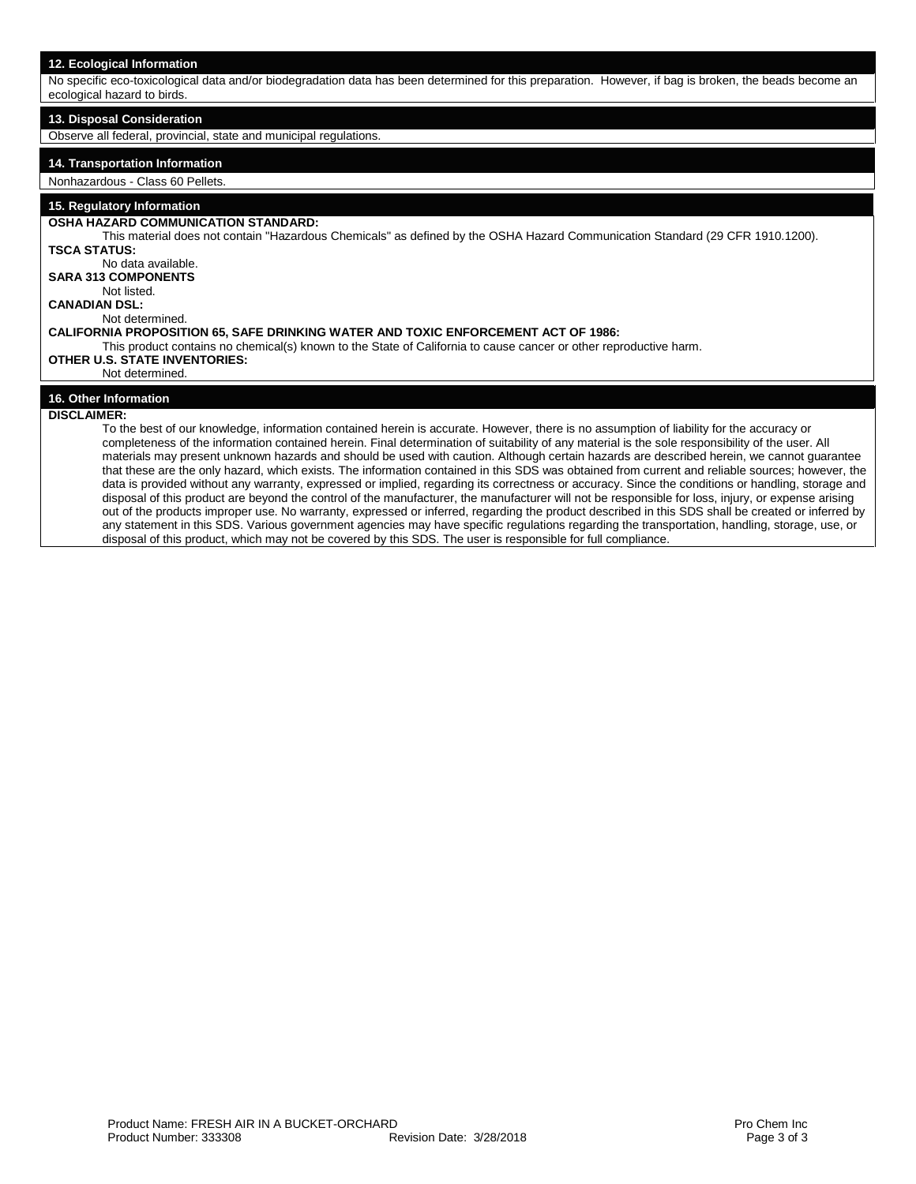## 12. Ecological Information

No specific eco-toxicological data and/or biodegradation data has been determined for this preparation. However, if bag is broken, the beads become an ecological hazard to birds.

## 13. Disposal Consideration

Observe all federal, provincial, state and municipal regulations.

## 14. Transportation Information

Nonhazardous - Class 60 Pellets.

## 15. Regulatory Information

**OSHA HAZARD COMMUNICATION STANDARD:**

This material does not contain "Hazardous Chemicals" as defined by the OSHA Hazard Communication Standard (29 CFR 1910.1200).

**TSCA STATUS:**

No data available.

**SARA 313 COMPONENTS**

Not listed.

**CANADIAN DSL:**

Not determined.

**CALIFORNIA PROPOSITION 65, SAFE DRINKING WATER AND TOXIC ENFORCEMENT ACT OF 1986:**

This product contains no chemical(s) known to the State of California to cause cancer or other reproductive harm.

**OTHER U.S. STATE INVENTORIES:**

Not determined.

## 16. Other Information

**DISCLAIMER:**

To the best of our knowledge, information contained herein is accurate. However, there is no assumption of liability for the accuracy or completeness of the information contained herein. Final determination of suitability of any material is the sole responsibility of the user. All materials may present unknown hazards and should be used with caution. Although certain hazards are described herein, we cannot guarantee that these are the only hazard, which exists. The information contained in this SDS was obtained from current and reliable sources; however, the data is provided without any warranty, expressed or implied, regarding its correctness or accuracy. Since the conditions or handling, storage and disposal of this product are beyond the control of the manufacturer, the manufacturer will not be responsible for loss, injury, or expense arising out of the products improper use. No warranty, expressed or inferred, regarding the product described in this SDS shall be created or inferred by any statement in this SDS. Various government agencies may have specific regulations regarding the transportation, handling, storage, use, or disposal of this product, which may not be covered by this SDS. The user is responsible for full compliance.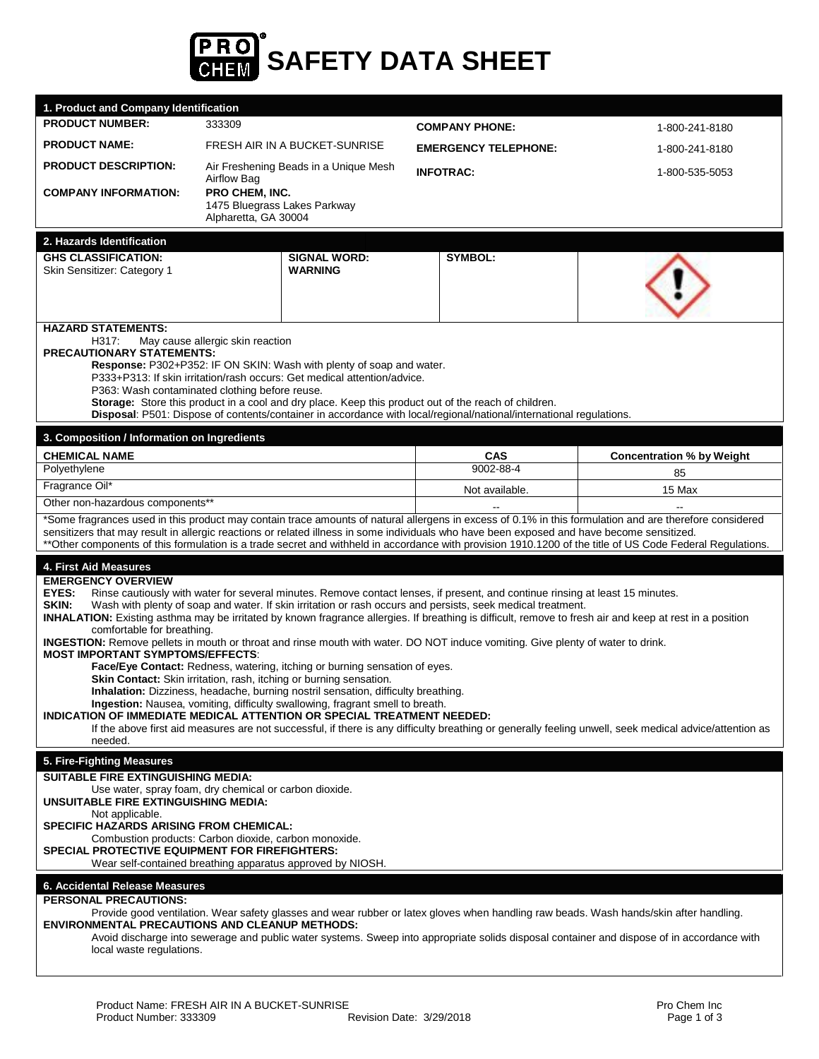# PRO CHEM SAFETY DATA SHEET

## 1. Product and Company Identification

| | | | |
|---|---|---|---|
| **PRODUCT NUMBER:** | 333309 | **COMPANY PHONE:** | 1-800-241-8180 |
| **PRODUCT NAME:** | FRESH AIR IN A BUCKET-SUNRISE | **EMERGENCY TELEPHONE:** | 1-800-241-8180 |
| **PRODUCT DESCRIPTION:** | Air Freshening Beads in a Unique Mesh Airflow Bag | **INFOTRAC:** | 1-800-535-5053 |
| **COMPANY INFORMATION:** | **PRO CHEM, INC.** 1475 Bluegrass Lakes Parkway Alpharetta, GA 30004 | | |

## 2. Hazards Identification

| | | | |
|---|---|---|---|
| **GHS CLASSIFICATION:** Skin Sensitizer: Category 1 | **SIGNAL WORD:** **WARNING** | **SYMBOL:** | |

**HAZARD STATEMENTS:**

H317: May cause allergic skin reaction

**PRECAUTIONARY STATEMENTS:**

**Response:** P302+P352: IF ON SKIN: Wash with plenty of soap and water.

P333+P313: If skin irritation/rash occurs: Get medical attention/advice.

P363: Wash contaminated clothing before reuse.

**Storage:** Store this product in a cool and dry place. Keep this product out of the reach of children.

**Disposal**: P501: Dispose of contents/container in accordance with local/regional/national/international regulations.

## 3. Composition / Information on Ingredients

| CHEMICAL NAME | CAS | Concentration % by Weight |
|---|---|---|
| Polyethylene | 9002-88-4 | 85 |
| Fragrance Oil* | Not available. | 15 Max |
| Other non-hazardous components** | -- | -- |

*Some fragrances used in this product may contain trace amounts of natural allergens in excess of 0.1% in this formulation and are therefore considered sensitizers that may result in allergic reactions or related illness in some individuals who have been exposed and have become sensitized.

**Other components of this formulation is a trade secret and withheld in accordance with provision 1910.1200 of the title of US Code Federal Regulations.

## 4. First Aid Measures

**EMERGENCY OVERVIEW**

**EYES:** Rinse cautiously with water for several minutes. Remove contact lenses, if present, and continue rinsing at least 15 minutes.

**SKIN:** Wash with plenty of soap and water. If skin irritation or rash occurs and persists, seek medical treatment.

**INHALATION:** Existing asthma may be irritated by known fragrance allergies. If breathing is difficult, remove to fresh air and keep at rest in a position comfortable for breathing.

**INGESTION:** Remove pellets in mouth or throat and rinse mouth with water. DO NOT induce vomiting. Give plenty of water to drink.

**MOST IMPORTANT SYMPTOMS/EFFECTS**:

**Face/Eye Contact:** Redness, watering, itching or burning sensation of eyes.

**Skin Contact:** Skin irritation, rash, itching or burning sensation.

**Inhalation:** Dizziness, headache, burning nostril sensation, difficulty breathing.

**Ingestion:** Nausea, vomiting, difficulty swallowing, fragrant smell to breath.

**INDICATION OF IMMEDIATE MEDICAL ATTENTION OR SPECIAL TREATMENT NEEDED:**

If the above first aid measures are not successful, if there is any difficulty breathing or generally feeling unwell, seek medical advice/attention as needed.

## 5. Fire-Fighting Measures

**SUITABLE FIRE EXTINGUISHING MEDIA:**

Use water, spray foam, dry chemical or carbon dioxide.

**UNSUITABLE FIRE EXTINGUISHING MEDIA:**

Not applicable.

**SPECIFIC HAZARDS ARISING FROM CHEMICAL:**

Combustion products: Carbon dioxide, carbon monoxide.

**SPECIAL PROTECTIVE EQUIPMENT FOR FIREFIGHTERS:**

Wear self-contained breathing apparatus approved by NIOSH.

## 6. Accidental Release Measures

**PERSONAL PRECAUTIONS:**

Provide good ventilation. Wear safety glasses and wear rubber or latex gloves when handling raw beads. Wash hands/skin after handling.

**ENVIRONMENTAL PRECAUTIONS AND CLEANUP METHODS:**

Avoid discharge into sewerage and public water systems. Sweep into appropriate solids disposal container and dispose of in accordance with local waste regulations.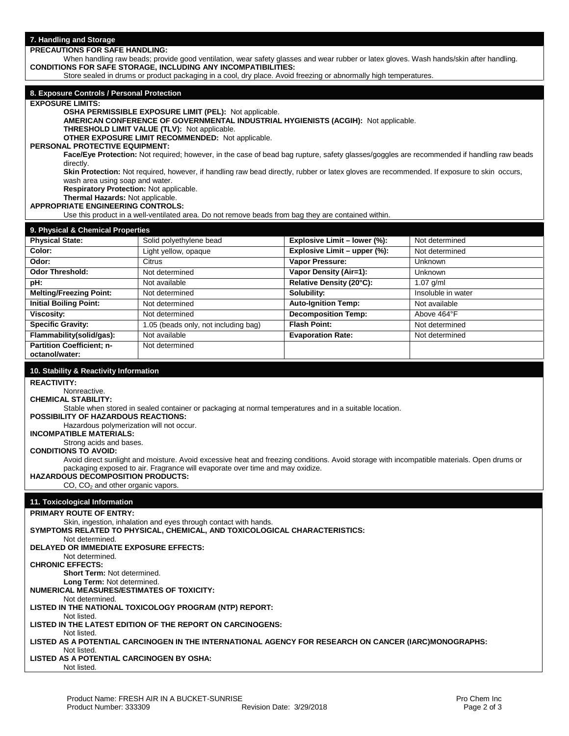## 7. Handling and Storage

**PRECAUTIONS FOR SAFE HANDLING:**

When handling raw beads; provide good ventilation, wear safety glasses and wear rubber or latex gloves. Wash hands/skin after handling.

**CONDITIONS FOR SAFE STORAGE, INCLUDING ANY INCOMPATIBILITIES:**

Store sealed in drums or product packaging in a cool, dry place. Avoid freezing or abnormally high temperatures.

## 8. Exposure Controls / Personal Protection

**EXPOSURE LIMITS:**

**OSHA PERMISSIBLE EXPOSURE LIMIT (PEL):** Not applicable.
**AMERICAN CONFERENCE OF GOVERNMENTAL INDUSTRIAL HYGIENISTS (ACGIH):** Not applicable.
**THRESHOLD LIMIT VALUE (TLV):** Not applicable.
**OTHER EXPOSURE LIMIT RECOMMENDED:** Not applicable.

**PERSONAL PROTECTIVE EQUIPMENT:**

**Face/Eye Protection:** Not required; however, in the case of bead bag rupture, safety glasses/goggles are recommended if handling raw beads directly.
**Skin Protection:** Not required, however, if handling raw bead directly, rubber or latex gloves are recommended. If exposure to skin occurs, wash area using soap and water.
**Respiratory Protection:** Not applicable.
**Thermal Hazards:** Not applicable.

**APPROPRIATE ENGINEERING CONTROLS:**

Use this product in a well-ventilated area. Do not remove beads from bag they are contained within.

## 9. Physical & Chemical Properties

| | | | |
|---|---|---|---|
| **Physical State:** | Solid polyethylene bead | **Explosive Limit – lower (%):** | Not determined |
| **Color:** | Light yellow, opaque | **Explosive Limit – upper (%):** | Not determined |
| **Odor:** | Citrus | **Vapor Pressure:** | Unknown |
| **Odor Threshold:** | Not determined | **Vapor Density (Air=1):** | Unknown |
| **pH:** | Not available | **Relative Density (20°C):** | 1.07 g/ml |
| **Melting/Freezing Point:** | Not determined | **Solubility:** | Insoluble in water |
| **Initial Boiling Point:** | Not determined | **Auto-Ignition Temp:** | Not available |
| **Viscosity:** | Not determined | **Decomposition Temp:** | Above 464°F |
| **Specific Gravity:** | 1.05 (beads only, not including bag) | **Flash Point:** | Not determined |
| **Flammability(solid/gas):** | Not available | **Evaporation Rate:** | Not determined |
| **Partition Coefficient; n-octanol/water:** | Not determined | | |

## 10. Stability & Reactivity Information

**REACTIVITY:**

Nonreactive.

**CHEMICAL STABILITY:**

Stable when stored in sealed container or packaging at normal temperatures and in a suitable location.

**POSSIBILITY OF HAZARDOUS REACTIONS:**

Hazardous polymerization will not occur.

**INCOMPATIBLE MATERIALS:**

Strong acids and bases.

**CONDITIONS TO AVOID:**

Avoid direct sunlight and moisture. Avoid excessive heat and freezing conditions. Avoid storage with incompatible materials. Open drums or packaging exposed to air. Fragrance will evaporate over time and may oxidize.

**HAZARDOUS DECOMPOSITION PRODUCTS:**

CO, $CO_2$ and other organic vapors.

## 11. Toxicological Information

**PRIMARY ROUTE OF ENTRY:**

Skin, ingestion, inhalation and eyes through contact with hands.

**SYMPTOMS RELATED TO PHYSICAL, CHEMICAL, AND TOXICOLOGICAL CHARACTERISTICS:**

Not determined.

**DELAYED OR IMMEDIATE EXPOSURE EFFECTS:**

Not determined.

**CHRONIC EFFECTS:**

**Short Term:** Not determined.
**Long Term:** Not determined.

**NUMERICAL MEASURES/ESTIMATES OF TOXICITY:**

Not determined.

**LISTED IN THE NATIONAL TOXICOLOGY PROGRAM (NTP) REPORT:**

Not listed.

**LISTED IN THE LATEST EDITION OF THE REPORT ON CARCINOGENS:**

Not listed.

**LISTED AS A POTENTIAL CARCINOGEN IN THE INTERNATIONAL AGENCY FOR RESEARCH ON CANCER (IARC)MONOGRAPHS:**

Not listed.

**LISTED AS A POTENTIAL CARCINOGEN BY OSHA:**

Not listed.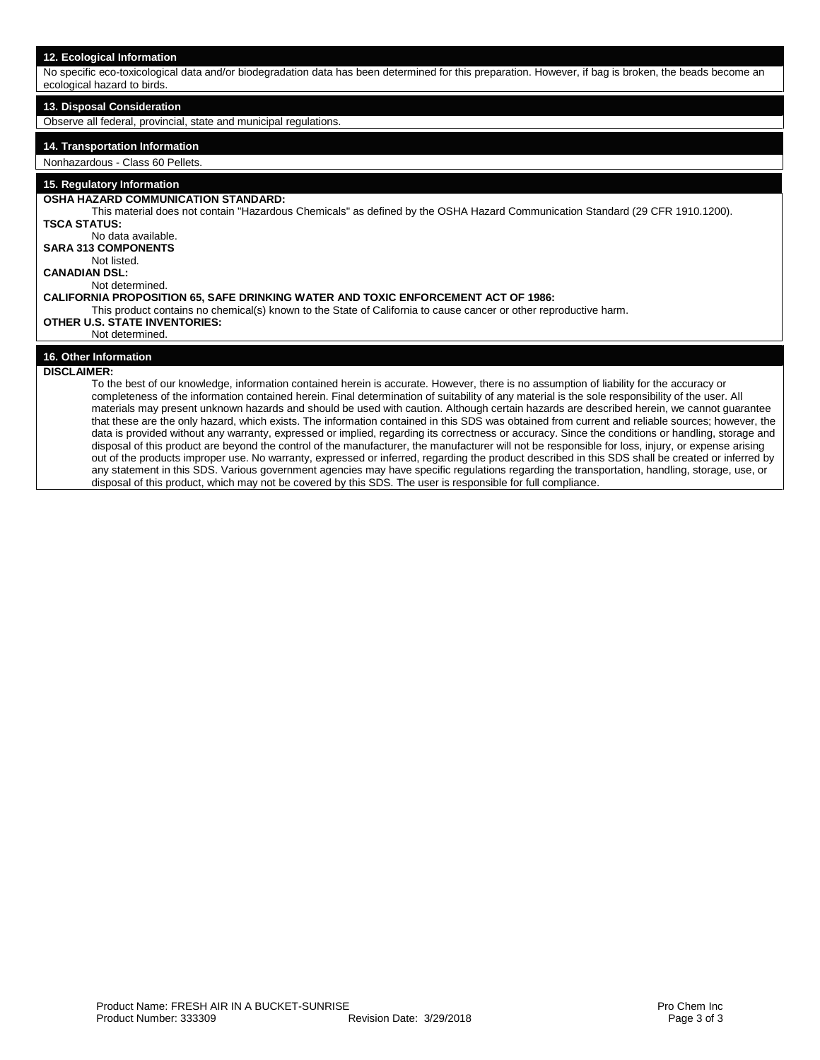## 12. Ecological Information

No specific eco-toxicological data and/or biodegradation data has been determined for this preparation. However, if bag is broken, the beads become an ecological hazard to birds.

## 13. Disposal Consideration

Observe all federal, provincial, state and municipal regulations.

## 14. Transportation Information

Nonhazardous - Class 60 Pellets.

## 15. Regulatory Information

**OSHA HAZARD COMMUNICATION STANDARD:**

This material does not contain "Hazardous Chemicals" as defined by the OSHA Hazard Communication Standard (29 CFR 1910.1200).

**TSCA STATUS:**

No data available.

**SARA 313 COMPONENTS**

Not listed.

**CANADIAN DSL:**

Not determined.

**CALIFORNIA PROPOSITION 65, SAFE DRINKING WATER AND TOXIC ENFORCEMENT ACT OF 1986:**

This product contains no chemical(s) known to the State of California to cause cancer or other reproductive harm.

**OTHER U.S. STATE INVENTORIES:**

Not determined.

## 16. Other Information

**DISCLAIMER:**

To the best of our knowledge, information contained herein is accurate. However, there is no assumption of liability for the accuracy or completeness of the information contained herein. Final determination of suitability of any material is the sole responsibility of the user. All materials may present unknown hazards and should be used with caution. Although certain hazards are described herein, we cannot guarantee that these are the only hazard, which exists. The information contained in this SDS was obtained from current and reliable sources; however, the data is provided without any warranty, expressed or implied, regarding its correctness or accuracy. Since the conditions or handling, storage and disposal of this product are beyond the control of the manufacturer, the manufacturer will not be responsible for loss, injury, or expense arising out of the products improper use. No warranty, expressed or inferred, regarding the product described in this SDS shall be created or inferred by any statement in this SDS. Various government agencies may have specific regulations regarding the transportation, handling, storage, use, or disposal of this product, which may not be covered by this SDS. The user is responsible for full compliance.